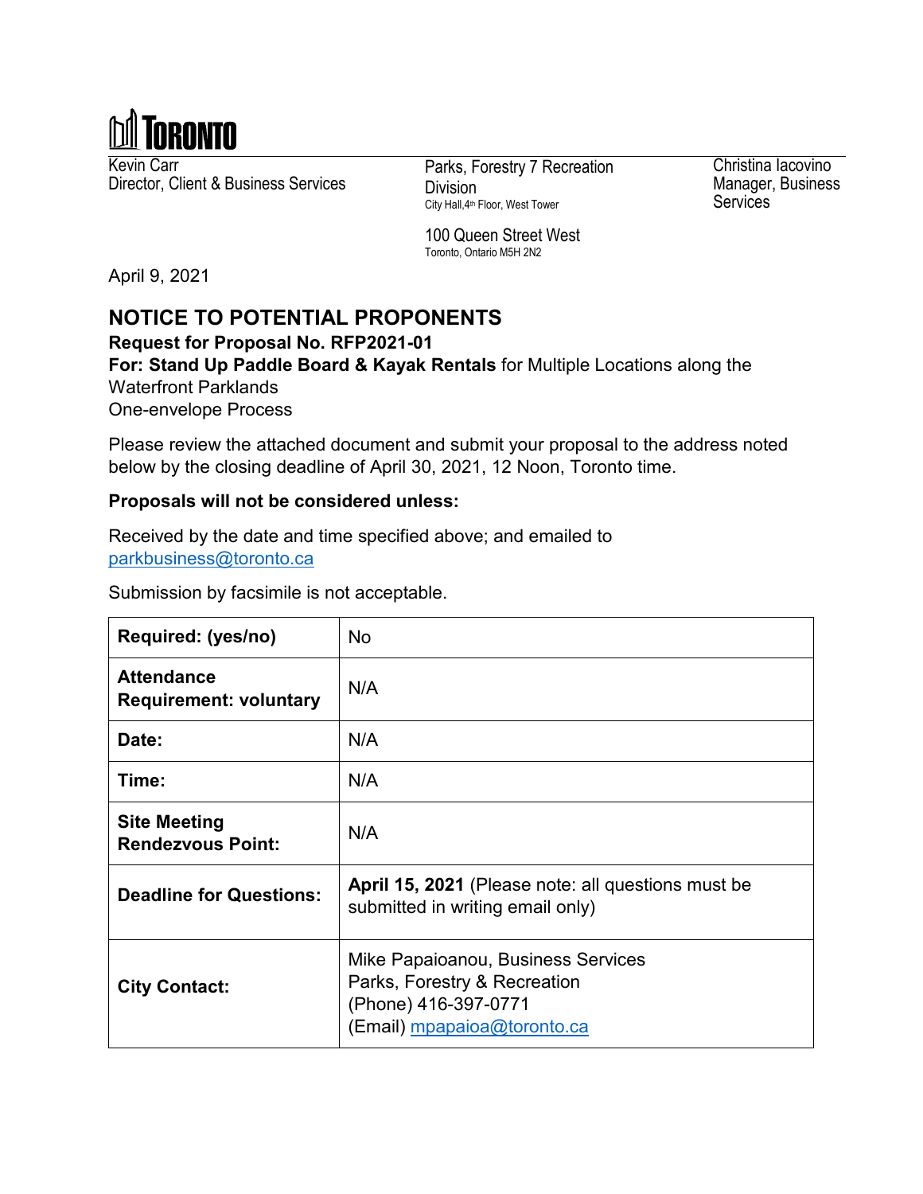TORONTO

Kevin Carr
Director, Client & Business Services

Parks, Forestry 7 Recreation Division
City Hall,4th Floor, West Tower

100 Queen Street West
Toronto, Ontario M5H 2N2

Christina Iacovino
Manager, Business Services

April 9, 2021

## NOTICE TO POTENTIAL PROPONENTS

**Request for Proposal No. RFP2021-01**
**For: Stand Up Paddle Board & Kayak Rentals** for Multiple Locations along the Waterfront Parklands
One-envelope Process

Please review the attached document and submit your proposal to the address noted below by the closing deadline of April 30, 2021, 12 Noon, Toronto time.

**Proposals will not be considered unless:**

Received by the date and time specified above; and emailed to parkbusiness@toronto.ca

Submission by facsimile is not acceptable.

| **Required: (yes/no)** | No |
|---|---|
| **Attendance Requirement: voluntary** | N/A |
| **Date:** | N/A |
| **Time:** | N/A |
| **Site Meeting Rendezvous Point:** | N/A |
| **Deadline for Questions:** | **April 15, 2021** (Please note: all questions must be submitted in writing email only) |
| **City Contact:** | Mike Papaioanou, Business Services<br>Parks, Forestry & Recreation<br>(Phone) 416-397-0771<br>(Email) mpapaioa@toronto.ca |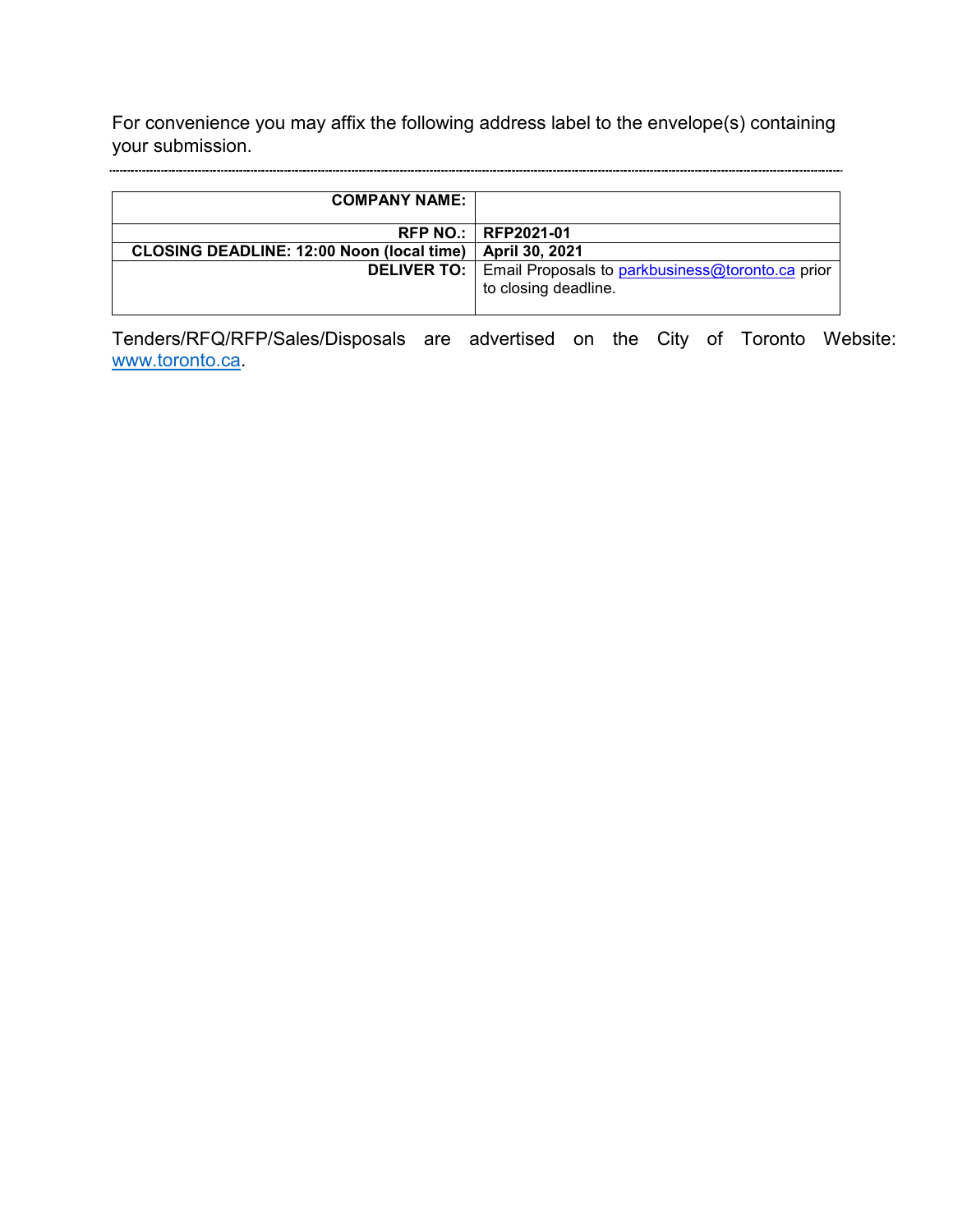For convenience you may affix the following address label to the envelope(s) containing your submission.

---

| **COMPANY NAME:** | |
|---:|---|
| **RFP NO.:** | **RFP2021-01** |
| **CLOSING DEADLINE: 12:00 Noon (local time)** | **April 30, 2021** |
| **DELIVER TO:** | Email Proposals to parkbusiness@toronto.ca prior to closing deadline. |

Tenders/RFQ/RFP/Sales/Disposals are advertised on the City of Toronto Website: www.toronto.ca.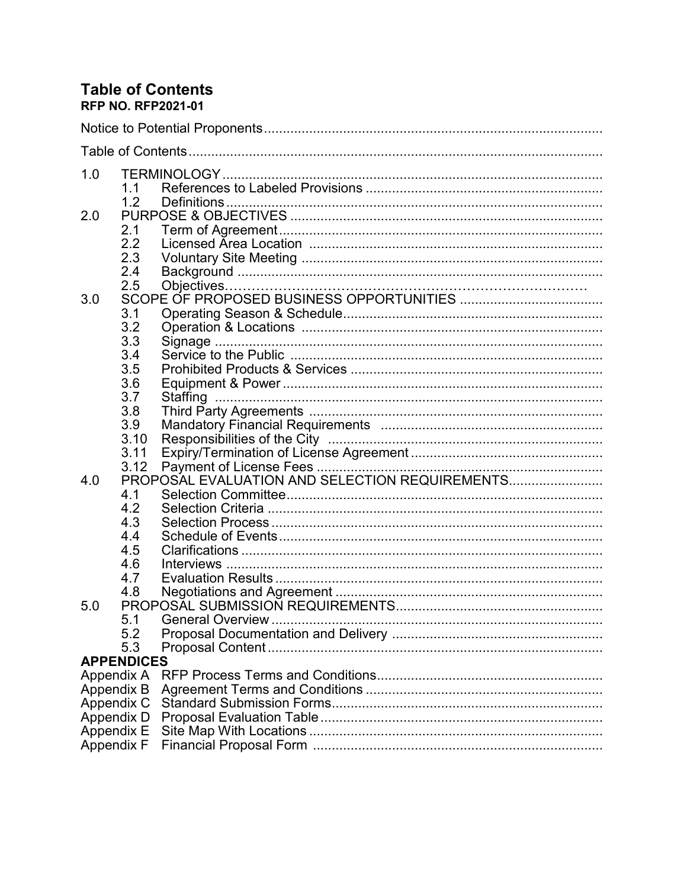## Table of Contents

**RFP NO. RFP2021-01**

Notice to Potential Proponents

Table of Contents

1.0 TERMINOLOGY
- 1.1 References to Labeled Provisions
- 1.2 Definitions

2.0 PURPOSE & OBJECTIVES
- 2.1 Term of Agreement
- 2.2 Licensed Area Location
- 2.3 Voluntary Site Meeting
- 2.4 Background
- 2.5 Objectives

3.0 SCOPE OF PROPOSED BUSINESS OPPORTUNITIES
- 3.1 Operating Season & Schedule
- 3.2 Operation & Locations
- 3.3 Signage
- 3.4 Service to the Public
- 3.5 Prohibited Products & Services
- 3.6 Equipment & Power
- 3.7 Staffing
- 3.8 Third Party Agreements
- 3.9 Mandatory Financial Requirements
- 3.10 Responsibilities of the City
- 3.11 Expiry/Termination of License Agreement
- 3.12 Payment of License Fees

4.0 PROPOSAL EVALUATION AND SELECTION REQUIREMENTS
- 4.1 Selection Committee
- 4.2 Selection Criteria
- 4.3 Selection Process
- 4.4 Schedule of Events
- 4.5 Clarifications
- 4.6 Interviews
- 4.7 Evaluation Results
- 4.8 Negotiations and Agreement

5.0 PROPOSAL SUBMISSION REQUIREMENTS
- 5.1 General Overview
- 5.2 Proposal Documentation and Delivery
- 5.3 Proposal Content

**APPENDICES**

- Appendix A RFP Process Terms and Conditions
- Appendix B Agreement Terms and Conditions
- Appendix C Standard Submission Forms
- Appendix D Proposal Evaluation Table
- Appendix E Site Map With Locations
- Appendix F Financial Proposal Form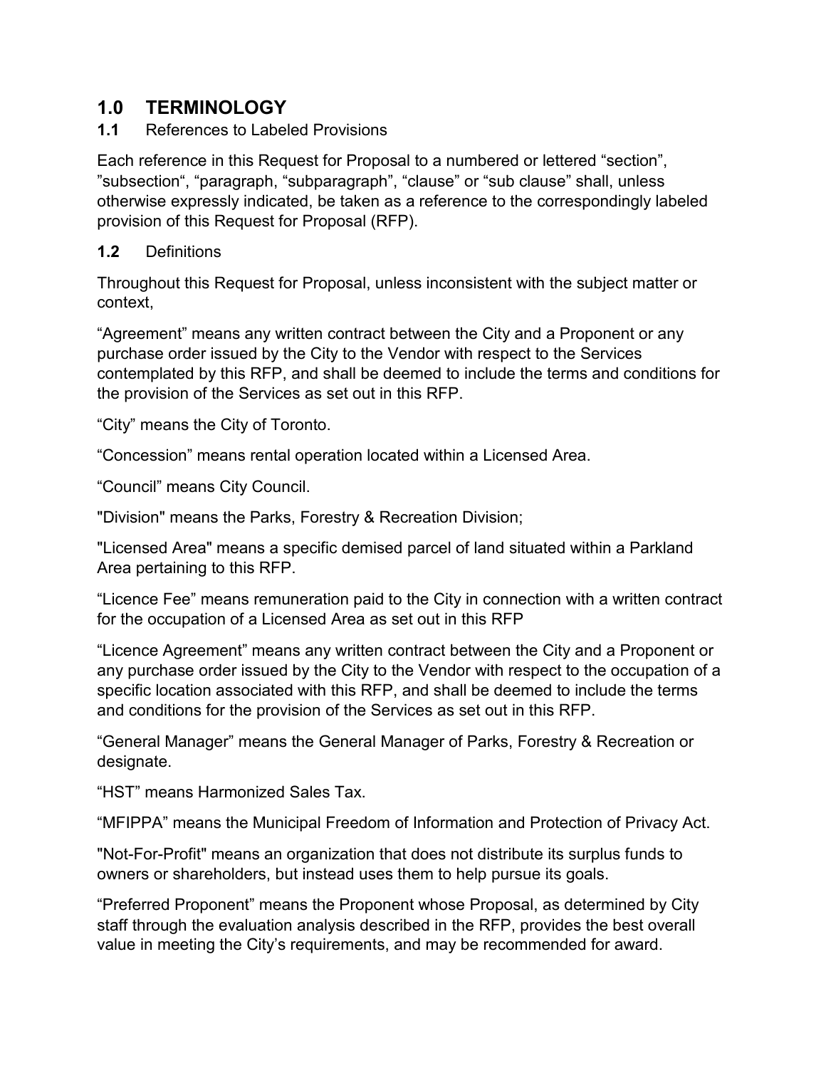## 1.0 TERMINOLOGY

**1.1** References to Labeled Provisions

Each reference in this Request for Proposal to a numbered or lettered “section”, ”subsection“, “paragraph, “subparagraph”, “clause” or “sub clause” shall, unless otherwise expressly indicated, be taken as a reference to the correspondingly labeled provision of this Request for Proposal (RFP).

**1.2** Definitions

Throughout this Request for Proposal, unless inconsistent with the subject matter or context,

“Agreement” means any written contract between the City and a Proponent or any purchase order issued by the City to the Vendor with respect to the Services contemplated by this RFP, and shall be deemed to include the terms and conditions for the provision of the Services as set out in this RFP.

“City” means the City of Toronto.

“Concession” means rental operation located within a Licensed Area.

“Council” means City Council.

"Division" means the Parks, Forestry & Recreation Division;

"Licensed Area" means a specific demised parcel of land situated within a Parkland Area pertaining to this RFP.

“Licence Fee” means remuneration paid to the City in connection with a written contract for the occupation of a Licensed Area as set out in this RFP

“Licence Agreement” means any written contract between the City and a Proponent or any purchase order issued by the City to the Vendor with respect to the occupation of a specific location associated with this RFP, and shall be deemed to include the terms and conditions for the provision of the Services as set out in this RFP.

“General Manager” means the General Manager of Parks, Forestry & Recreation or designate.

“HST” means Harmonized Sales Tax.

“MFIPPA” means the Municipal Freedom of Information and Protection of Privacy Act.

"Not-For-Profit" means an organization that does not distribute its surplus funds to owners or shareholders, but instead uses them to help pursue its goals.

“Preferred Proponent” means the Proponent whose Proposal, as determined by City staff through the evaluation analysis described in the RFP, provides the best overall value in meeting the City’s requirements, and may be recommended for award.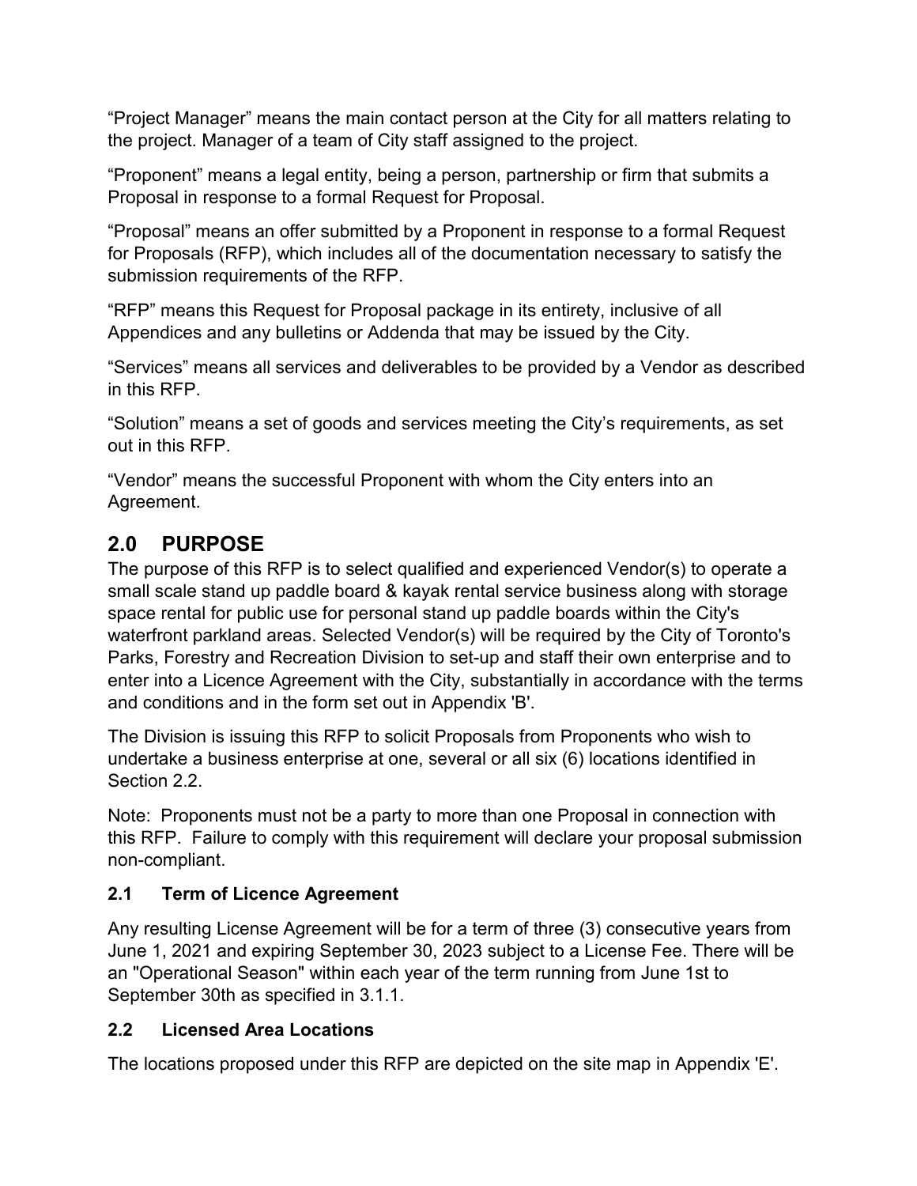"Project Manager" means the main contact person at the City for all matters relating to the project. Manager of a team of City staff assigned to the project.

"Proponent" means a legal entity, being a person, partnership or firm that submits a Proposal in response to a formal Request for Proposal.

"Proposal" means an offer submitted by a Proponent in response to a formal Request for Proposals (RFP), which includes all of the documentation necessary to satisfy the submission requirements of the RFP.

"RFP" means this Request for Proposal package in its entirety, inclusive of all Appendices and any bulletins or Addenda that may be issued by the City.

"Services" means all services and deliverables to be provided by a Vendor as described in this RFP.

"Solution" means a set of goods and services meeting the City's requirements, as set out in this RFP.

"Vendor" means the successful Proponent with whom the City enters into an Agreement.

## 2.0 PURPOSE

The purpose of this RFP is to select qualified and experienced Vendor(s) to operate a small scale stand up paddle board & kayak rental service business along with storage space rental for public use for personal stand up paddle boards within the City's waterfront parkland areas. Selected Vendor(s) will be required by the City of Toronto's Parks, Forestry and Recreation Division to set-up and staff their own enterprise and to enter into a Licence Agreement with the City, substantially in accordance with the terms and conditions and in the form set out in Appendix 'B'.

The Division is issuing this RFP to solicit Proposals from Proponents who wish to undertake a business enterprise at one, several or all six (6) locations identified in Section 2.2.

Note: Proponents must not be a party to more than one Proposal in connection with this RFP. Failure to comply with this requirement will declare your proposal submission non-compliant.

### 2.1 Term of Licence Agreement

Any resulting License Agreement will be for a term of three (3) consecutive years from June 1, 2021 and expiring September 30, 2023 subject to a License Fee. There will be an "Operational Season" within each year of the term running from June 1st to September 30th as specified in 3.1.1.

### 2.2 Licensed Area Locations

The locations proposed under this RFP are depicted on the site map in Appendix 'E'.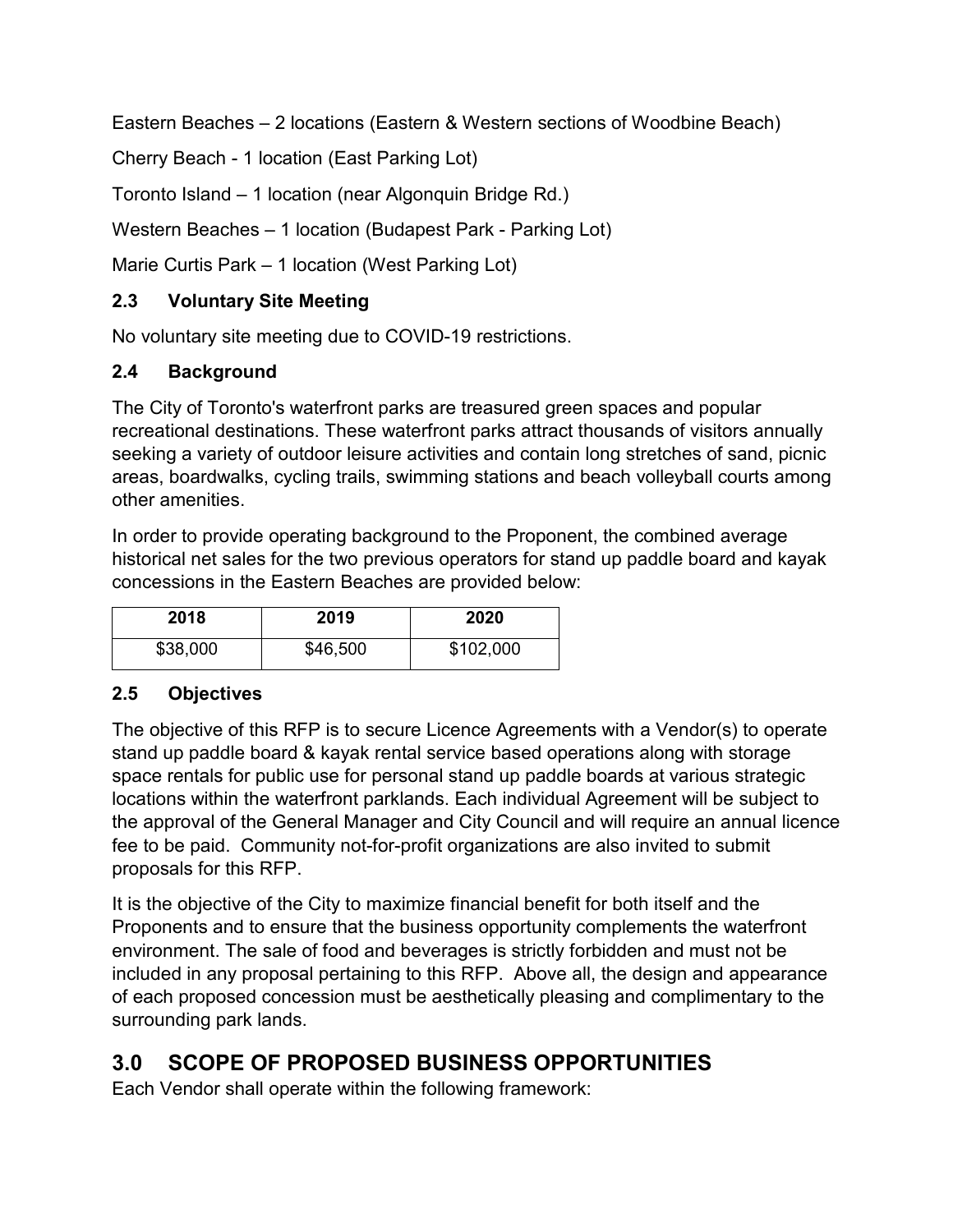Eastern Beaches – 2 locations (Eastern & Western sections of Woodbine Beach)

Cherry Beach - 1 location (East Parking Lot)

Toronto Island – 1 location (near Algonquin Bridge Rd.)

Western Beaches – 1 location (Budapest Park - Parking Lot)

Marie Curtis Park – 1 location (West Parking Lot)

### 2.3 Voluntary Site Meeting

No voluntary site meeting due to COVID-19 restrictions.

### 2.4 Background

The City of Toronto's waterfront parks are treasured green spaces and popular recreational destinations. These waterfront parks attract thousands of visitors annually seeking a variety of outdoor leisure activities and contain long stretches of sand, picnic areas, boardwalks, cycling trails, swimming stations and beach volleyball courts among other amenities.

In order to provide operating background to the Proponent, the combined average historical net sales for the two previous operators for stand up paddle board and kayak concessions in the Eastern Beaches are provided below:

| 2018 | 2019 | 2020 |
|---|---|---|
| $38,000 | $46,500 | $102,000 |

### 2.5 Objectives

The objective of this RFP is to secure Licence Agreements with a Vendor(s) to operate stand up paddle board & kayak rental service based operations along with storage space rentals for public use for personal stand up paddle boards at various strategic locations within the waterfront parklands. Each individual Agreement will be subject to the approval of the General Manager and City Council and will require an annual licence fee to be paid. Community not-for-profit organizations are also invited to submit proposals for this RFP.

It is the objective of the City to maximize financial benefit for both itself and the Proponents and to ensure that the business opportunity complements the waterfront environment. The sale of food and beverages is strictly forbidden and must not be included in any proposal pertaining to this RFP. Above all, the design and appearance of each proposed concession must be aesthetically pleasing and complimentary to the surrounding park lands.

## 3.0 SCOPE OF PROPOSED BUSINESS OPPORTUNITIES

Each Vendor shall operate within the following framework: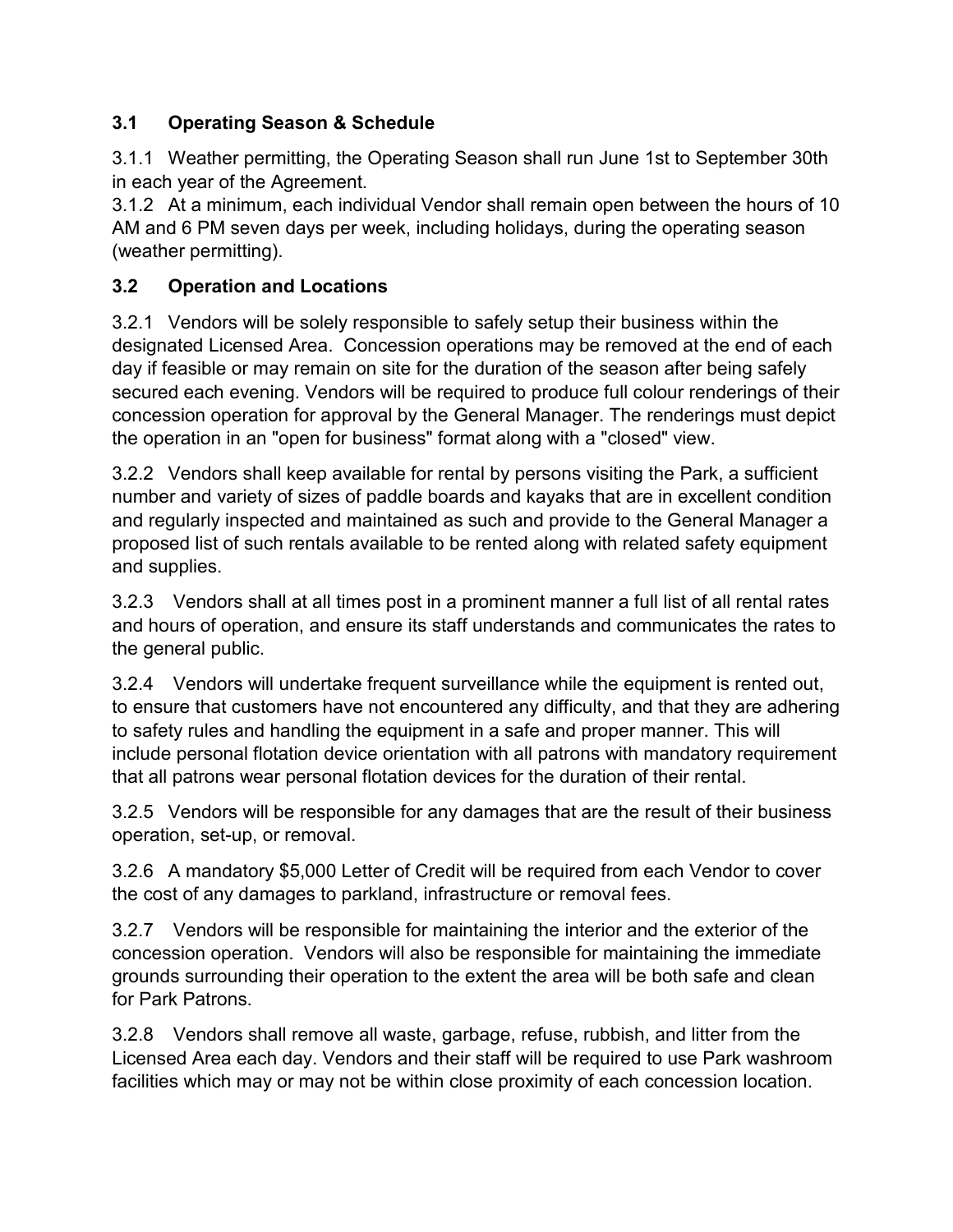### 3.1 Operating Season & Schedule

3.1.1 Weather permitting, the Operating Season shall run June 1st to September 30th in each year of the Agreement.
3.1.2 At a minimum, each individual Vendor shall remain open between the hours of 10 AM and 6 PM seven days per week, including holidays, during the operating season (weather permitting).

### 3.2 Operation and Locations

3.2.1 Vendors will be solely responsible to safely setup their business within the designated Licensed Area. Concession operations may be removed at the end of each day if feasible or may remain on site for the duration of the season after being safely secured each evening. Vendors will be required to produce full colour renderings of their concession operation for approval by the General Manager. The renderings must depict the operation in an "open for business" format along with a "closed" view.

3.2.2 Vendors shall keep available for rental by persons visiting the Park, a sufficient number and variety of sizes of paddle boards and kayaks that are in excellent condition and regularly inspected and maintained as such and provide to the General Manager a proposed list of such rentals available to be rented along with related safety equipment and supplies.

3.2.3 Vendors shall at all times post in a prominent manner a full list of all rental rates and hours of operation, and ensure its staff understands and communicates the rates to the general public.

3.2.4 Vendors will undertake frequent surveillance while the equipment is rented out, to ensure that customers have not encountered any difficulty, and that they are adhering to safety rules and handling the equipment in a safe and proper manner. This will include personal flotation device orientation with all patrons with mandatory requirement that all patrons wear personal flotation devices for the duration of their rental.

3.2.5 Vendors will be responsible for any damages that are the result of their business operation, set-up, or removal.

3.2.6 A mandatory $5,000 Letter of Credit will be required from each Vendor to cover the cost of any damages to parkland, infrastructure or removal fees.

3.2.7 Vendors will be responsible for maintaining the interior and the exterior of the concession operation. Vendors will also be responsible for maintaining the immediate grounds surrounding their operation to the extent the area will be both safe and clean for Park Patrons.

3.2.8 Vendors shall remove all waste, garbage, refuse, rubbish, and litter from the Licensed Area each day. Vendors and their staff will be required to use Park washroom facilities which may or may not be within close proximity of each concession location.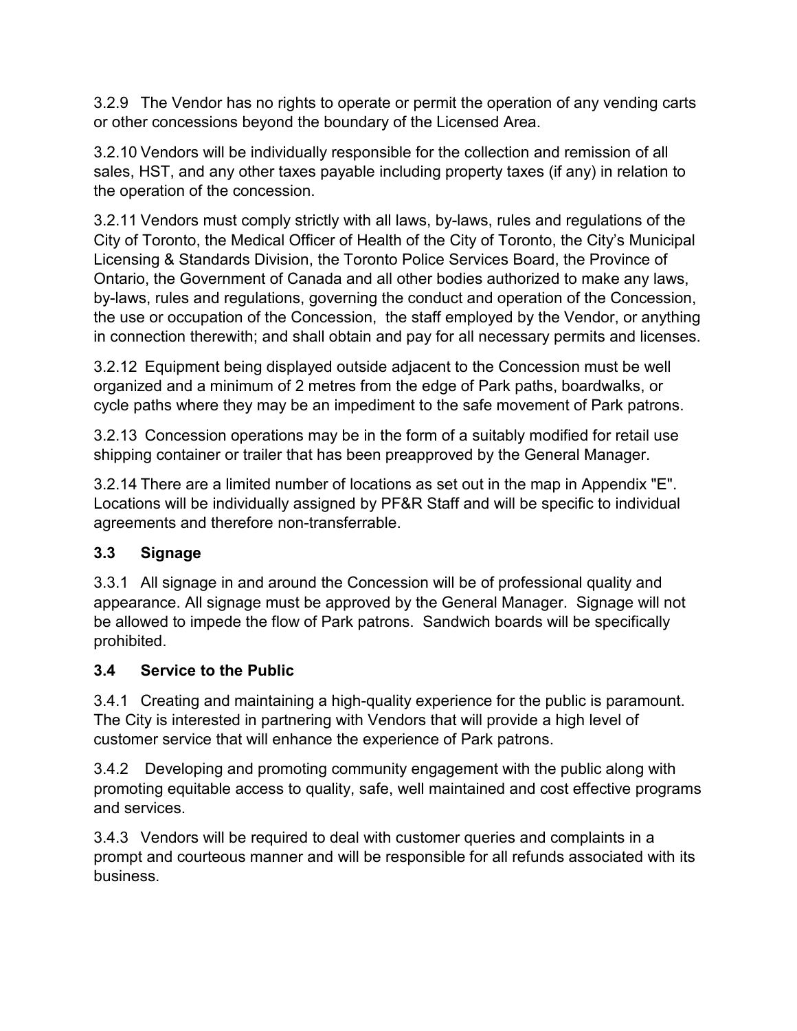3.2.9 The Vendor has no rights to operate or permit the operation of any vending carts or other concessions beyond the boundary of the Licensed Area.

3.2.10 Vendors will be individually responsible for the collection and remission of all sales, HST, and any other taxes payable including property taxes (if any) in relation to the operation of the concession.

3.2.11 Vendors must comply strictly with all laws, by-laws, rules and regulations of the City of Toronto, the Medical Officer of Health of the City of Toronto, the City's Municipal Licensing & Standards Division, the Toronto Police Services Board, the Province of Ontario, the Government of Canada and all other bodies authorized to make any laws, by-laws, rules and regulations, governing the conduct and operation of the Concession, the use or occupation of the Concession, the staff employed by the Vendor, or anything in connection therewith; and shall obtain and pay for all necessary permits and licenses.

3.2.12 Equipment being displayed outside adjacent to the Concession must be well organized and a minimum of 2 metres from the edge of Park paths, boardwalks, or cycle paths where they may be an impediment to the safe movement of Park patrons.

3.2.13 Concession operations may be in the form of a suitably modified for retail use shipping container or trailer that has been preapproved by the General Manager.

3.2.14 There are a limited number of locations as set out in the map in Appendix "E". Locations will be individually assigned by PF&R Staff and will be specific to individual agreements and therefore non-transferrable.

### 3.3 Signage

3.3.1 All signage in and around the Concession will be of professional quality and appearance. All signage must be approved by the General Manager. Signage will not be allowed to impede the flow of Park patrons. Sandwich boards will be specifically prohibited.

### 3.4 Service to the Public

3.4.1 Creating and maintaining a high-quality experience for the public is paramount. The City is interested in partnering with Vendors that will provide a high level of customer service that will enhance the experience of Park patrons.

3.4.2 Developing and promoting community engagement with the public along with promoting equitable access to quality, safe, well maintained and cost effective programs and services.

3.4.3 Vendors will be required to deal with customer queries and complaints in a prompt and courteous manner and will be responsible for all refunds associated with its business.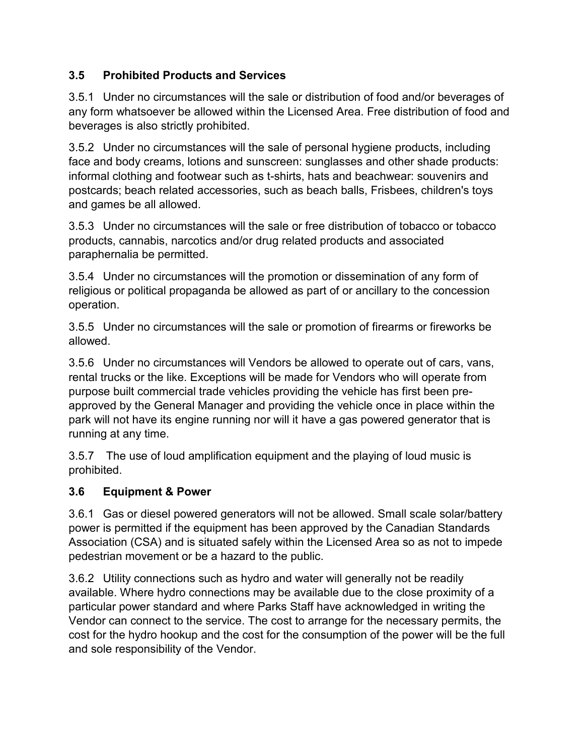### 3.5 Prohibited Products and Services

3.5.1 Under no circumstances will the sale or distribution of food and/or beverages of any form whatsoever be allowed within the Licensed Area. Free distribution of food and beverages is also strictly prohibited.

3.5.2 Under no circumstances will the sale of personal hygiene products, including face and body creams, lotions and sunscreen: sunglasses and other shade products: informal clothing and footwear such as t-shirts, hats and beachwear: souvenirs and postcards; beach related accessories, such as beach balls, Frisbees, children's toys and games be all allowed.

3.5.3 Under no circumstances will the sale or free distribution of tobacco or tobacco products, cannabis, narcotics and/or drug related products and associated paraphernalia be permitted.

3.5.4 Under no circumstances will the promotion or dissemination of any form of religious or political propaganda be allowed as part of or ancillary to the concession operation.

3.5.5 Under no circumstances will the sale or promotion of firearms or fireworks be allowed.

3.5.6 Under no circumstances will Vendors be allowed to operate out of cars, vans, rental trucks or the like. Exceptions will be made for Vendors who will operate from purpose built commercial trade vehicles providing the vehicle has first been pre-approved by the General Manager and providing the vehicle once in place within the park will not have its engine running nor will it have a gas powered generator that is running at any time.

3.5.7 The use of loud amplification equipment and the playing of loud music is prohibited.

### 3.6 Equipment & Power

3.6.1 Gas or diesel powered generators will not be allowed. Small scale solar/battery power is permitted if the equipment has been approved by the Canadian Standards Association (CSA) and is situated safely within the Licensed Area so as not to impede pedestrian movement or be a hazard to the public.

3.6.2 Utility connections such as hydro and water will generally not be readily available. Where hydro connections may be available due to the close proximity of a particular power standard and where Parks Staff have acknowledged in writing the Vendor can connect to the service. The cost to arrange for the necessary permits, the cost for the hydro hookup and the cost for the consumption of the power will be the full and sole responsibility of the Vendor.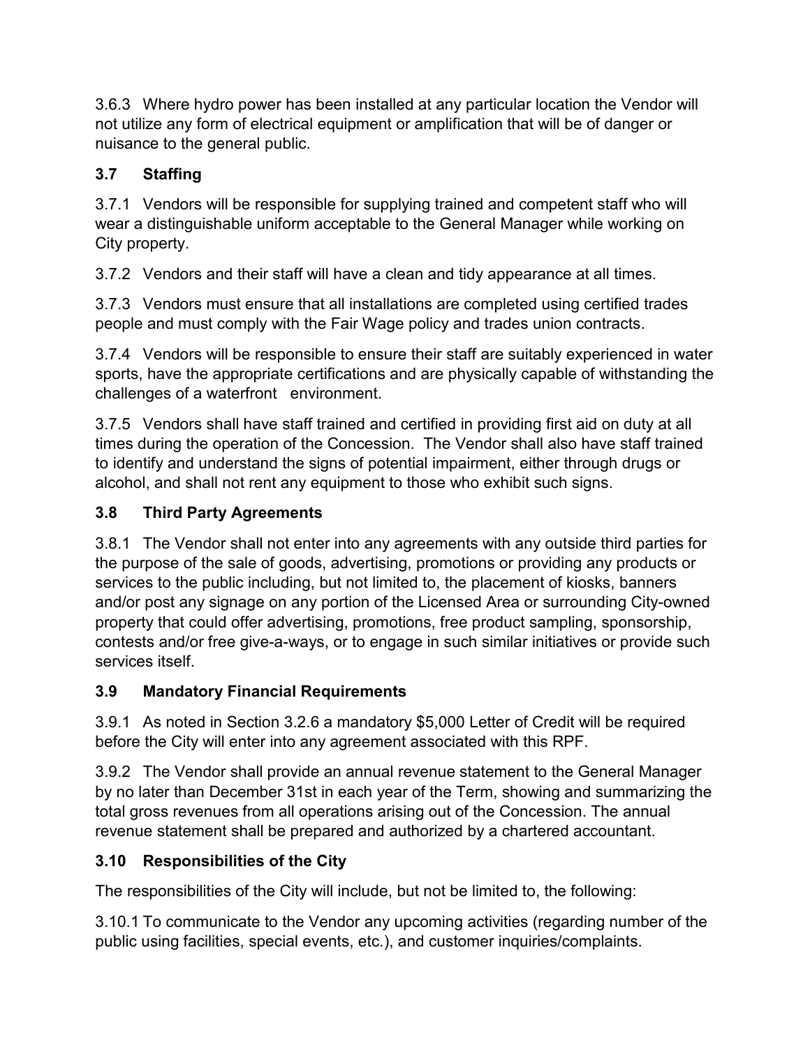3.6.3 Where hydro power has been installed at any particular location the Vendor will not utilize any form of electrical equipment or amplification that will be of danger or nuisance to the general public.

### 3.7 Staffing

3.7.1 Vendors will be responsible for supplying trained and competent staff who will wear a distinguishable uniform acceptable to the General Manager while working on City property.

3.7.2 Vendors and their staff will have a clean and tidy appearance at all times.

3.7.3 Vendors must ensure that all installations are completed using certified trades people and must comply with the Fair Wage policy and trades union contracts.

3.7.4 Vendors will be responsible to ensure their staff are suitably experienced in water sports, have the appropriate certifications and are physically capable of withstanding the challenges of a waterfront environment.

3.7.5 Vendors shall have staff trained and certified in providing first aid on duty at all times during the operation of the Concession. The Vendor shall also have staff trained to identify and understand the signs of potential impairment, either through drugs or alcohol, and shall not rent any equipment to those who exhibit such signs.

### 3.8 Third Party Agreements

3.8.1 The Vendor shall not enter into any agreements with any outside third parties for the purpose of the sale of goods, advertising, promotions or providing any products or services to the public including, but not limited to, the placement of kiosks, banners and/or post any signage on any portion of the Licensed Area or surrounding City-owned property that could offer advertising, promotions, free product sampling, sponsorship, contests and/or free give-a-ways, or to engage in such similar initiatives or provide such services itself.

### 3.9 Mandatory Financial Requirements

3.9.1 As noted in Section 3.2.6 a mandatory $5,000 Letter of Credit will be required before the City will enter into any agreement associated with this RPF.

3.9.2 The Vendor shall provide an annual revenue statement to the General Manager by no later than December 31st in each year of the Term, showing and summarizing the total gross revenues from all operations arising out of the Concession. The annual revenue statement shall be prepared and authorized by a chartered accountant.

### 3.10 Responsibilities of the City

The responsibilities of the City will include, but not be limited to, the following:

3.10.1 To communicate to the Vendor any upcoming activities (regarding number of the public using facilities, special events, etc.), and customer inquiries/complaints.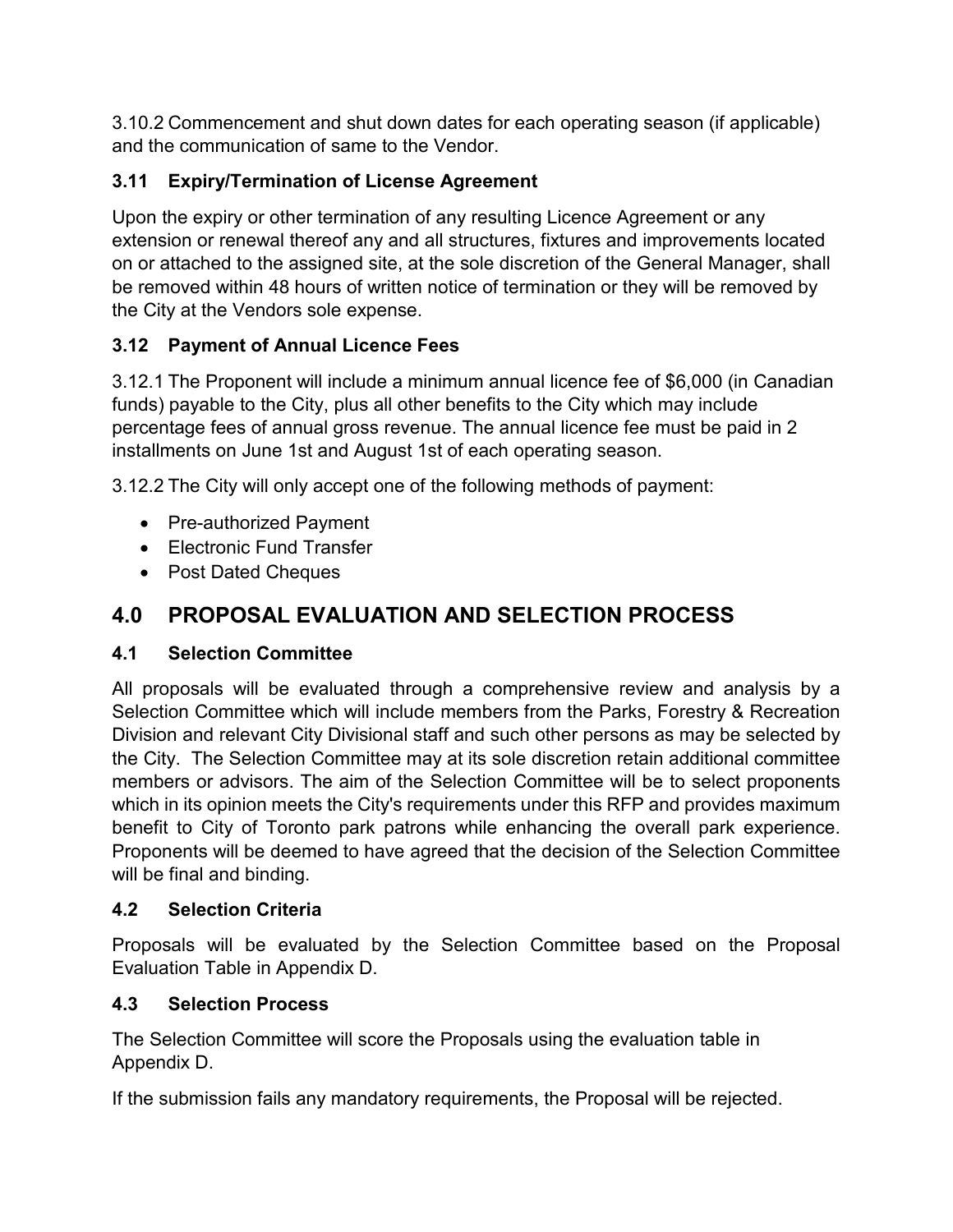3.10.2 Commencement and shut down dates for each operating season (if applicable) and the communication of same to the Vendor.

### 3.11 Expiry/Termination of License Agreement

Upon the expiry or other termination of any resulting Licence Agreement or any extension or renewal thereof any and all structures, fixtures and improvements located on or attached to the assigned site, at the sole discretion of the General Manager, shall be removed within 48 hours of written notice of termination or they will be removed by the City at the Vendors sole expense.

### 3.12 Payment of Annual Licence Fees

3.12.1 The Proponent will include a minimum annual licence fee of $6,000 (in Canadian funds) payable to the City, plus all other benefits to the City which may include percentage fees of annual gross revenue. The annual licence fee must be paid in 2 installments on June 1st and August 1st of each operating season.

3.12.2 The City will only accept one of the following methods of payment:

- Pre-authorized Payment
- Electronic Fund Transfer
- Post Dated Cheques

## 4.0 PROPOSAL EVALUATION AND SELECTION PROCESS

### 4.1 Selection Committee

All proposals will be evaluated through a comprehensive review and analysis by a Selection Committee which will include members from the Parks, Forestry & Recreation Division and relevant City Divisional staff and such other persons as may be selected by the City. The Selection Committee may at its sole discretion retain additional committee members or advisors. The aim of the Selection Committee will be to select proponents which in its opinion meets the City's requirements under this RFP and provides maximum benefit to City of Toronto park patrons while enhancing the overall park experience. Proponents will be deemed to have agreed that the decision of the Selection Committee will be final and binding.

### 4.2 Selection Criteria

Proposals will be evaluated by the Selection Committee based on the Proposal Evaluation Table in Appendix D.

### 4.3 Selection Process

The Selection Committee will score the Proposals using the evaluation table in Appendix D.

If the submission fails any mandatory requirements, the Proposal will be rejected.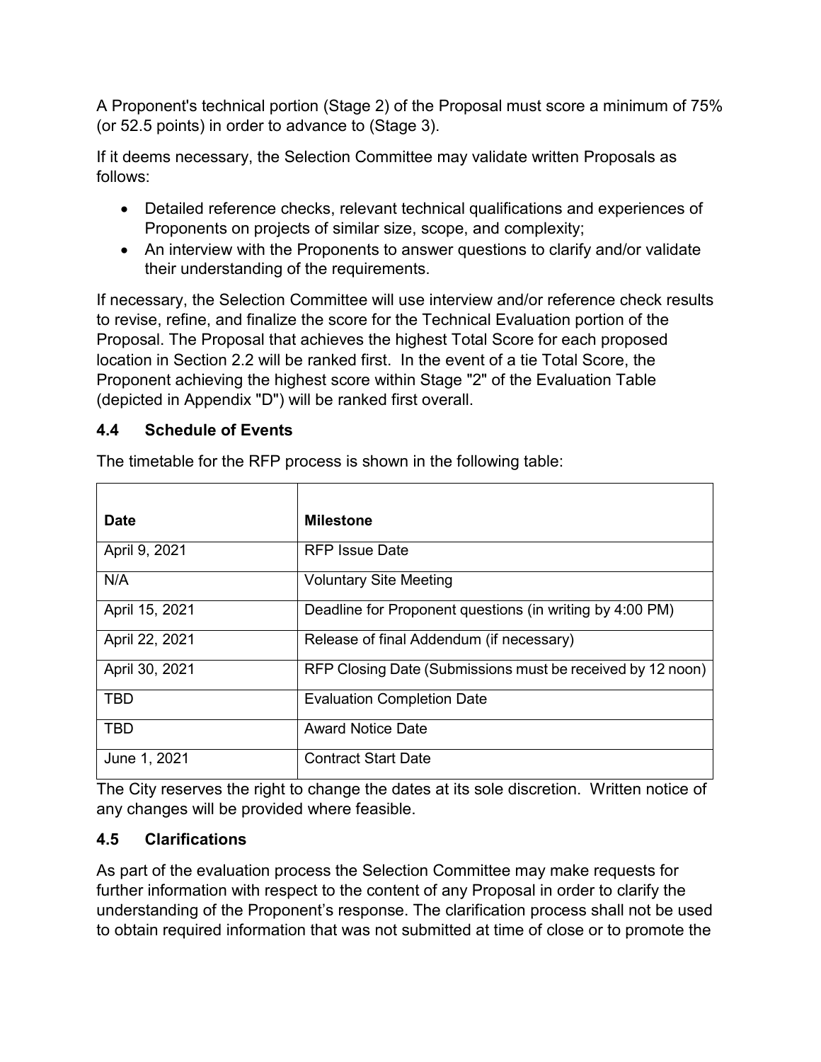A Proponent's technical portion (Stage 2) of the Proposal must score a minimum of 75% (or 52.5 points) in order to advance to (Stage 3).

If it deems necessary, the Selection Committee may validate written Proposals as follows:

- Detailed reference checks, relevant technical qualifications and experiences of Proponents on projects of similar size, scope, and complexity;
- An interview with the Proponents to answer questions to clarify and/or validate their understanding of the requirements.

If necessary, the Selection Committee will use interview and/or reference check results to revise, refine, and finalize the score for the Technical Evaluation portion of the Proposal. The Proposal that achieves the highest Total Score for each proposed location in Section 2.2 will be ranked first. In the event of a tie Total Score, the Proponent achieving the highest score within Stage "2" of the Evaluation Table (depicted in Appendix "D") will be ranked first overall.

### 4.4 Schedule of Events

The timetable for the RFP process is shown in the following table:

| Date | Milestone |
| --- | --- |
| April 9, 2021 | RFP Issue Date |
| N/A | Voluntary Site Meeting |
| April 15, 2021 | Deadline for Proponent questions (in writing by 4:00 PM) |
| April 22, 2021 | Release of final Addendum (if necessary) |
| April 30, 2021 | RFP Closing Date (Submissions must be received by 12 noon) |
| TBD | Evaluation Completion Date |
| TBD | Award Notice Date |
| June 1, 2021 | Contract Start Date |

The City reserves the right to change the dates at its sole discretion. Written notice of any changes will be provided where feasible.

### 4.5 Clarifications

As part of the evaluation process the Selection Committee may make requests for further information with respect to the content of any Proposal in order to clarify the understanding of the Proponent's response. The clarification process shall not be used to obtain required information that was not submitted at time of close or to promote the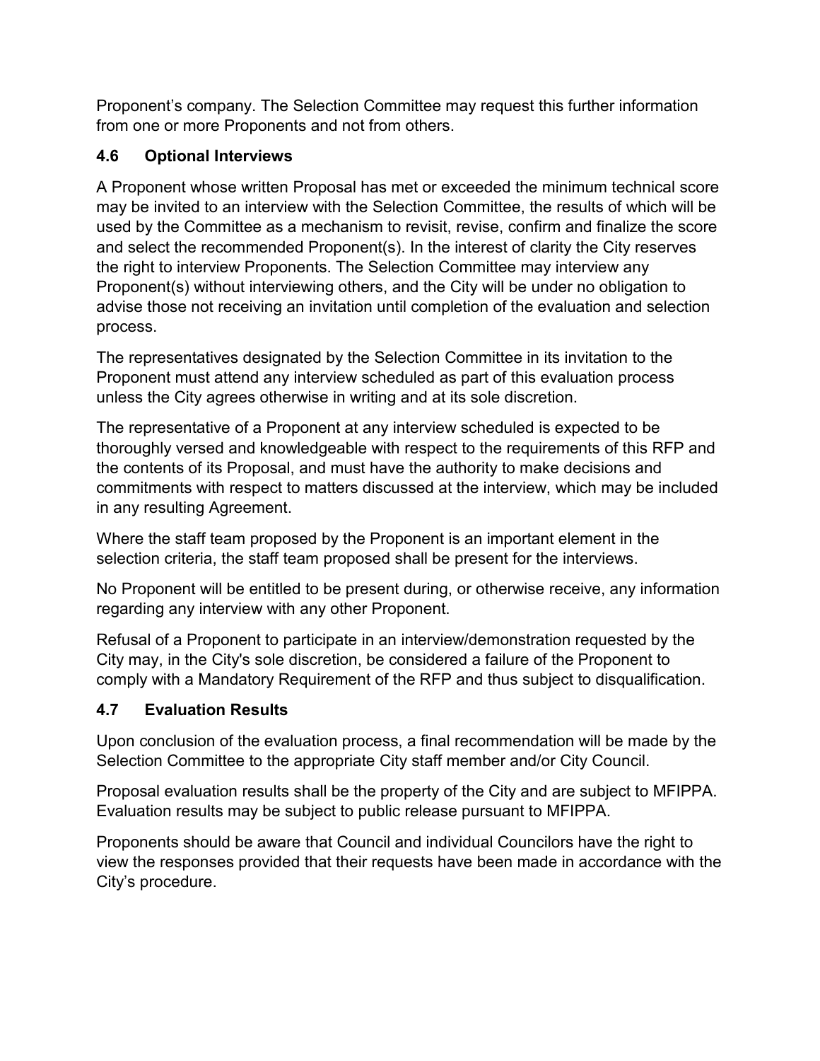Proponent’s company. The Selection Committee may request this further information from one or more Proponents and not from others.

### 4.6 Optional Interviews

A Proponent whose written Proposal has met or exceeded the minimum technical score may be invited to an interview with the Selection Committee, the results of which will be used by the Committee as a mechanism to revisit, revise, confirm and finalize the score and select the recommended Proponent(s). In the interest of clarity the City reserves the right to interview Proponents. The Selection Committee may interview any Proponent(s) without interviewing others, and the City will be under no obligation to advise those not receiving an invitation until completion of the evaluation and selection process.

The representatives designated by the Selection Committee in its invitation to the Proponent must attend any interview scheduled as part of this evaluation process unless the City agrees otherwise in writing and at its sole discretion.

The representative of a Proponent at any interview scheduled is expected to be thoroughly versed and knowledgeable with respect to the requirements of this RFP and the contents of its Proposal, and must have the authority to make decisions and commitments with respect to matters discussed at the interview, which may be included in any resulting Agreement.

Where the staff team proposed by the Proponent is an important element in the selection criteria, the staff team proposed shall be present for the interviews.

No Proponent will be entitled to be present during, or otherwise receive, any information regarding any interview with any other Proponent.

Refusal of a Proponent to participate in an interview/demonstration requested by the City may, in the City's sole discretion, be considered a failure of the Proponent to comply with a Mandatory Requirement of the RFP and thus subject to disqualification.

### 4.7 Evaluation Results

Upon conclusion of the evaluation process, a final recommendation will be made by the Selection Committee to the appropriate City staff member and/or City Council.

Proposal evaluation results shall be the property of the City and are subject to MFIPPA. Evaluation results may be subject to public release pursuant to MFIPPA.

Proponents should be aware that Council and individual Councilors have the right to view the responses provided that their requests have been made in accordance with the City’s procedure.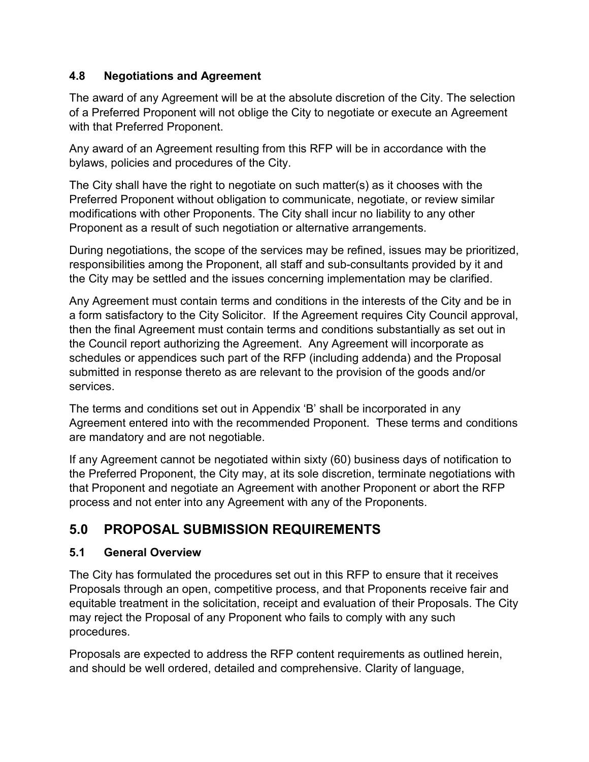### 4.8 Negotiations and Agreement

The award of any Agreement will be at the absolute discretion of the City. The selection of a Preferred Proponent will not oblige the City to negotiate or execute an Agreement with that Preferred Proponent.

Any award of an Agreement resulting from this RFP will be in accordance with the bylaws, policies and procedures of the City.

The City shall have the right to negotiate on such matter(s) as it chooses with the Preferred Proponent without obligation to communicate, negotiate, or review similar modifications with other Proponents. The City shall incur no liability to any other Proponent as a result of such negotiation or alternative arrangements.

During negotiations, the scope of the services may be refined, issues may be prioritized, responsibilities among the Proponent, all staff and sub-consultants provided by it and the City may be settled and the issues concerning implementation may be clarified.

Any Agreement must contain terms and conditions in the interests of the City and be in a form satisfactory to the City Solicitor. If the Agreement requires City Council approval, then the final Agreement must contain terms and conditions substantially as set out in the Council report authorizing the Agreement. Any Agreement will incorporate as schedules or appendices such part of the RFP (including addenda) and the Proposal submitted in response thereto as are relevant to the provision of the goods and/or services.

The terms and conditions set out in Appendix 'B' shall be incorporated in any Agreement entered into with the recommended Proponent. These terms and conditions are mandatory and are not negotiable.

If any Agreement cannot be negotiated within sixty (60) business days of notification to the Preferred Proponent, the City may, at its sole discretion, terminate negotiations with that Proponent and negotiate an Agreement with another Proponent or abort the RFP process and not enter into any Agreement with any of the Proponents.

## 5.0 PROPOSAL SUBMISSION REQUIREMENTS

### 5.1 General Overview

The City has formulated the procedures set out in this RFP to ensure that it receives Proposals through an open, competitive process, and that Proponents receive fair and equitable treatment in the solicitation, receipt and evaluation of their Proposals. The City may reject the Proposal of any Proponent who fails to comply with any such procedures.

Proposals are expected to address the RFP content requirements as outlined herein, and should be well ordered, detailed and comprehensive. Clarity of language,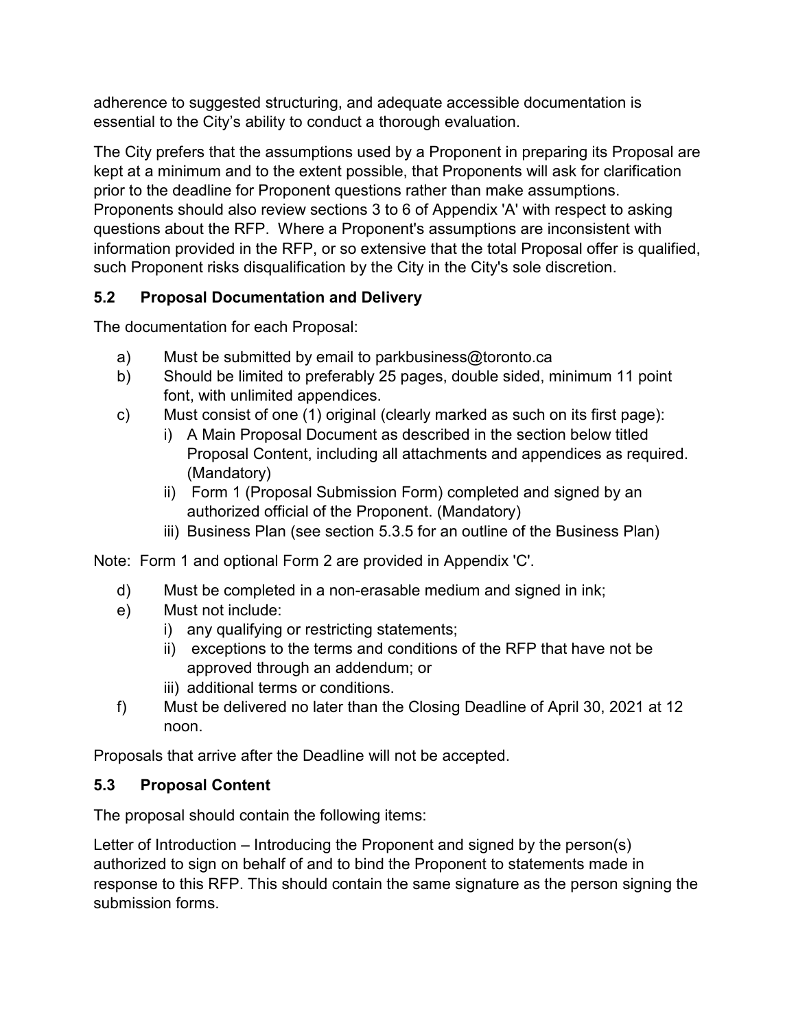adherence to suggested structuring, and adequate accessible documentation is essential to the City's ability to conduct a thorough evaluation.

The City prefers that the assumptions used by a Proponent in preparing its Proposal are kept at a minimum and to the extent possible, that Proponents will ask for clarification prior to the deadline for Proponent questions rather than make assumptions. Proponents should also review sections 3 to 6 of Appendix 'A' with respect to asking questions about the RFP. Where a Proponent's assumptions are inconsistent with information provided in the RFP, or so extensive that the total Proposal offer is qualified, such Proponent risks disqualification by the City in the City's sole discretion.

### 5.2 Proposal Documentation and Delivery

The documentation for each Proposal:

a) Must be submitted by email to parkbusiness@toronto.ca
b) Should be limited to preferably 25 pages, double sided, minimum 11 point font, with unlimited appendices.
c) Must consist of one (1) original (clearly marked as such on its first page):
   i) A Main Proposal Document as described in the section below titled Proposal Content, including all attachments and appendices as required. (Mandatory)
   ii) Form 1 (Proposal Submission Form) completed and signed by an authorized official of the Proponent. (Mandatory)
   iii) Business Plan (see section 5.3.5 for an outline of the Business Plan)

Note: Form 1 and optional Form 2 are provided in Appendix 'C'.

d) Must be completed in a non-erasable medium and signed in ink;
e) Must not include:
   i) any qualifying or restricting statements;
   ii) exceptions to the terms and conditions of the RFP that have not be approved through an addendum; or
   iii) additional terms or conditions.
f) Must be delivered no later than the Closing Deadline of April 30, 2021 at 12 noon.

Proposals that arrive after the Deadline will not be accepted.

### 5.3 Proposal Content

The proposal should contain the following items:

Letter of Introduction – Introducing the Proponent and signed by the person(s) authorized to sign on behalf of and to bind the Proponent to statements made in response to this RFP. This should contain the same signature as the person signing the submission forms.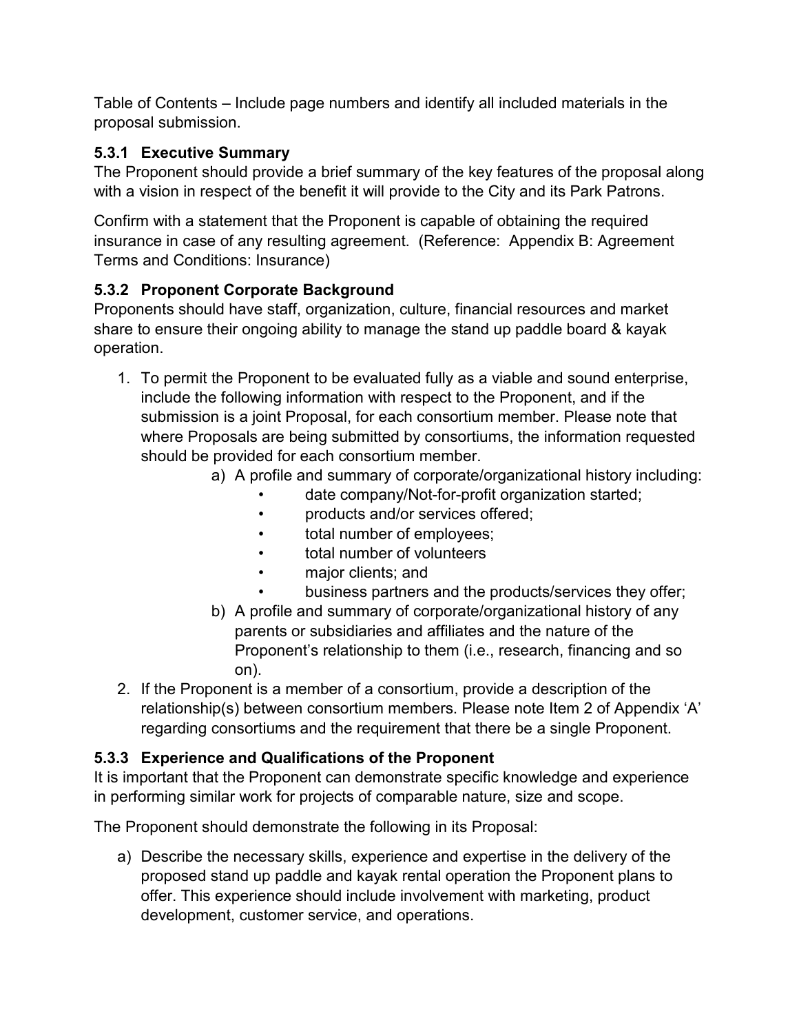Table of Contents – Include page numbers and identify all included materials in the proposal submission.

### 5.3.1 Executive Summary

The Proponent should provide a brief summary of the key features of the proposal along with a vision in respect of the benefit it will provide to the City and its Park Patrons.

Confirm with a statement that the Proponent is capable of obtaining the required insurance in case of any resulting agreement. (Reference: Appendix B: Agreement Terms and Conditions: Insurance)

### 5.3.2 Proponent Corporate Background

Proponents should have staff, organization, culture, financial resources and market share to ensure their ongoing ability to manage the stand up paddle board & kayak operation.

1. To permit the Proponent to be evaluated fully as a viable and sound enterprise, include the following information with respect to the Proponent, and if the submission is a joint Proposal, for each consortium member. Please note that where Proposals are being submitted by consortiums, the information requested should be provided for each consortium member.
   a) A profile and summary of corporate/organizational history including:
      - date company/Not-for-profit organization started;
      - products and/or services offered;
      - total number of employees;
      - total number of volunteers
      - major clients; and
      - business partners and the products/services they offer;

   b) A profile and summary of corporate/organizational history of any parents or subsidiaries and affiliates and the nature of the Proponent's relationship to them (i.e., research, financing and so on).
2. If the Proponent is a member of a consortium, provide a description of the relationship(s) between consortium members. Please note Item 2 of Appendix 'A' regarding consortiums and the requirement that there be a single Proponent.

### 5.3.3 Experience and Qualifications of the Proponent

It is important that the Proponent can demonstrate specific knowledge and experience in performing similar work for projects of comparable nature, size and scope.

The Proponent should demonstrate the following in its Proposal:

a) Describe the necessary skills, experience and expertise in the delivery of the proposed stand up paddle and kayak rental operation the Proponent plans to offer. This experience should include involvement with marketing, product development, customer service, and operations.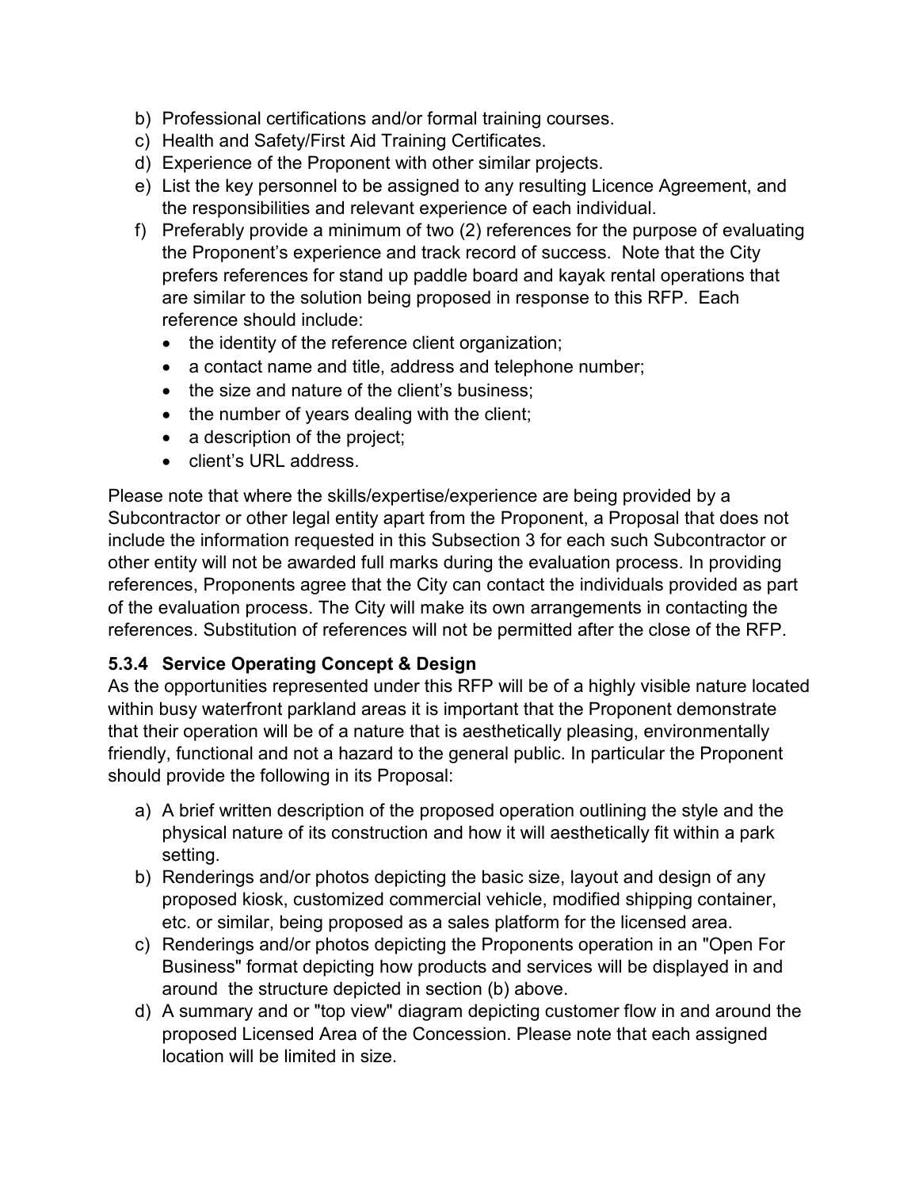b) Professional certifications and/or formal training courses.
c) Health and Safety/First Aid Training Certificates.
d) Experience of the Proponent with other similar projects.
e) List the key personnel to be assigned to any resulting Licence Agreement, and the responsibilities and relevant experience of each individual.
f) Preferably provide a minimum of two (2) references for the purpose of evaluating the Proponent's experience and track record of success. Note that the City prefers references for stand up paddle board and kayak rental operations that are similar to the solution being proposed in response to this RFP. Each reference should include:
   - the identity of the reference client organization;
   - a contact name and title, address and telephone number;
   - the size and nature of the client's business;
   - the number of years dealing with the client;
   - a description of the project;
   - client's URL address.

Please note that where the skills/expertise/experience are being provided by a Subcontractor or other legal entity apart from the Proponent, a Proposal that does not include the information requested in this Subsection 3 for each such Subcontractor or other entity will not be awarded full marks during the evaluation process. In providing references, Proponents agree that the City can contact the individuals provided as part of the evaluation process. The City will make its own arrangements in contacting the references. Substitution of references will not be permitted after the close of the RFP.

### 5.3.4 Service Operating Concept & Design

As the opportunities represented under this RFP will be of a highly visible nature located within busy waterfront parkland areas it is important that the Proponent demonstrate that their operation will be of a nature that is aesthetically pleasing, environmentally friendly, functional and not a hazard to the general public. In particular the Proponent should provide the following in its Proposal:

a) A brief written description of the proposed operation outlining the style and the physical nature of its construction and how it will aesthetically fit within a park setting.
b) Renderings and/or photos depicting the basic size, layout and design of any proposed kiosk, customized commercial vehicle, modified shipping container, etc. or similar, being proposed as a sales platform for the licensed area.
c) Renderings and/or photos depicting the Proponents operation in an "Open For Business" format depicting how products and services will be displayed in and around the structure depicted in section (b) above.
d) A summary and or "top view" diagram depicting customer flow in and around the proposed Licensed Area of the Concession. Please note that each assigned location will be limited in size.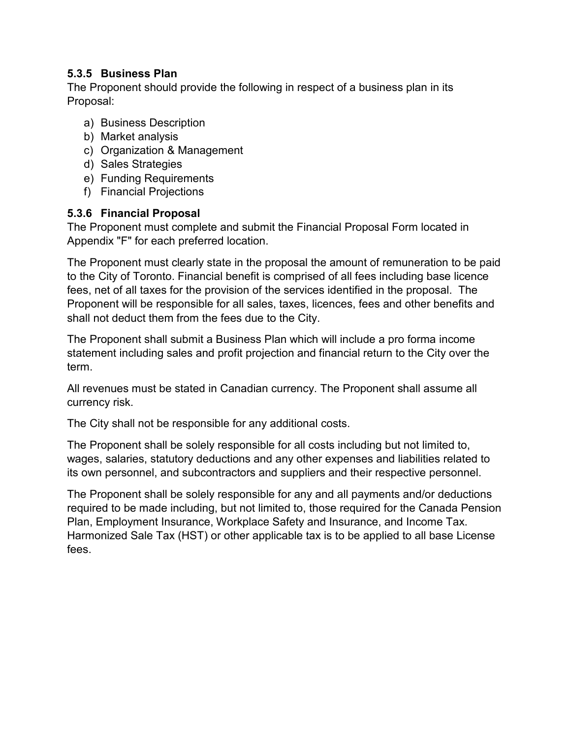### 5.3.5 Business Plan

The Proponent should provide the following in respect of a business plan in its Proposal:

a) Business Description
b) Market analysis
c) Organization & Management
d) Sales Strategies
e) Funding Requirements
f) Financial Projections

### 5.3.6 Financial Proposal

The Proponent must complete and submit the Financial Proposal Form located in Appendix "F" for each preferred location.

The Proponent must clearly state in the proposal the amount of remuneration to be paid to the City of Toronto. Financial benefit is comprised of all fees including base licence fees, net of all taxes for the provision of the services identified in the proposal. The Proponent will be responsible for all sales, taxes, licences, fees and other benefits and shall not deduct them from the fees due to the City.

The Proponent shall submit a Business Plan which will include a pro forma income statement including sales and profit projection and financial return to the City over the term.

All revenues must be stated in Canadian currency. The Proponent shall assume all currency risk.

The City shall not be responsible for any additional costs.

The Proponent shall be solely responsible for all costs including but not limited to, wages, salaries, statutory deductions and any other expenses and liabilities related to its own personnel, and subcontractors and suppliers and their respective personnel.

The Proponent shall be solely responsible for any and all payments and/or deductions required to be made including, but not limited to, those required for the Canada Pension Plan, Employment Insurance, Workplace Safety and Insurance, and Income Tax. Harmonized Sale Tax (HST) or other applicable tax is to be applied to all base License fees.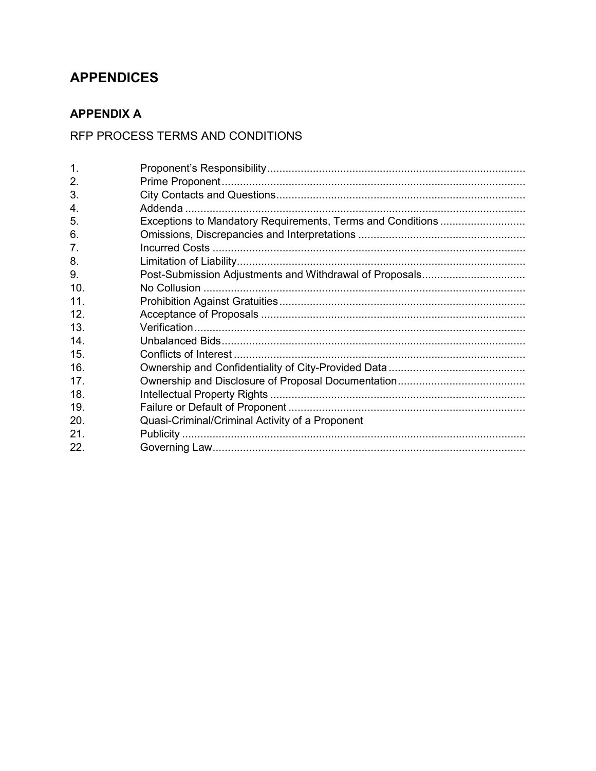# APPENDICES

## APPENDIX A

RFP PROCESS TERMS AND CONDITIONS

1. Proponent's Responsibility
2. Prime Proponent
3. City Contacts and Questions
4. Addenda
5. Exceptions to Mandatory Requirements, Terms and Conditions
6. Omissions, Discrepancies and Interpretations
7. Incurred Costs
8. Limitation of Liability
9. Post-Submission Adjustments and Withdrawal of Proposals
10. No Collusion
11. Prohibition Against Gratuities
12. Acceptance of Proposals
13. Verification
14. Unbalanced Bids
15. Conflicts of Interest
16. Ownership and Confidentiality of City-Provided Data
17. Ownership and Disclosure of Proposal Documentation
18. Intellectual Property Rights
19. Failure or Default of Proponent
20. Quasi-Criminal/Criminal Activity of a Proponent
21. Publicity
22. Governing Law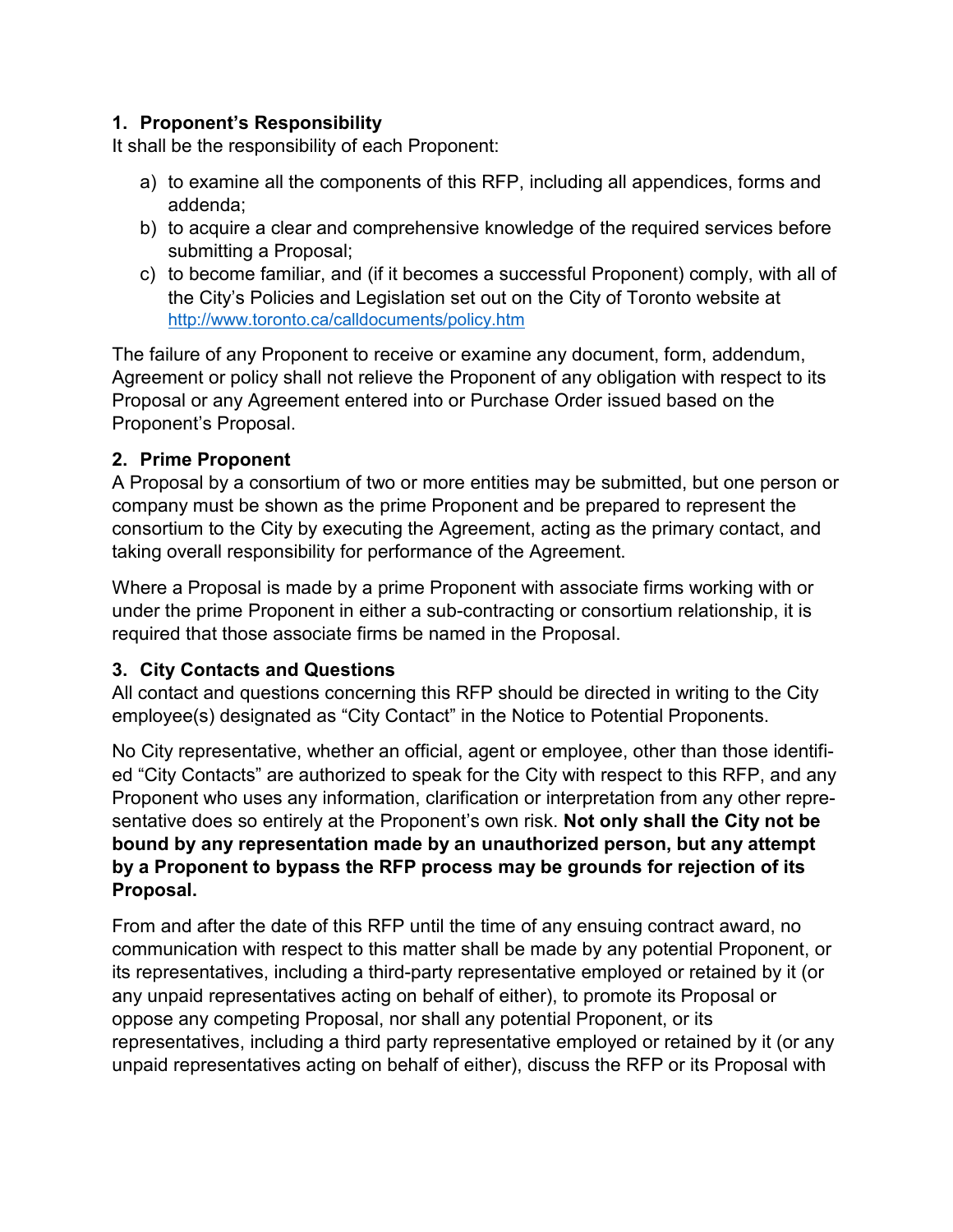### 1. Proponent's Responsibility

It shall be the responsibility of each Proponent:

a) to examine all the components of this RFP, including all appendices, forms and addenda;
b) to acquire a clear and comprehensive knowledge of the required services before submitting a Proposal;
c) to become familiar, and (if it becomes a successful Proponent) comply, with all of the City's Policies and Legislation set out on the City of Toronto website at http://www.toronto.ca/calldocuments/policy.htm

The failure of any Proponent to receive or examine any document, form, addendum, Agreement or policy shall not relieve the Proponent of any obligation with respect to its Proposal or any Agreement entered into or Purchase Order issued based on the Proponent's Proposal.

### 2. Prime Proponent

A Proposal by a consortium of two or more entities may be submitted, but one person or company must be shown as the prime Proponent and be prepared to represent the consortium to the City by executing the Agreement, acting as the primary contact, and taking overall responsibility for performance of the Agreement.

Where a Proposal is made by a prime Proponent with associate firms working with or under the prime Proponent in either a sub-contracting or consortium relationship, it is required that those associate firms be named in the Proposal.

### 3. City Contacts and Questions

All contact and questions concerning this RFP should be directed in writing to the City employee(s) designated as "City Contact" in the Notice to Potential Proponents.

No City representative, whether an official, agent or employee, other than those identified "City Contacts" are authorized to speak for the City with respect to this RFP, and any Proponent who uses any information, clarification or interpretation from any other representative does so entirely at the Proponent's own risk. **Not only shall the City not be bound by any representation made by an unauthorized person, but any attempt by a Proponent to bypass the RFP process may be grounds for rejection of its Proposal.**

From and after the date of this RFP until the time of any ensuing contract award, no communication with respect to this matter shall be made by any potential Proponent, or its representatives, including a third-party representative employed or retained by it (or any unpaid representatives acting on behalf of either), to promote its Proposal or oppose any competing Proposal, nor shall any potential Proponent, or its representatives, including a third party representative employed or retained by it (or any unpaid representatives acting on behalf of either), discuss the RFP or its Proposal with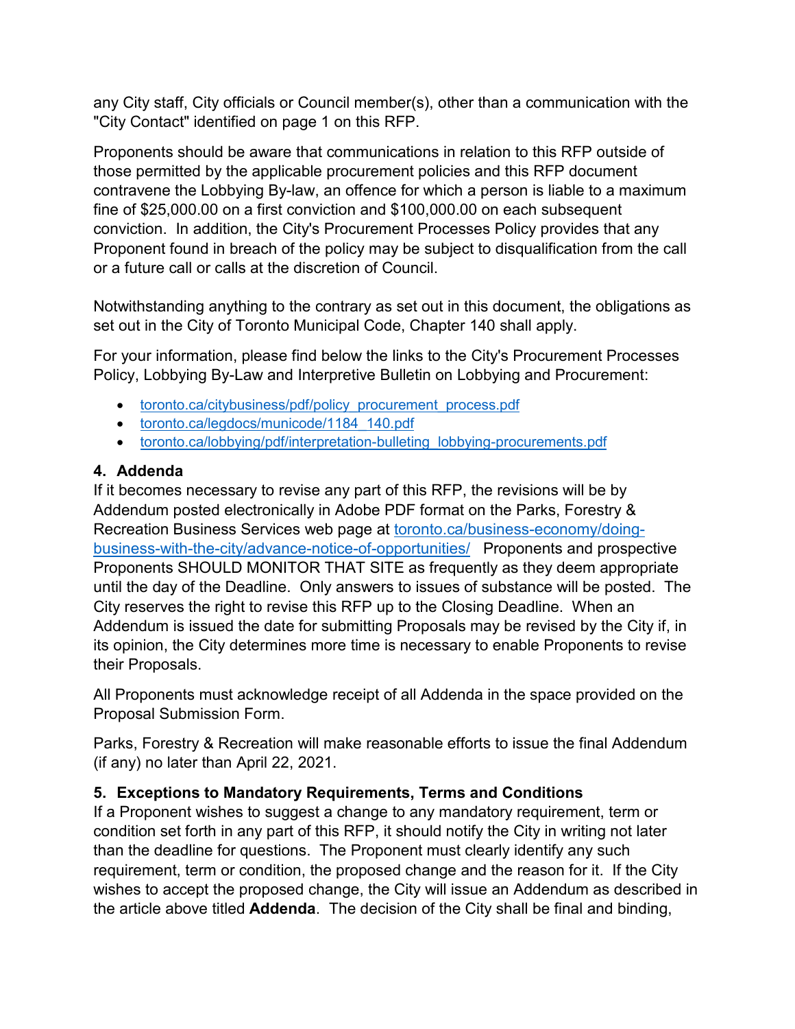any City staff, City officials or Council member(s), other than a communication with the "City Contact" identified on page 1 on this RFP.

Proponents should be aware that communications in relation to this RFP outside of those permitted by the applicable procurement policies and this RFP document contravene the Lobbying By-law, an offence for which a person is liable to a maximum fine of $25,000.00 on a first conviction and $100,000.00 on each subsequent conviction. In addition, the City's Procurement Processes Policy provides that any Proponent found in breach of the policy may be subject to disqualification from the call or a future call or calls at the discretion of Council.

Notwithstanding anything to the contrary as set out in this document, the obligations as set out in the City of Toronto Municipal Code, Chapter 140 shall apply.

For your information, please find below the links to the City's Procurement Processes Policy, Lobbying By-Law and Interpretive Bulletin on Lobbying and Procurement:

- toronto.ca/citybusiness/pdf/policy_procurement_process.pdf
- toronto.ca/legdocs/municode/1184_140.pdf
- toronto.ca/lobbying/pdf/interpretation-bulleting_lobbying-procurements.pdf

### 4. Addenda

If it becomes necessary to revise any part of this RFP, the revisions will be by Addendum posted electronically in Adobe PDF format on the Parks, Forestry & Recreation Business Services web page at toronto.ca/business-economy/doing-business-with-the-city/advance-notice-of-opportunities/ Proponents and prospective Proponents SHOULD MONITOR THAT SITE as frequently as they deem appropriate until the day of the Deadline. Only answers to issues of substance will be posted. The City reserves the right to revise this RFP up to the Closing Deadline. When an Addendum is issued the date for submitting Proposals may be revised by the City if, in its opinion, the City determines more time is necessary to enable Proponents to revise their Proposals.

All Proponents must acknowledge receipt of all Addenda in the space provided on the Proposal Submission Form.

Parks, Forestry & Recreation will make reasonable efforts to issue the final Addendum (if any) no later than April 22, 2021.

### 5. Exceptions to Mandatory Requirements, Terms and Conditions

If a Proponent wishes to suggest a change to any mandatory requirement, term or condition set forth in any part of this RFP, it should notify the City in writing not later than the deadline for questions. The Proponent must clearly identify any such requirement, term or condition, the proposed change and the reason for it. If the City wishes to accept the proposed change, the City will issue an Addendum as described in the article above titled **Addenda**. The decision of the City shall be final and binding,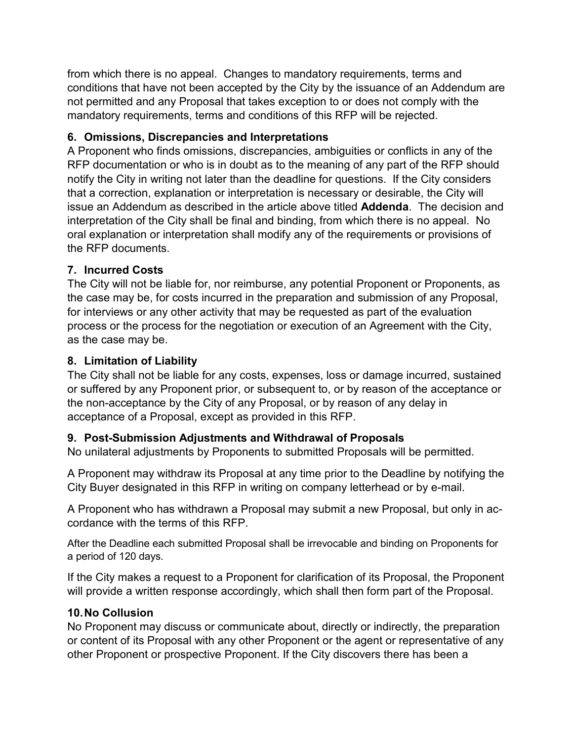from which there is no appeal. Changes to mandatory requirements, terms and conditions that have not been accepted by the City by the issuance of an Addendum are not permitted and any Proposal that takes exception to or does not comply with the mandatory requirements, terms and conditions of this RFP will be rejected.

### 6. Omissions, Discrepancies and Interpretations

A Proponent who finds omissions, discrepancies, ambiguities or conflicts in any of the RFP documentation or who is in doubt as to the meaning of any part of the RFP should notify the City in writing not later than the deadline for questions. If the City considers that a correction, explanation or interpretation is necessary or desirable, the City will issue an Addendum as described in the article above titled **Addenda**. The decision and interpretation of the City shall be final and binding, from which there is no appeal. No oral explanation or interpretation shall modify any of the requirements or provisions of the RFP documents.

### 7. Incurred Costs

The City will not be liable for, nor reimburse, any potential Proponent or Proponents, as the case may be, for costs incurred in the preparation and submission of any Proposal, for interviews or any other activity that may be requested as part of the evaluation process or the process for the negotiation or execution of an Agreement with the City, as the case may be.

### 8. Limitation of Liability

The City shall not be liable for any costs, expenses, loss or damage incurred, sustained or suffered by any Proponent prior, or subsequent to, or by reason of the acceptance or the non-acceptance by the City of any Proposal, or by reason of any delay in acceptance of a Proposal, except as provided in this RFP.

### 9. Post-Submission Adjustments and Withdrawal of Proposals

No unilateral adjustments by Proponents to submitted Proposals will be permitted.

A Proponent may withdraw its Proposal at any time prior to the Deadline by notifying the City Buyer designated in this RFP in writing on company letterhead or by e-mail.

A Proponent who has withdrawn a Proposal may submit a new Proposal, but only in accordance with the terms of this RFP.

After the Deadline each submitted Proposal shall be irrevocable and binding on Proponents for a period of 120 days.

If the City makes a request to a Proponent for clarification of its Proposal, the Proponent will provide a written response accordingly, which shall then form part of the Proposal.

### 10. No Collusion

No Proponent may discuss or communicate about, directly or indirectly, the preparation or content of its Proposal with any other Proponent or the agent or representative of any other Proponent or prospective Proponent. If the City discovers there has been a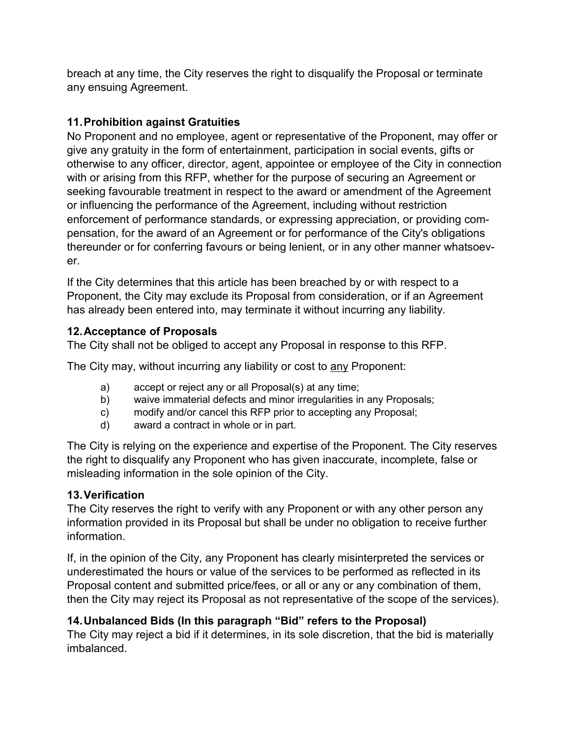breach at any time, the City reserves the right to disqualify the Proposal or terminate any ensuing Agreement.

### 11. Prohibition against Gratuities

No Proponent and no employee, agent or representative of the Proponent, may offer or give any gratuity in the form of entertainment, participation in social events, gifts or otherwise to any officer, director, agent, appointee or employee of the City in connection with or arising from this RFP, whether for the purpose of securing an Agreement or seeking favourable treatment in respect to the award or amendment of the Agreement or influencing the performance of the Agreement, including without restriction enforcement of performance standards, or expressing appreciation, or providing compensation, for the award of an Agreement or for performance of the City's obligations thereunder or for conferring favours or being lenient, or in any other manner whatsoever.

If the City determines that this article has been breached by or with respect to a Proponent, the City may exclude its Proposal from consideration, or if an Agreement has already been entered into, may terminate it without incurring any liability.

### 12. Acceptance of Proposals

The City shall not be obliged to accept any Proposal in response to this RFP.

The City may, without incurring any liability or cost to <u>any</u> Proponent:

a) accept or reject any or all Proposal(s) at any time;
b) waive immaterial defects and minor irregularities in any Proposals;
c) modify and/or cancel this RFP prior to accepting any Proposal;
d) award a contract in whole or in part.

The City is relying on the experience and expertise of the Proponent. The City reserves the right to disqualify any Proponent who has given inaccurate, incomplete, false or misleading information in the sole opinion of the City.

### 13. Verification

The City reserves the right to verify with any Proponent or with any other person any information provided in its Proposal but shall be under no obligation to receive further information.

If, in the opinion of the City, any Proponent has clearly misinterpreted the services or underestimated the hours or value of the services to be performed as reflected in its Proposal content and submitted price/fees, or all or any or any combination of them, then the City may reject its Proposal as not representative of the scope of the services).

### 14. Unbalanced Bids (In this paragraph "Bid" refers to the Proposal)

The City may reject a bid if it determines, in its sole discretion, that the bid is materially imbalanced.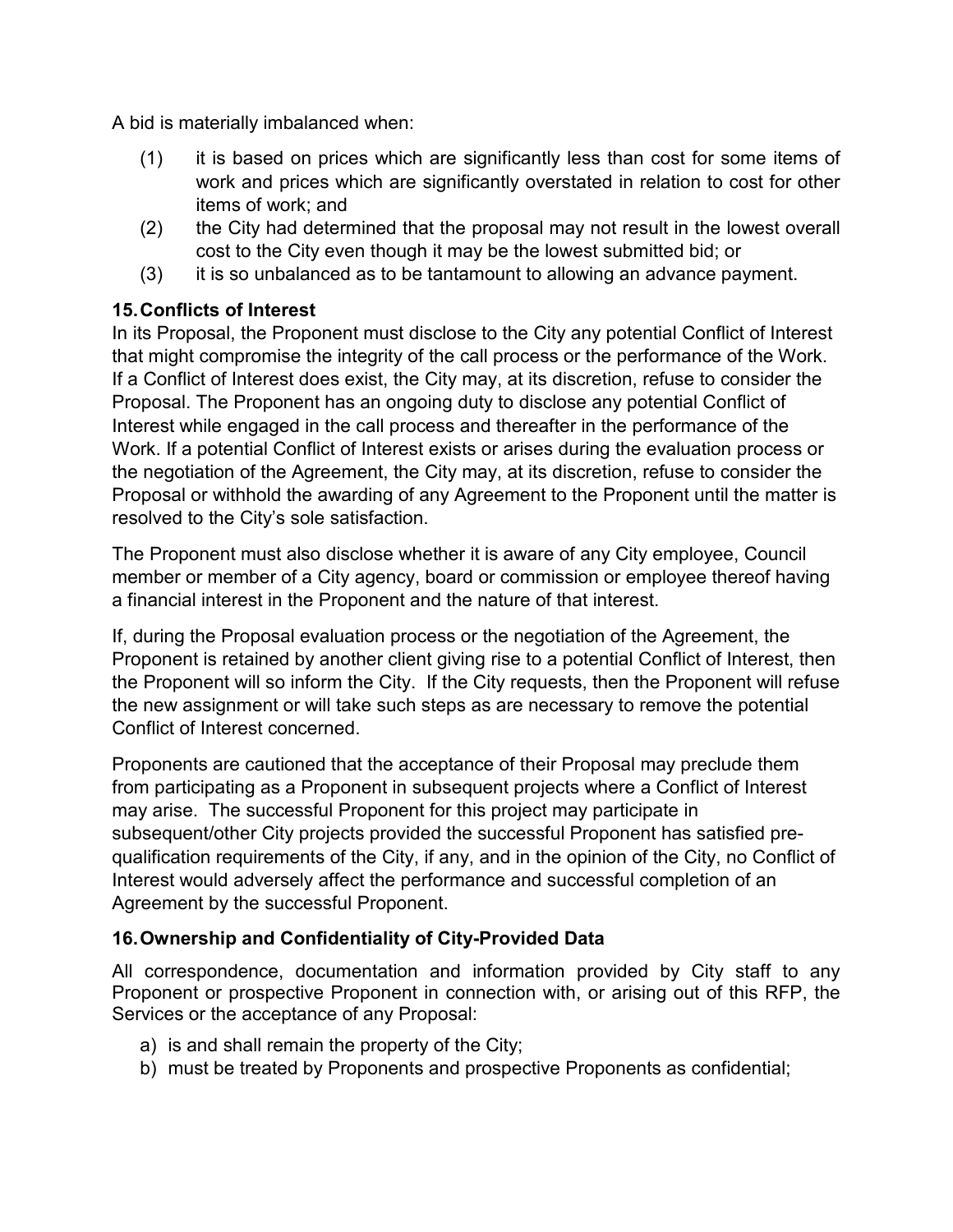A bid is materially imbalanced when:

(1) it is based on prices which are significantly less than cost for some items of work and prices which are significantly overstated in relation to cost for other items of work; and

(2) the City had determined that the proposal may not result in the lowest overall cost to the City even though it may be the lowest submitted bid; or

(3) it is so unbalanced as to be tantamount to allowing an advance payment.

## 15. Conflicts of Interest

In its Proposal, the Proponent must disclose to the City any potential Conflict of Interest that might compromise the integrity of the call process or the performance of the Work. If a Conflict of Interest does exist, the City may, at its discretion, refuse to consider the Proposal. The Proponent has an ongoing duty to disclose any potential Conflict of Interest while engaged in the call process and thereafter in the performance of the Work. If a potential Conflict of Interest exists or arises during the evaluation process or the negotiation of the Agreement, the City may, at its discretion, refuse to consider the Proposal or withhold the awarding of any Agreement to the Proponent until the matter is resolved to the City's sole satisfaction.

The Proponent must also disclose whether it is aware of any City employee, Council member or member of a City agency, board or commission or employee thereof having a financial interest in the Proponent and the nature of that interest.

If, during the Proposal evaluation process or the negotiation of the Agreement, the Proponent is retained by another client giving rise to a potential Conflict of Interest, then the Proponent will so inform the City. If the City requests, then the Proponent will refuse the new assignment or will take such steps as are necessary to remove the potential Conflict of Interest concerned.

Proponents are cautioned that the acceptance of their Proposal may preclude them from participating as a Proponent in subsequent projects where a Conflict of Interest may arise. The successful Proponent for this project may participate in subsequent/other City projects provided the successful Proponent has satisfied pre-qualification requirements of the City, if any, and in the opinion of the City, no Conflict of Interest would adversely affect the performance and successful completion of an Agreement by the successful Proponent.

## 16. Ownership and Confidentiality of City-Provided Data

All correspondence, documentation and information provided by City staff to any Proponent or prospective Proponent in connection with, or arising out of this RFP, the Services or the acceptance of any Proposal:

a) is and shall remain the property of the City;
b) must be treated by Proponents and prospective Proponents as confidential;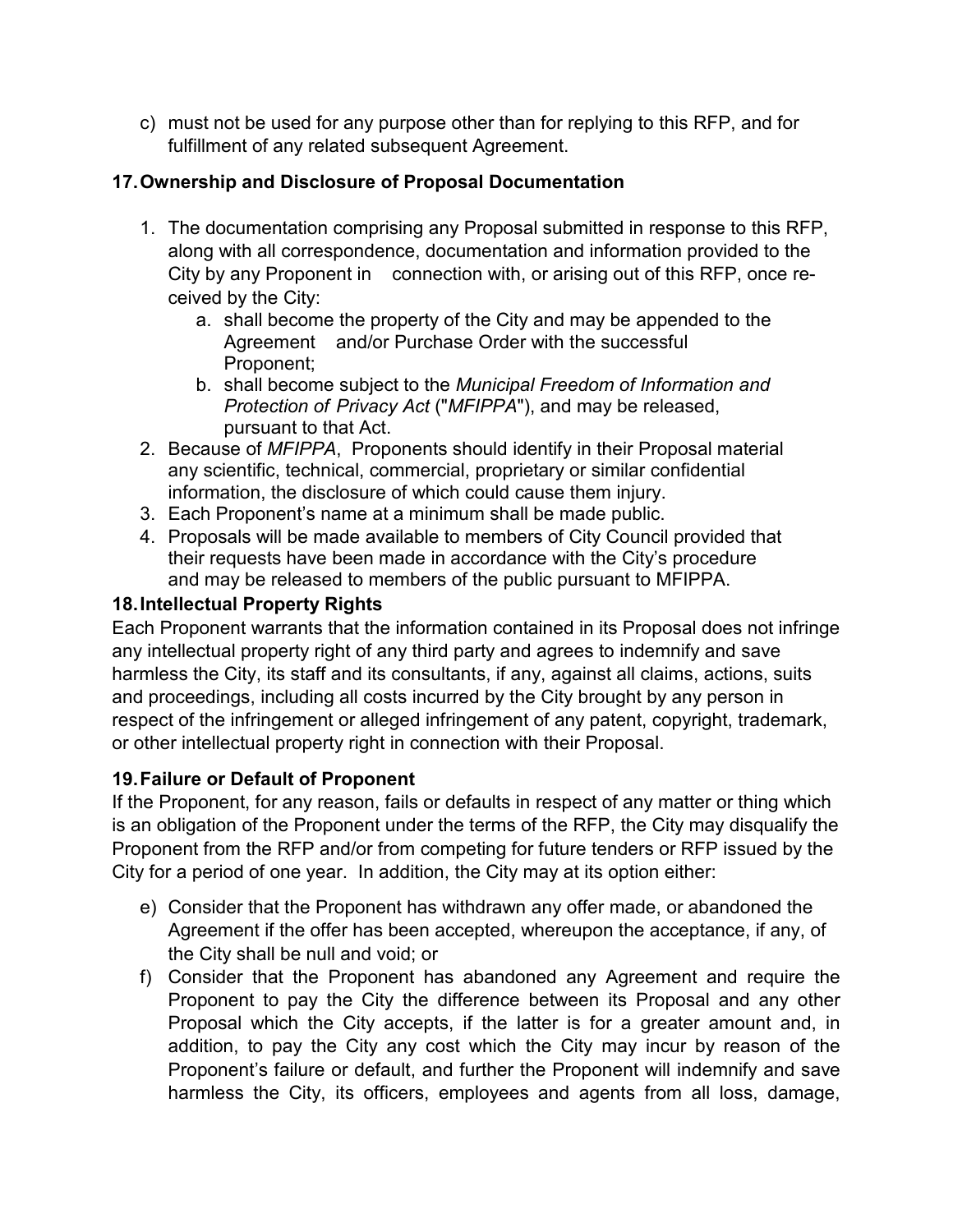c) must not be used for any purpose other than for replying to this RFP, and for fulfillment of any related subsequent Agreement.

## 17. Ownership and Disclosure of Proposal Documentation

1. The documentation comprising any Proposal submitted in response to this RFP, along with all correspondence, documentation and information provided to the City by any Proponent in connection with, or arising out of this RFP, once received by the City:
   a. shall become the property of the City and may be appended to the Agreement and/or Purchase Order with the successful Proponent;
   b. shall become subject to the *Municipal Freedom of Information and Protection of Privacy Act* ("*MFIPPA*"), and may be released, pursuant to that Act.
2. Because of *MFIPPA*, Proponents should identify in their Proposal material any scientific, technical, commercial, proprietary or similar confidential information, the disclosure of which could cause them injury.
3. Each Proponent's name at a minimum shall be made public.
4. Proposals will be made available to members of City Council provided that their requests have been made in accordance with the City's procedure and may be released to members of the public pursuant to MFIPPA.

## 18. Intellectual Property Rights

Each Proponent warrants that the information contained in its Proposal does not infringe any intellectual property right of any third party and agrees to indemnify and save harmless the City, its staff and its consultants, if any, against all claims, actions, suits and proceedings, including all costs incurred by the City brought by any person in respect of the infringement or alleged infringement of any patent, copyright, trademark, or other intellectual property right in connection with their Proposal.

## 19. Failure or Default of Proponent

If the Proponent, for any reason, fails or defaults in respect of any matter or thing which is an obligation of the Proponent under the terms of the RFP, the City may disqualify the Proponent from the RFP and/or from competing for future tenders or RFP issued by the City for a period of one year. In addition, the City may at its option either:

e) Consider that the Proponent has withdrawn any offer made, or abandoned the Agreement if the offer has been accepted, whereupon the acceptance, if any, of the City shall be null and void; or

f) Consider that the Proponent has abandoned any Agreement and require the Proponent to pay the City the difference between its Proposal and any other Proposal which the City accepts, if the latter is for a greater amount and, in addition, to pay the City any cost which the City may incur by reason of the Proponent's failure or default, and further the Proponent will indemnify and save harmless the City, its officers, employees and agents from all loss, damage,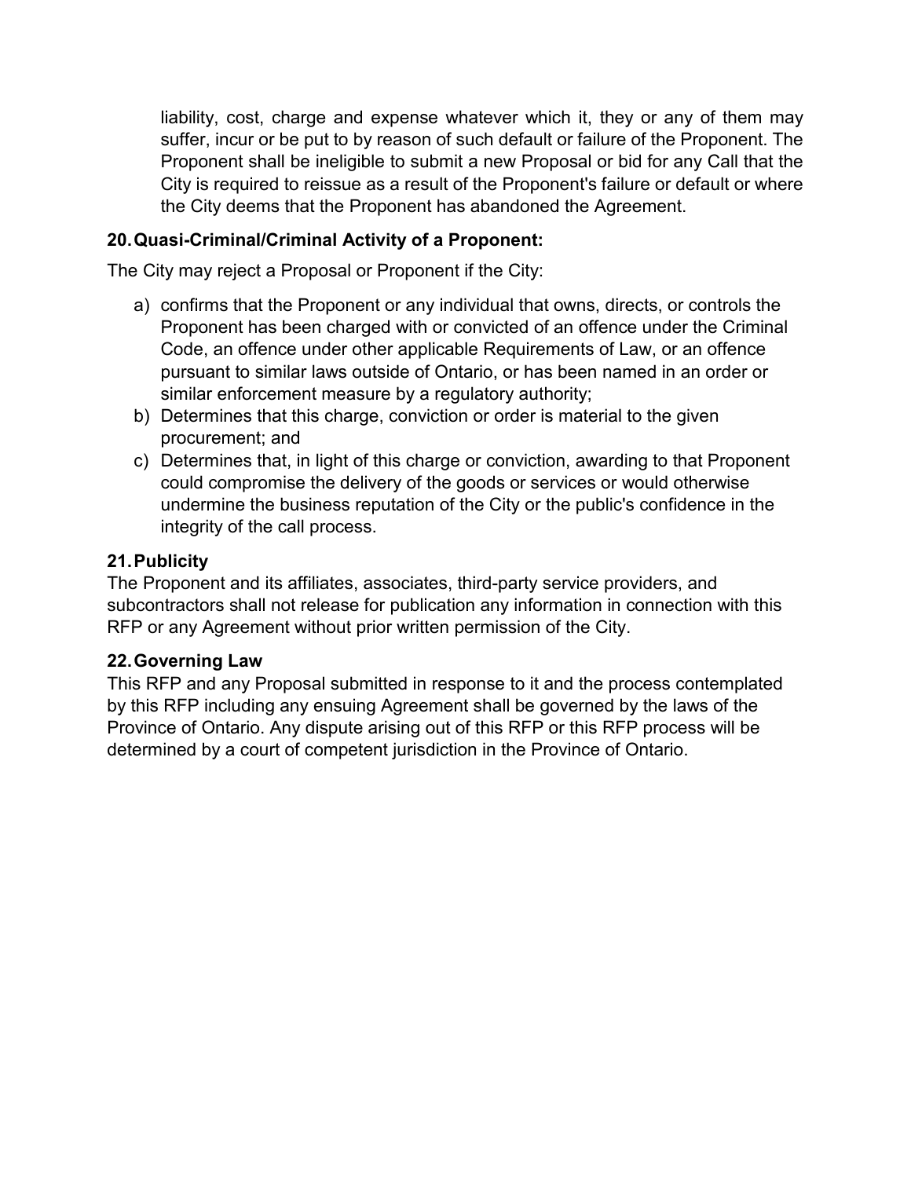liability, cost, charge and expense whatever which it, they or any of them may suffer, incur or be put to by reason of such default or failure of the Proponent. The Proponent shall be ineligible to submit a new Proposal or bid for any Call that the City is required to reissue as a result of the Proponent's failure or default or where the City deems that the Proponent has abandoned the Agreement.

### 20. Quasi-Criminal/Criminal Activity of a Proponent:

The City may reject a Proposal or Proponent if the City:

a) confirms that the Proponent or any individual that owns, directs, or controls the Proponent has been charged with or convicted of an offence under the Criminal Code, an offence under other applicable Requirements of Law, or an offence pursuant to similar laws outside of Ontario, or has been named in an order or similar enforcement measure by a regulatory authority;
b) Determines that this charge, conviction or order is material to the given procurement; and
c) Determines that, in light of this charge or conviction, awarding to that Proponent could compromise the delivery of the goods or services or would otherwise undermine the business reputation of the City or the public's confidence in the integrity of the call process.

### 21. Publicity

The Proponent and its affiliates, associates, third-party service providers, and subcontractors shall not release for publication any information in connection with this RFP or any Agreement without prior written permission of the City.

### 22. Governing Law

This RFP and any Proposal submitted in response to it and the process contemplated by this RFP including any ensuing Agreement shall be governed by the laws of the Province of Ontario. Any dispute arising out of this RFP or this RFP process will be determined by a court of competent jurisdiction in the Province of Ontario.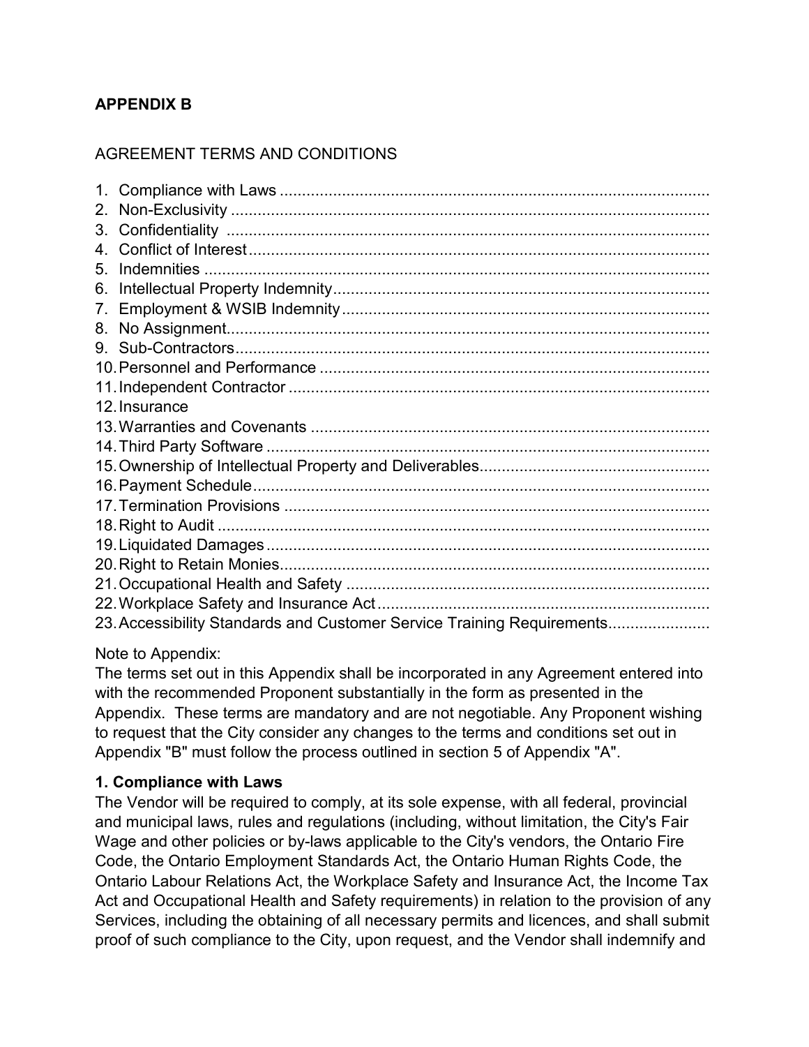**APPENDIX B**

AGREEMENT TERMS AND CONDITIONS

1. Compliance with Laws ................................................................................................
2. Non-Exclusivity ..........................................................................................................
3. Confidentiality ............................................................................................................
4. Conflict of Interest .......................................................................................................
5. Indemnities .................................................................................................................
6. Intellectual Property Indemnity....................................................................................
7. Employment & WSIB Indemnity..................................................................................
8. No Assignment............................................................................................................
9. Sub-Contractors...........................................................................................................
10. Personnel and Performance .......................................................................................
11. Independent Contractor ..............................................................................................
12. Insurance
13. Warranties and Covenants .........................................................................................
14. Third Party Software ...................................................................................................
15. Ownership of Intellectual Property and Deliverables...................................................
16. Payment Schedule......................................................................................................
17. Termination Provisions ...............................................................................................
18. Right to Audit ..............................................................................................................
19. Liquidated Damages ...................................................................................................
20. Right to Retain Monies................................................................................................
21. Occupational Health and Safety .................................................................................
22. Workplace Safety and Insurance Act ..........................................................................
23. Accessibility Standards and Customer Service Training Requirements......................

Note to Appendix:
The terms set out in this Appendix shall be incorporated in any Agreement entered into with the recommended Proponent substantially in the form as presented in the Appendix. These terms are mandatory and are not negotiable. Any Proponent wishing to request that the City consider any changes to the terms and conditions set out in Appendix "B" must follow the process outlined in section 5 of Appendix "A".

**1. Compliance with Laws**

The Vendor will be required to comply, at its sole expense, with all federal, provincial and municipal laws, rules and regulations (including, without limitation, the City's Fair Wage and other policies or by-laws applicable to the City's vendors, the Ontario Fire Code, the Ontario Employment Standards Act, the Ontario Human Rights Code, the Ontario Labour Relations Act, the Workplace Safety and Insurance Act, the Income Tax Act and Occupational Health and Safety requirements) in relation to the provision of any Services, including the obtaining of all necessary permits and licences, and shall submit proof of such compliance to the City, upon request, and the Vendor shall indemnify and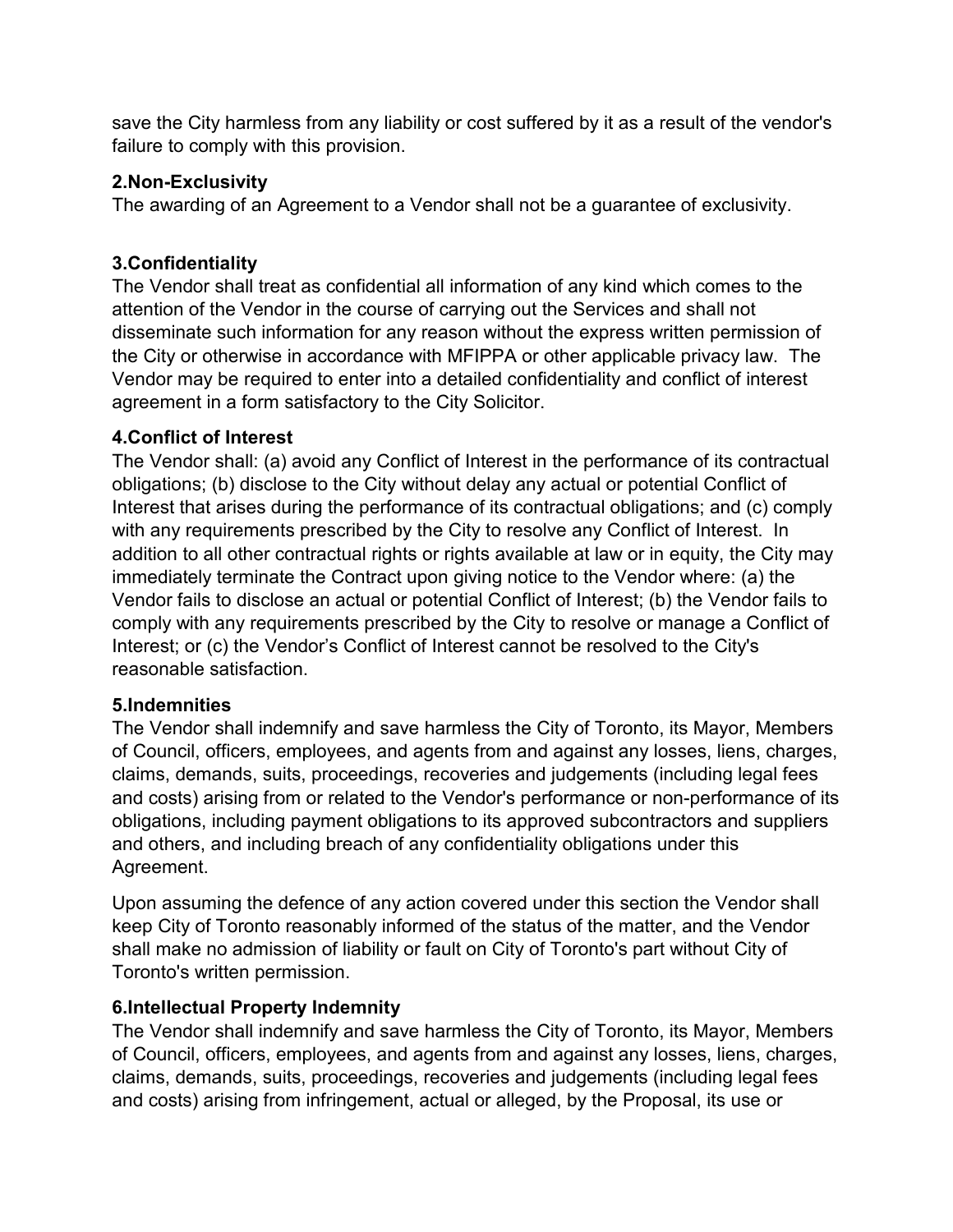save the City harmless from any liability or cost suffered by it as a result of the vendor's failure to comply with this provision.

**2.Non-Exclusivity**

The awarding of an Agreement to a Vendor shall not be a guarantee of exclusivity.

**3.Confidentiality**

The Vendor shall treat as confidential all information of any kind which comes to the attention of the Vendor in the course of carrying out the Services and shall not disseminate such information for any reason without the express written permission of the City or otherwise in accordance with MFIPPA or other applicable privacy law. The Vendor may be required to enter into a detailed confidentiality and conflict of interest agreement in a form satisfactory to the City Solicitor.

**4.Conflict of Interest**

The Vendor shall: (a) avoid any Conflict of Interest in the performance of its contractual obligations; (b) disclose to the City without delay any actual or potential Conflict of Interest that arises during the performance of its contractual obligations; and (c) comply with any requirements prescribed by the City to resolve any Conflict of Interest. In addition to all other contractual rights or rights available at law or in equity, the City may immediately terminate the Contract upon giving notice to the Vendor where: (a) the Vendor fails to disclose an actual or potential Conflict of Interest; (b) the Vendor fails to comply with any requirements prescribed by the City to resolve or manage a Conflict of Interest; or (c) the Vendor's Conflict of Interest cannot be resolved to the City's reasonable satisfaction.

**5.Indemnities**

The Vendor shall indemnify and save harmless the City of Toronto, its Mayor, Members of Council, officers, employees, and agents from and against any losses, liens, charges, claims, demands, suits, proceedings, recoveries and judgements (including legal fees and costs) arising from or related to the Vendor's performance or non-performance of its obligations, including payment obligations to its approved subcontractors and suppliers and others, and including breach of any confidentiality obligations under this Agreement.

Upon assuming the defence of any action covered under this section the Vendor shall keep City of Toronto reasonably informed of the status of the matter, and the Vendor shall make no admission of liability or fault on City of Toronto's part without City of Toronto's written permission.

**6.Intellectual Property Indemnity**

The Vendor shall indemnify and save harmless the City of Toronto, its Mayor, Members of Council, officers, employees, and agents from and against any losses, liens, charges, claims, demands, suits, proceedings, recoveries and judgements (including legal fees and costs) arising from infringement, actual or alleged, by the Proposal, its use or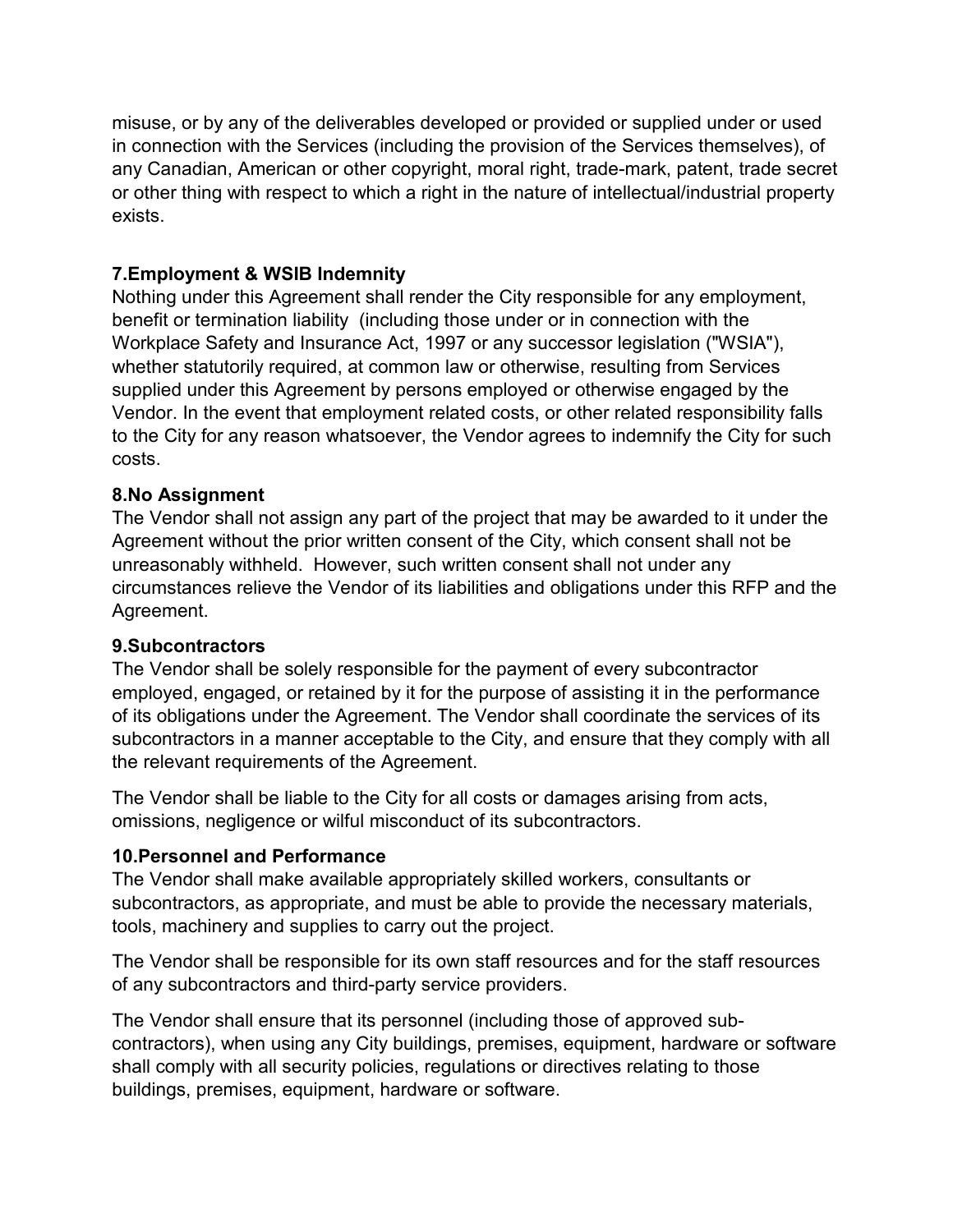misuse, or by any of the deliverables developed or provided or supplied under or used in connection with the Services (including the provision of the Services themselves), of any Canadian, American or other copyright, moral right, trade-mark, patent, trade secret or other thing with respect to which a right in the nature of intellectual/industrial property exists.

### 7.Employment & WSIB Indemnity

Nothing under this Agreement shall render the City responsible for any employment, benefit or termination liability (including those under or in connection with the Workplace Safety and Insurance Act, 1997 or any successor legislation ("WSIA"), whether statutorily required, at common law or otherwise, resulting from Services supplied under this Agreement by persons employed or otherwise engaged by the Vendor. In the event that employment related costs, or other related responsibility falls to the City for any reason whatsoever, the Vendor agrees to indemnify the City for such costs.

### 8.No Assignment

The Vendor shall not assign any part of the project that may be awarded to it under the Agreement without the prior written consent of the City, which consent shall not be unreasonably withheld. However, such written consent shall not under any circumstances relieve the Vendor of its liabilities and obligations under this RFP and the Agreement.

### 9.Subcontractors

The Vendor shall be solely responsible for the payment of every subcontractor employed, engaged, or retained by it for the purpose of assisting it in the performance of its obligations under the Agreement. The Vendor shall coordinate the services of its subcontractors in a manner acceptable to the City, and ensure that they comply with all the relevant requirements of the Agreement.

The Vendor shall be liable to the City for all costs or damages arising from acts, omissions, negligence or wilful misconduct of its subcontractors.

### 10.Personnel and Performance

The Vendor shall make available appropriately skilled workers, consultants or subcontractors, as appropriate, and must be able to provide the necessary materials, tools, machinery and supplies to carry out the project.

The Vendor shall be responsible for its own staff resources and for the staff resources of any subcontractors and third-party service providers.

The Vendor shall ensure that its personnel (including those of approved sub-contractors), when using any City buildings, premises, equipment, hardware or software shall comply with all security policies, regulations or directives relating to those buildings, premises, equipment, hardware or software.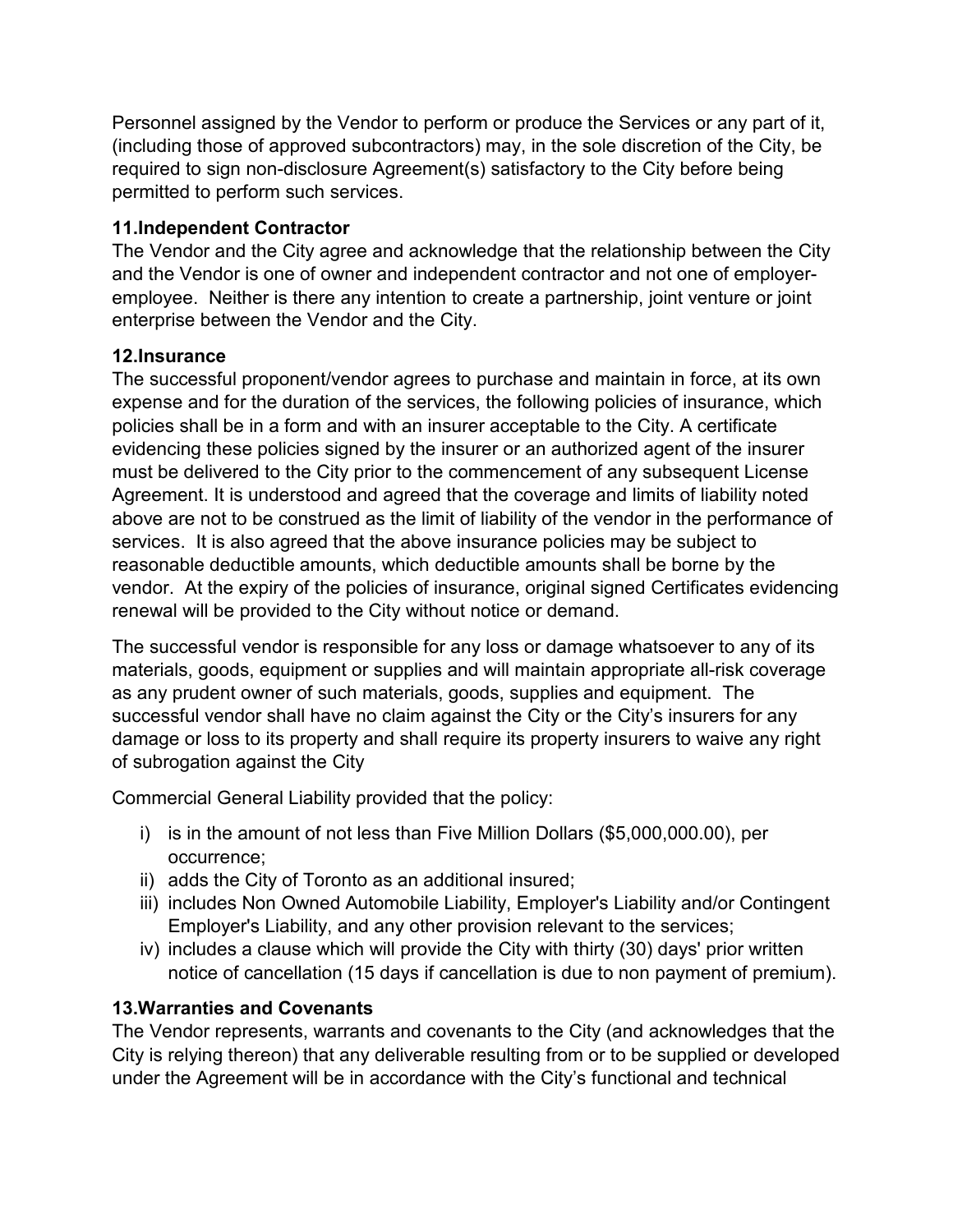Personnel assigned by the Vendor to perform or produce the Services or any part of it, (including those of approved subcontractors) may, in the sole discretion of the City, be required to sign non-disclosure Agreement(s) satisfactory to the City before being permitted to perform such services.

**11.Independent Contractor**

The Vendor and the City agree and acknowledge that the relationship between the City and the Vendor is one of owner and independent contractor and not one of employer-employee. Neither is there any intention to create a partnership, joint venture or joint enterprise between the Vendor and the City.

**12.Insurance**

The successful proponent/vendor agrees to purchase and maintain in force, at its own expense and for the duration of the services, the following policies of insurance, which policies shall be in a form and with an insurer acceptable to the City. A certificate evidencing these policies signed by the insurer or an authorized agent of the insurer must be delivered to the City prior to the commencement of any subsequent License Agreement. It is understood and agreed that the coverage and limits of liability noted above are not to be construed as the limit of liability of the vendor in the performance of services. It is also agreed that the above insurance policies may be subject to reasonable deductible amounts, which deductible amounts shall be borne by the vendor. At the expiry of the policies of insurance, original signed Certificates evidencing renewal will be provided to the City without notice or demand.

The successful vendor is responsible for any loss or damage whatsoever to any of its materials, goods, equipment or supplies and will maintain appropriate all-risk coverage as any prudent owner of such materials, goods, supplies and equipment. The successful vendor shall have no claim against the City or the City's insurers for any damage or loss to its property and shall require its property insurers to waive any right of subrogation against the City

Commercial General Liability provided that the policy:

i) is in the amount of not less than Five Million Dollars ($5,000,000.00), per occurrence;
ii) adds the City of Toronto as an additional insured;
iii) includes Non Owned Automobile Liability, Employer's Liability and/or Contingent Employer's Liability, and any other provision relevant to the services;
iv) includes a clause which will provide the City with thirty (30) days' prior written notice of cancellation (15 days if cancellation is due to non payment of premium).

**13.Warranties and Covenants**

The Vendor represents, warrants and covenants to the City (and acknowledges that the City is relying thereon) that any deliverable resulting from or to be supplied or developed under the Agreement will be in accordance with the City's functional and technical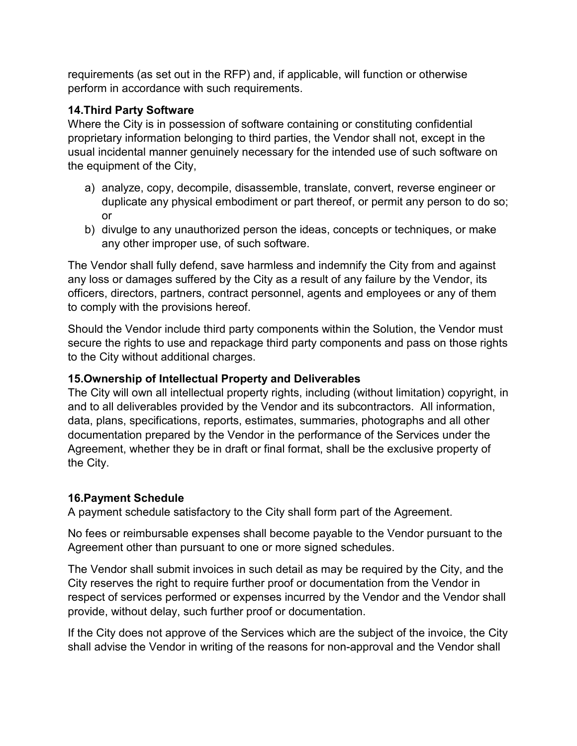requirements (as set out in the RFP) and, if applicable, will function or otherwise perform in accordance with such requirements.

### 14.Third Party Software

Where the City is in possession of software containing or constituting confidential proprietary information belonging to third parties, the Vendor shall not, except in the usual incidental manner genuinely necessary for the intended use of such software on the equipment of the City,

a) analyze, copy, decompile, disassemble, translate, convert, reverse engineer or duplicate any physical embodiment or part thereof, or permit any person to do so; or
b) divulge to any unauthorized person the ideas, concepts or techniques, or make any other improper use, of such software.

The Vendor shall fully defend, save harmless and indemnify the City from and against any loss or damages suffered by the City as a result of any failure by the Vendor, its officers, directors, partners, contract personnel, agents and employees or any of them to comply with the provisions hereof.

Should the Vendor include third party components within the Solution, the Vendor must secure the rights to use and repackage third party components and pass on those rights to the City without additional charges.

### 15.Ownership of Intellectual Property and Deliverables

The City will own all intellectual property rights, including (without limitation) copyright, in and to all deliverables provided by the Vendor and its subcontractors. All information, data, plans, specifications, reports, estimates, summaries, photographs and all other documentation prepared by the Vendor in the performance of the Services under the Agreement, whether they be in draft or final format, shall be the exclusive property of the City.

### 16.Payment Schedule

A payment schedule satisfactory to the City shall form part of the Agreement.

No fees or reimbursable expenses shall become payable to the Vendor pursuant to the Agreement other than pursuant to one or more signed schedules.

The Vendor shall submit invoices in such detail as may be required by the City, and the City reserves the right to require further proof or documentation from the Vendor in respect of services performed or expenses incurred by the Vendor and the Vendor shall provide, without delay, such further proof or documentation.

If the City does not approve of the Services which are the subject of the invoice, the City shall advise the Vendor in writing of the reasons for non-approval and the Vendor shall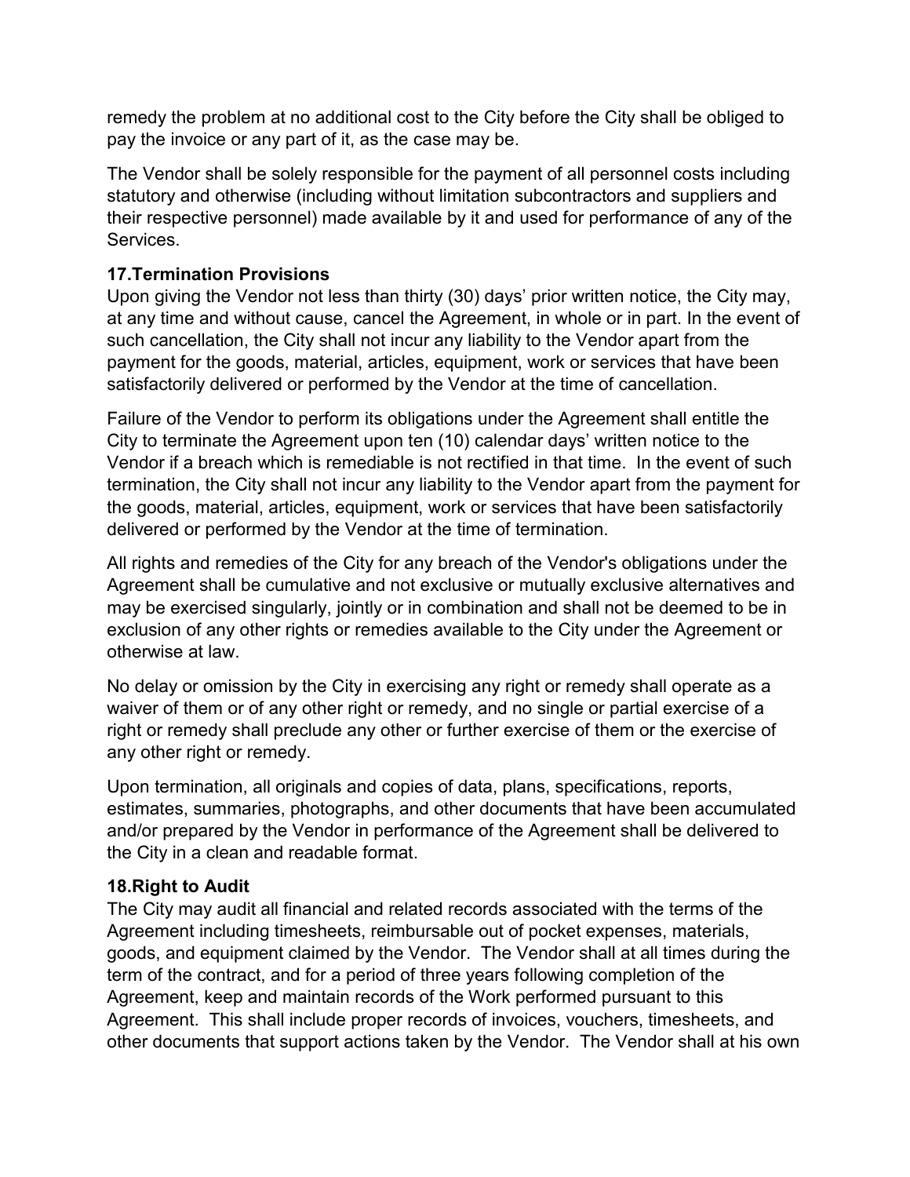remedy the problem at no additional cost to the City before the City shall be obliged to pay the invoice or any part of it, as the case may be.

The Vendor shall be solely responsible for the payment of all personnel costs including statutory and otherwise (including without limitation subcontractors and suppliers and their respective personnel) made available by it and used for performance of any of the Services.

**17.Termination Provisions**

Upon giving the Vendor not less than thirty (30) days' prior written notice, the City may, at any time and without cause, cancel the Agreement, in whole or in part. In the event of such cancellation, the City shall not incur any liability to the Vendor apart from the payment for the goods, material, articles, equipment, work or services that have been satisfactorily delivered or performed by the Vendor at the time of cancellation.

Failure of the Vendor to perform its obligations under the Agreement shall entitle the City to terminate the Agreement upon ten (10) calendar days' written notice to the Vendor if a breach which is remediable is not rectified in that time. In the event of such termination, the City shall not incur any liability to the Vendor apart from the payment for the goods, material, articles, equipment, work or services that have been satisfactorily delivered or performed by the Vendor at the time of termination.

All rights and remedies of the City for any breach of the Vendor's obligations under the Agreement shall be cumulative and not exclusive or mutually exclusive alternatives and may be exercised singularly, jointly or in combination and shall not be deemed to be in exclusion of any other rights or remedies available to the City under the Agreement or otherwise at law.

No delay or omission by the City in exercising any right or remedy shall operate as a waiver of them or of any other right or remedy, and no single or partial exercise of a right or remedy shall preclude any other or further exercise of them or the exercise of any other right or remedy.

Upon termination, all originals and copies of data, plans, specifications, reports, estimates, summaries, photographs, and other documents that have been accumulated and/or prepared by the Vendor in performance of the Agreement shall be delivered to the City in a clean and readable format.

**18.Right to Audit**

The City may audit all financial and related records associated with the terms of the Agreement including timesheets, reimbursable out of pocket expenses, materials, goods, and equipment claimed by the Vendor. The Vendor shall at all times during the term of the contract, and for a period of three years following completion of the Agreement, keep and maintain records of the Work performed pursuant to this Agreement. This shall include proper records of invoices, vouchers, timesheets, and other documents that support actions taken by the Vendor. The Vendor shall at his own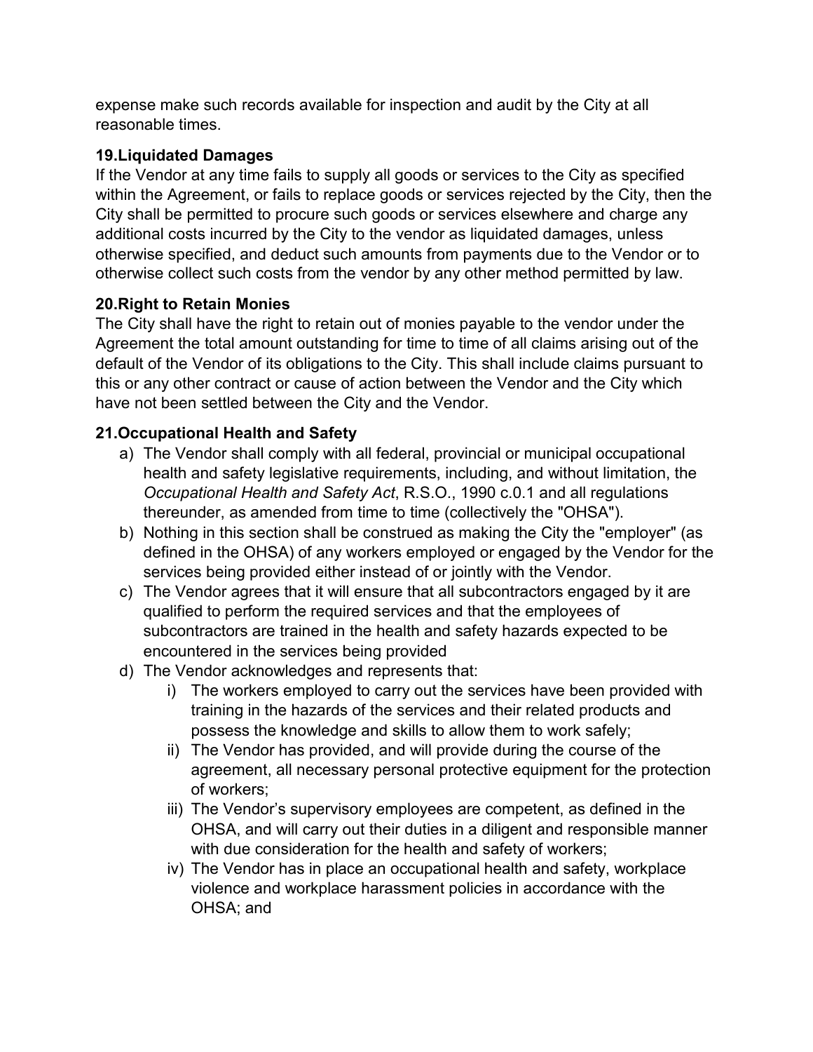expense make such records available for inspection and audit by the City at all reasonable times.

### 19.Liquidated Damages

If the Vendor at any time fails to supply all goods or services to the City as specified within the Agreement, or fails to replace goods or services rejected by the City, then the City shall be permitted to procure such goods or services elsewhere and charge any additional costs incurred by the City to the vendor as liquidated damages, unless otherwise specified, and deduct such amounts from payments due to the Vendor or to otherwise collect such costs from the vendor by any other method permitted by law.

### 20.Right to Retain Monies

The City shall have the right to retain out of monies payable to the vendor under the Agreement the total amount outstanding for time to time of all claims arising out of the default of the Vendor of its obligations to the City. This shall include claims pursuant to this or any other contract or cause of action between the Vendor and the City which have not been settled between the City and the Vendor.

### 21.Occupational Health and Safety

a) The Vendor shall comply with all federal, provincial or municipal occupational health and safety legislative requirements, including, and without limitation, the *Occupational Health and Safety Act*, R.S.O., 1990 c.0.1 and all regulations thereunder, as amended from time to time (collectively the "OHSA").

b) Nothing in this section shall be construed as making the City the "employer" (as defined in the OHSA) of any workers employed or engaged by the Vendor for the services being provided either instead of or jointly with the Vendor.

c) The Vendor agrees that it will ensure that all subcontractors engaged by it are qualified to perform the required services and that the employees of subcontractors are trained in the health and safety hazards expected to be encountered in the services being provided

d) The Vendor acknowledges and represents that:

   i) The workers employed to carry out the services have been provided with training in the hazards of the services and their related products and possess the knowledge and skills to allow them to work safely;

   ii) The Vendor has provided, and will provide during the course of the agreement, all necessary personal protective equipment for the protection of workers;

   iii) The Vendor's supervisory employees are competent, as defined in the OHSA, and will carry out their duties in a diligent and responsible manner with due consideration for the health and safety of workers;

   iv) The Vendor has in place an occupational health and safety, workplace violence and workplace harassment policies in accordance with the OHSA; and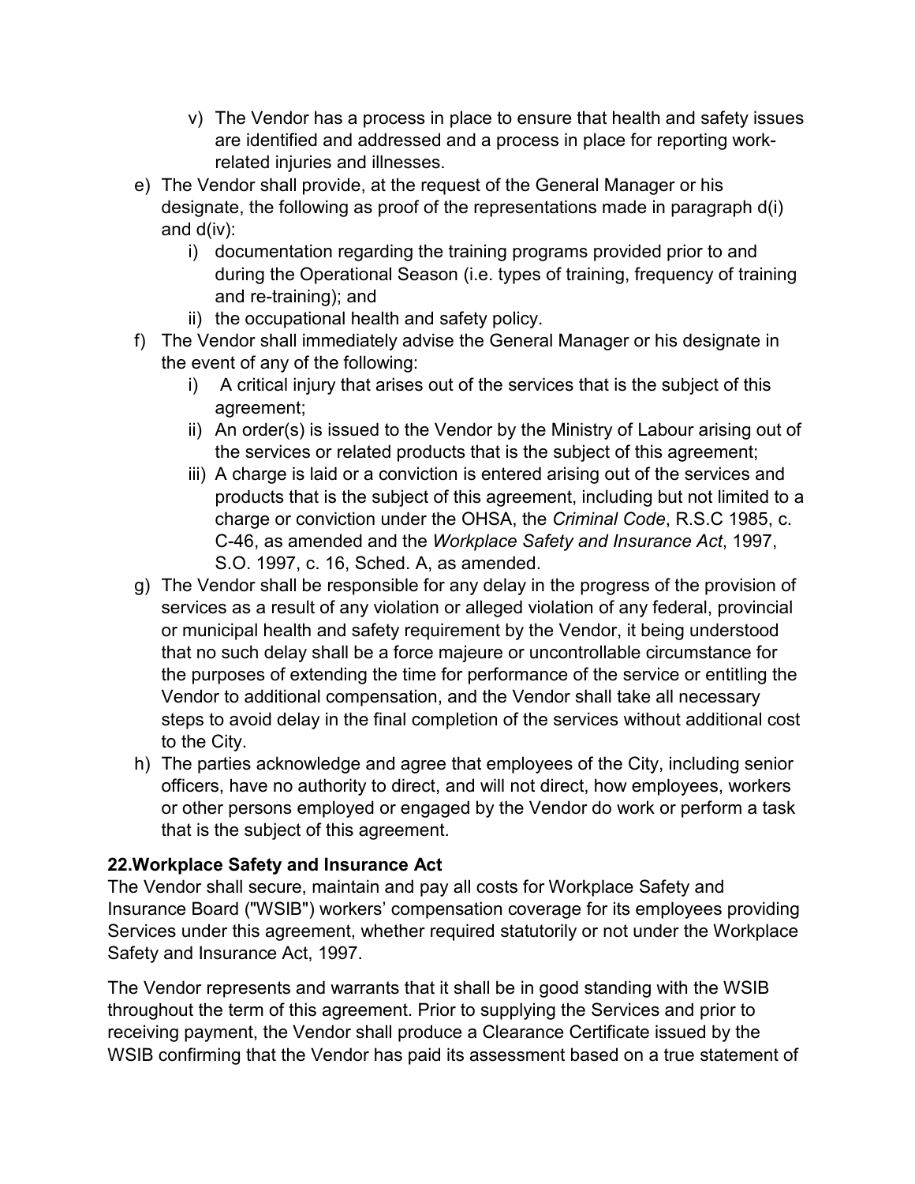v) The Vendor has a process in place to ensure that health and safety issues are identified and addressed and a process in place for reporting work-related injuries and illnesses.

e) The Vendor shall provide, at the request of the General Manager or his designate, the following as proof of the representations made in paragraph d(i) and d(iv):
    i) documentation regarding the training programs provided prior to and during the Operational Season (i.e. types of training, frequency of training and re-training); and
    ii) the occupational health and safety policy.

f) The Vendor shall immediately advise the General Manager or his designate in the event of any of the following:
    i) A critical injury that arises out of the services that is the subject of this agreement;
    ii) An order(s) is issued to the Vendor by the Ministry of Labour arising out of the services or related products that is the subject of this agreement;
    iii) A charge is laid or a conviction is entered arising out of the services and products that is the subject of this agreement, including but not limited to a charge or conviction under the OHSA, the *Criminal Code*, R.S.C 1985, c. C-46, as amended and the *Workplace Safety and Insurance Act*, 1997, S.O. 1997, c. 16, Sched. A, as amended.

g) The Vendor shall be responsible for any delay in the progress of the provision of services as a result of any violation or alleged violation of any federal, provincial or municipal health and safety requirement by the Vendor, it being understood that no such delay shall be a force majeure or uncontrollable circumstance for the purposes of extending the time for performance of the service or entitling the Vendor to additional compensation, and the Vendor shall take all necessary steps to avoid delay in the final completion of the services without additional cost to the City.

h) The parties acknowledge and agree that employees of the City, including senior officers, have no authority to direct, and will not direct, how employees, workers or other persons employed or engaged by the Vendor do work or perform a task that is the subject of this agreement.

**22.Workplace Safety and Insurance Act**

The Vendor shall secure, maintain and pay all costs for Workplace Safety and Insurance Board ("WSIB") workers' compensation coverage for its employees providing Services under this agreement, whether required statutorily or not under the Workplace Safety and Insurance Act, 1997.

The Vendor represents and warrants that it shall be in good standing with the WSIB throughout the term of this agreement. Prior to supplying the Services and prior to receiving payment, the Vendor shall produce a Clearance Certificate issued by the WSIB confirming that the Vendor has paid its assessment based on a true statement of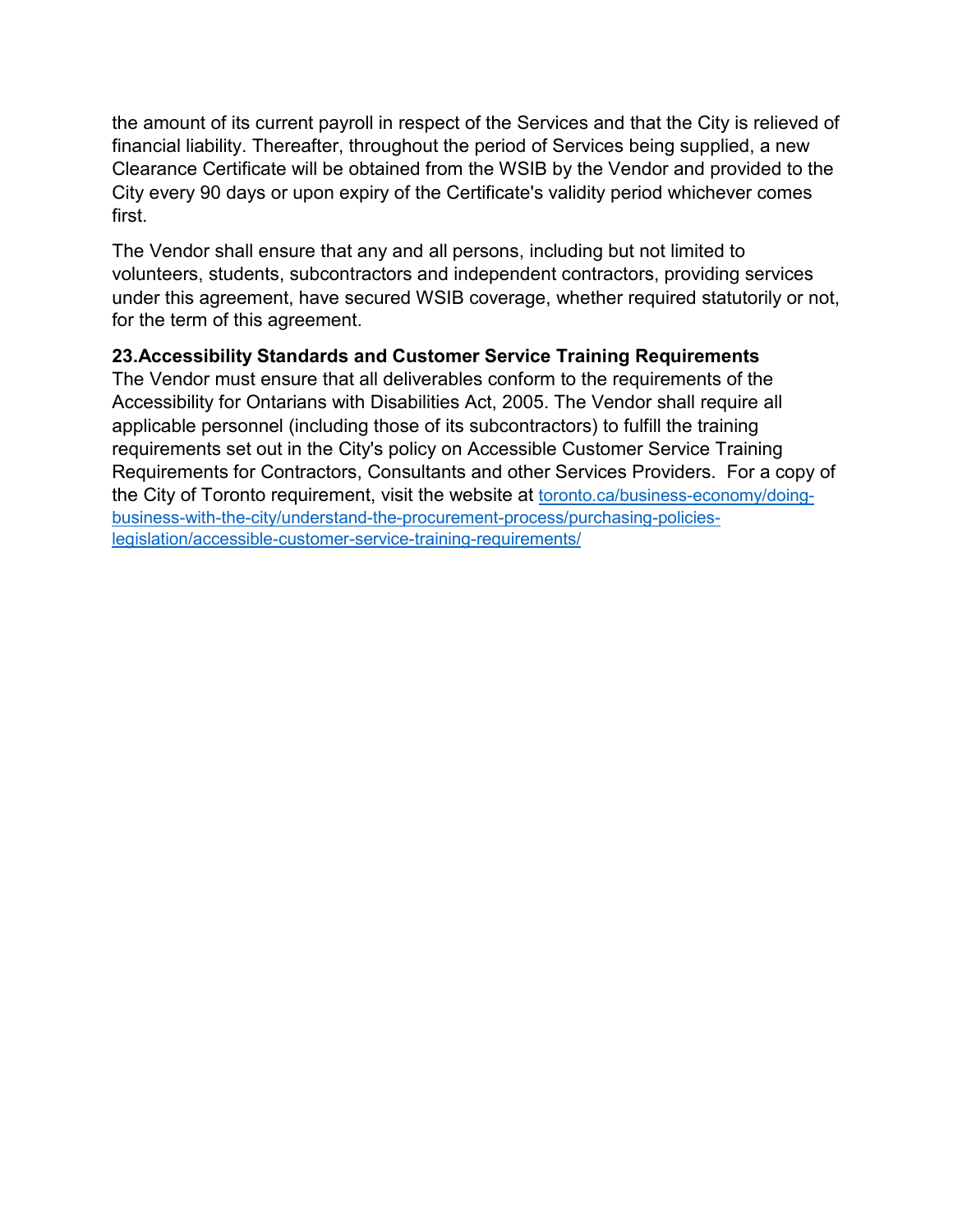the amount of its current payroll in respect of the Services and that the City is relieved of financial liability. Thereafter, throughout the period of Services being supplied, a new Clearance Certificate will be obtained from the WSIB by the Vendor and provided to the City every 90 days or upon expiry of the Certificate's validity period whichever comes first.

The Vendor shall ensure that any and all persons, including but not limited to volunteers, students, subcontractors and independent contractors, providing services under this agreement, have secured WSIB coverage, whether required statutorily or not, for the term of this agreement.

**23. Accessibility Standards and Customer Service Training Requirements**

The Vendor must ensure that all deliverables conform to the requirements of the Accessibility for Ontarians with Disabilities Act, 2005. The Vendor shall require all applicable personnel (including those of its subcontractors) to fulfill the training requirements set out in the City's policy on Accessible Customer Service Training Requirements for Contractors, Consultants and other Services Providers. For a copy of the City of Toronto requirement, visit the website at [toronto.ca/business-economy/doing-business-with-the-city/understand-the-procurement-process/purchasing-policies-legislation/accessible-customer-service-training-requirements/](https://toronto.ca/business-economy/doing-business-with-the-city/understand-the-procurement-process/purchasing-policies-legislation/accessible-customer-service-training-requirements/)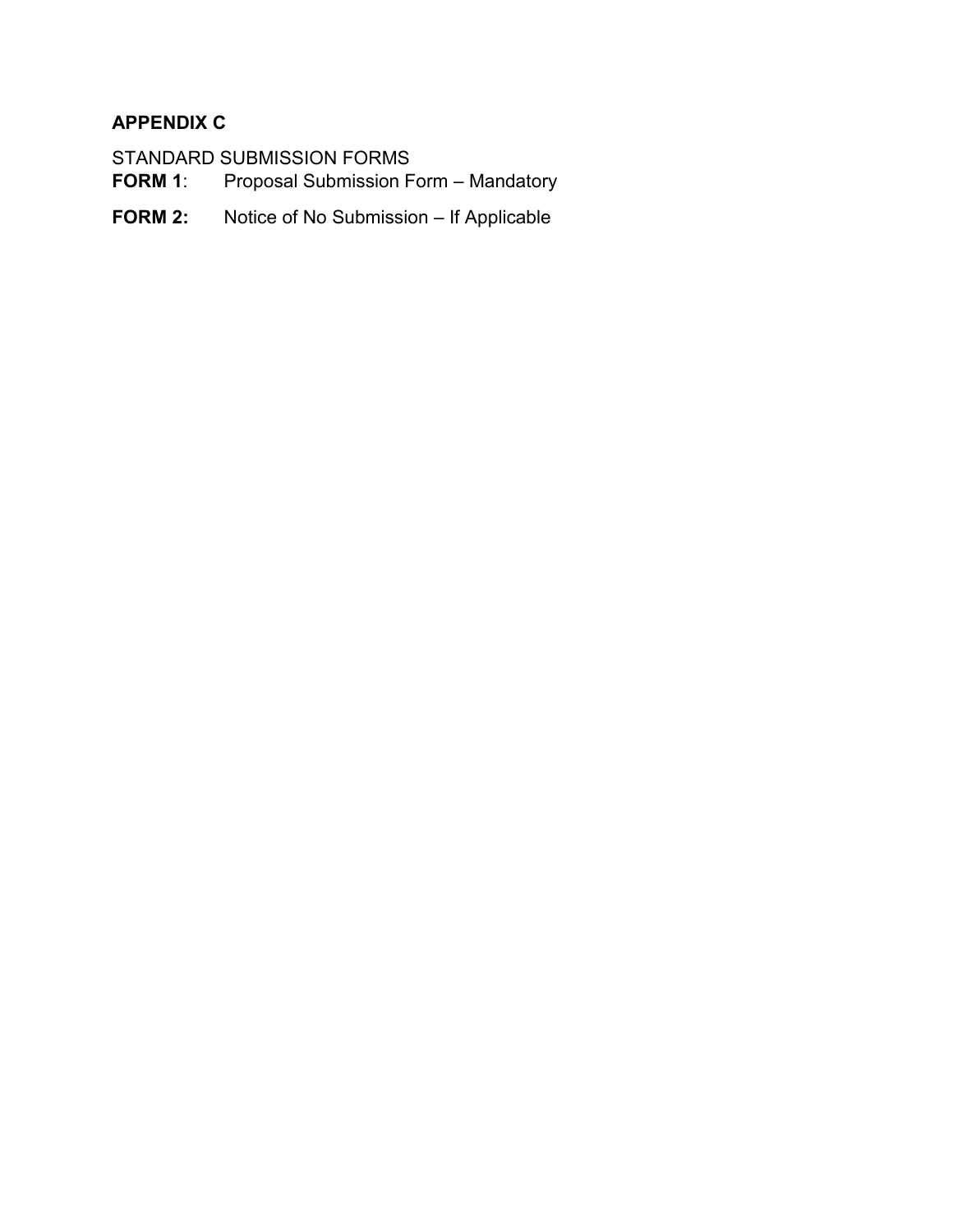## APPENDIX C

STANDARD SUBMISSION FORMS

**FORM 1**: Proposal Submission Form – Mandatory

**FORM 2:** Notice of No Submission – If Applicable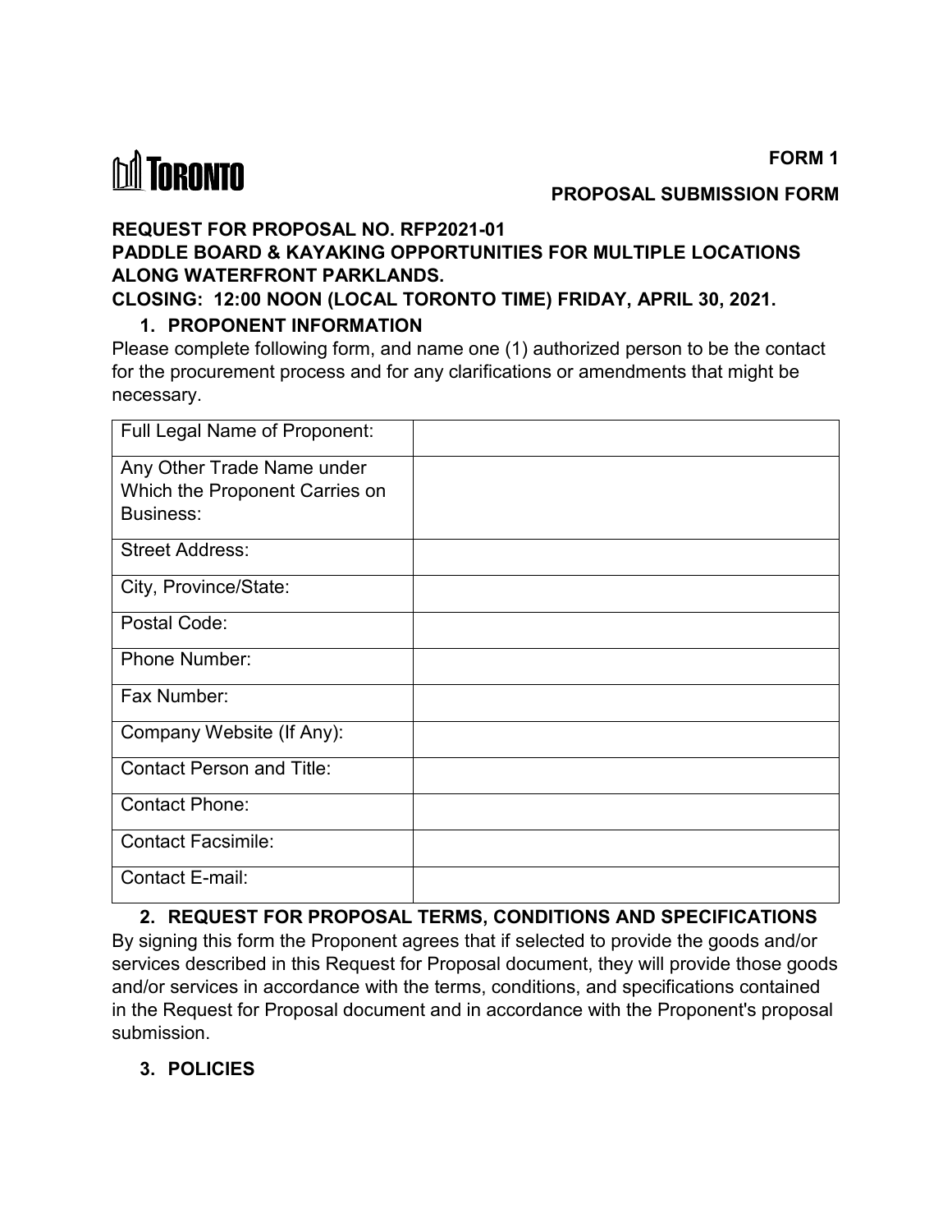TORONTO

**FORM 1**

**PROPOSAL SUBMISSION FORM**

**REQUEST FOR PROPOSAL NO. RFP2021-01**
**PADDLE BOARD & KAYAKING OPPORTUNITIES FOR MULTIPLE LOCATIONS ALONG WATERFRONT PARKLANDS.**
**CLOSING: 12:00 NOON (LOCAL TORONTO TIME) FRIDAY, APRIL 30, 2021.**

## 1. PROPONENT INFORMATION

Please complete following form, and name one (1) authorized person to be the contact for the procurement process and for any clarifications or amendments that might be necessary.

| Full Legal Name of Proponent: | |
|---|---|
| Any Other Trade Name under Which the Proponent Carries on Business: | |
| Street Address: | |
| City, Province/State: | |
| Postal Code: | |
| Phone Number: | |
| Fax Number: | |
| Company Website (If Any): | |
| Contact Person and Title: | |
| Contact Phone: | |
| Contact Facsimile: | |
| Contact E-mail: | |

## 2. REQUEST FOR PROPOSAL TERMS, CONDITIONS AND SPECIFICATIONS

By signing this form the Proponent agrees that if selected to provide the goods and/or services described in this Request for Proposal document, they will provide those goods and/or services in accordance with the terms, conditions, and specifications contained in the Request for Proposal document and in accordance with the Proponent's proposal submission.

## 3. POLICIES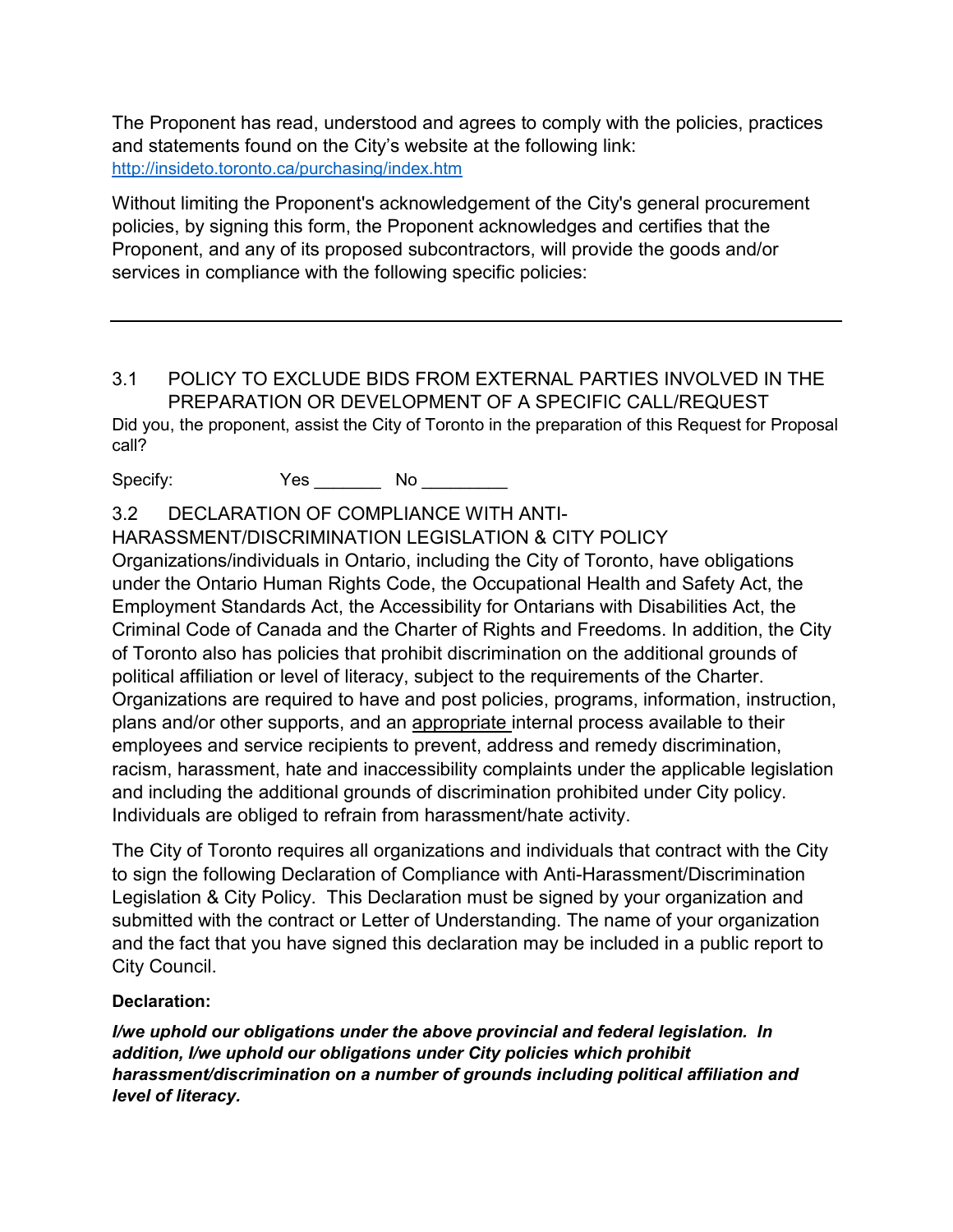The Proponent has read, understood and agrees to comply with the policies, practices and statements found on the City's website at the following link: [http://insideto.toronto.ca/purchasing/index.htm](http://insideto.toronto.ca/purchasing/index.htm)

Without limiting the Proponent's acknowledgement of the City's general procurement policies, by signing this form, the Proponent acknowledges and certifies that the Proponent, and any of its proposed subcontractors, will provide the goods and/or services in compliance with the following specific policies:

---

### 3.1 POLICY TO EXCLUDE BIDS FROM EXTERNAL PARTIES INVOLVED IN THE PREPARATION OR DEVELOPMENT OF A SPECIFIC CALL/REQUEST

Did you, the proponent, assist the City of Toronto in the preparation of this Request for Proposal call?

Specify: Yes _______ No _________

### 3.2 DECLARATION OF COMPLIANCE WITH ANTI-HARASSMENT/DISCRIMINATION LEGISLATION & CITY POLICY

Organizations/individuals in Ontario, including the City of Toronto, have obligations under the Ontario Human Rights Code, the Occupational Health and Safety Act, the Employment Standards Act, the Accessibility for Ontarians with Disabilities Act, the Criminal Code of Canada and the Charter of Rights and Freedoms. In addition, the City of Toronto also has policies that prohibit discrimination on the additional grounds of political affiliation or level of literacy, subject to the requirements of the Charter. Organizations are required to have and post policies, programs, information, instruction, plans and/or other supports, and an appropriate internal process available to their employees and service recipients to prevent, address and remedy discrimination, racism, harassment, hate and inaccessibility complaints under the applicable legislation and including the additional grounds of discrimination prohibited under City policy. Individuals are obliged to refrain from harassment/hate activity.

The City of Toronto requires all organizations and individuals that contract with the City to sign the following Declaration of Compliance with Anti-Harassment/Discrimination Legislation & City Policy. This Declaration must be signed by your organization and submitted with the contract or Letter of Understanding. The name of your organization and the fact that you have signed this declaration may be included in a public report to City Council.

**Declaration:**

***I/we uphold our obligations under the above provincial and federal legislation. In addition, I/we uphold our obligations under City policies which prohibit harassment/discrimination on a number of grounds including political affiliation and level of literacy.***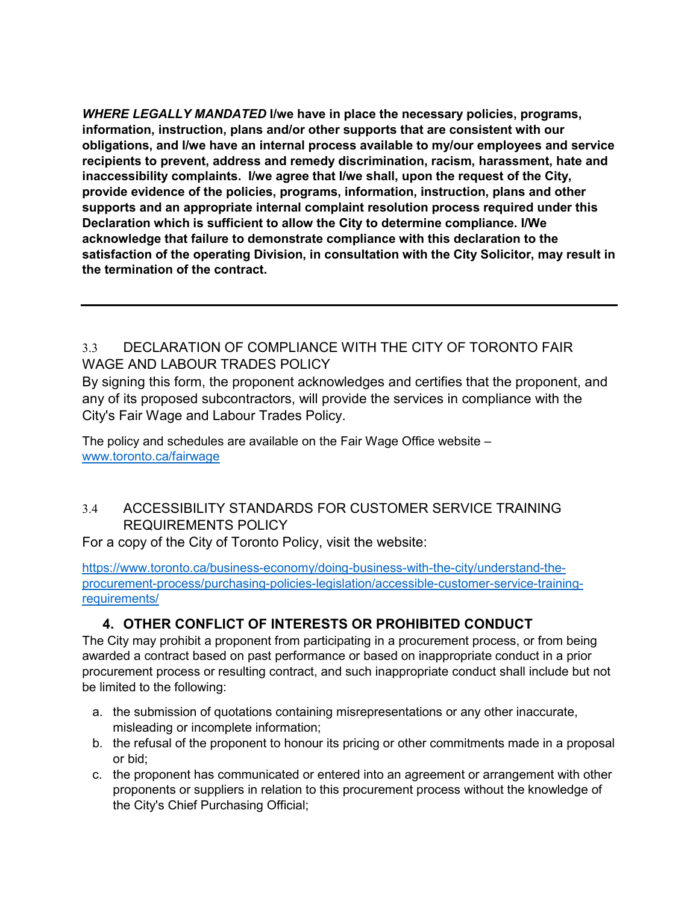***WHERE LEGALLY MANDATED*** **I/we have in place the necessary policies, programs, information, instruction, plans and/or other supports that are consistent with our obligations, and I/we have an internal process available to my/our employees and service recipients to prevent, address and remedy discrimination, racism, harassment, hate and inaccessibility complaints. I/we agree that I/we shall, upon the request of the City, provide evidence of the policies, programs, information, instruction, plans and other supports and an appropriate internal complaint resolution process required under this Declaration which is sufficient to allow the City to determine compliance. I/We acknowledge that failure to demonstrate compliance with this declaration to the satisfaction of the operating Division, in consultation with the City Solicitor, may result in the termination of the contract.**

---

### 3.3 DECLARATION OF COMPLIANCE WITH THE CITY OF TORONTO FAIR WAGE AND LABOUR TRADES POLICY

By signing this form, the proponent acknowledges and certifies that the proponent, and any of its proposed subcontractors, will provide the services in compliance with the City's Fair Wage and Labour Trades Policy.

The policy and schedules are available on the Fair Wage Office website – www.toronto.ca/fairwage

### 3.4 ACCESSIBILITY STANDARDS FOR CUSTOMER SERVICE TRAINING REQUIREMENTS POLICY

For a copy of the City of Toronto Policy, visit the website:

https://www.toronto.ca/business-economy/doing-business-with-the-city/understand-the-procurement-process/purchasing-policies-legislation/accessible-customer-service-training-requirements/

## 4. OTHER CONFLICT OF INTERESTS OR PROHIBITED CONDUCT

The City may prohibit a proponent from participating in a procurement process, or from being awarded a contract based on past performance or based on inappropriate conduct in a prior procurement process or resulting contract, and such inappropriate conduct shall include but not be limited to the following:

a. the submission of quotations containing misrepresentations or any other inaccurate, misleading or incomplete information;
b. the refusal of the proponent to honour its pricing or other commitments made in a proposal or bid;
c. the proponent has communicated or entered into an agreement or arrangement with other proponents or suppliers in relation to this procurement process without the knowledge of the City's Chief Purchasing Official;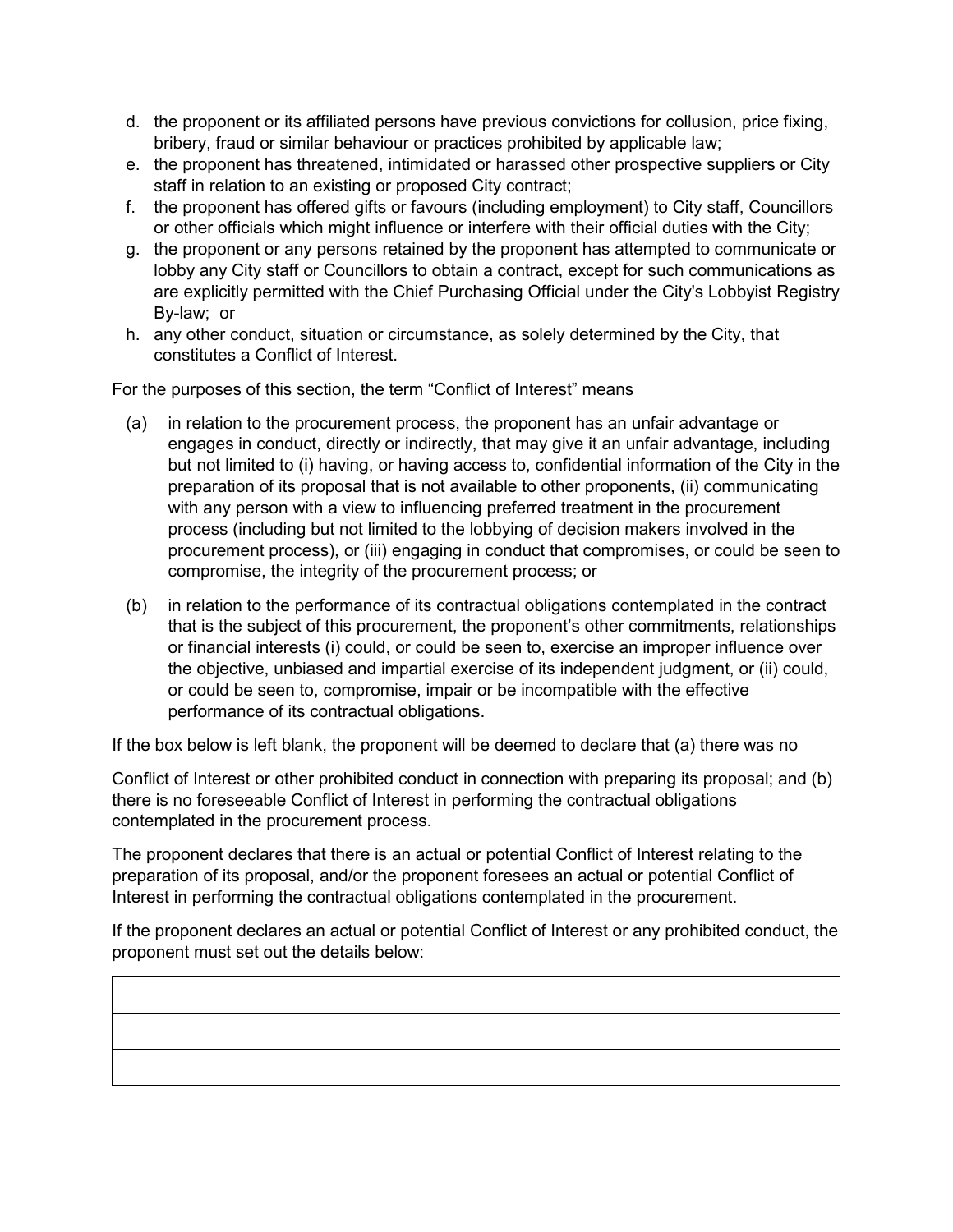d. the proponent or its affiliated persons have previous convictions for collusion, price fixing, bribery, fraud or similar behaviour or practices prohibited by applicable law;
e. the proponent has threatened, intimidated or harassed other prospective suppliers or City staff in relation to an existing or proposed City contract;
f. the proponent has offered gifts or favours (including employment) to City staff, Councillors or other officials which might influence or interfere with their official duties with the City;
g. the proponent or any persons retained by the proponent has attempted to communicate or lobby any City staff or Councillors to obtain a contract, except for such communications as are explicitly permitted with the Chief Purchasing Official under the City's Lobbyist Registry By-law; or
h. any other conduct, situation or circumstance, as solely determined by the City, that constitutes a Conflict of Interest.

For the purposes of this section, the term "Conflict of Interest" means

(a) in relation to the procurement process, the proponent has an unfair advantage or engages in conduct, directly or indirectly, that may give it an unfair advantage, including but not limited to (i) having, or having access to, confidential information of the City in the preparation of its proposal that is not available to other proponents, (ii) communicating with any person with a view to influencing preferred treatment in the procurement process (including but not limited to the lobbying of decision makers involved in the procurement process), or (iii) engaging in conduct that compromises, or could be seen to compromise, the integrity of the procurement process; or

(b) in relation to the performance of its contractual obligations contemplated in the contract that is the subject of this procurement, the proponent's other commitments, relationships or financial interests (i) could, or could be seen to, exercise an improper influence over the objective, unbiased and impartial exercise of its independent judgment, or (ii) could, or could be seen to, compromise, impair or be incompatible with the effective performance of its contractual obligations.

If the box below is left blank, the proponent will be deemed to declare that (a) there was no Conflict of Interest or other prohibited conduct in connection with preparing its proposal; and (b) there is no foreseeable Conflict of Interest in performing the contractual obligations contemplated in the procurement process.

The proponent declares that there is an actual or potential Conflict of Interest relating to the preparation of its proposal, and/or the proponent foresees an actual or potential Conflict of Interest in performing the contractual obligations contemplated in the procurement.

If the proponent declares an actual or potential Conflict of Interest or any prohibited conduct, the proponent must set out the details below:

| |
|---|
| |
| |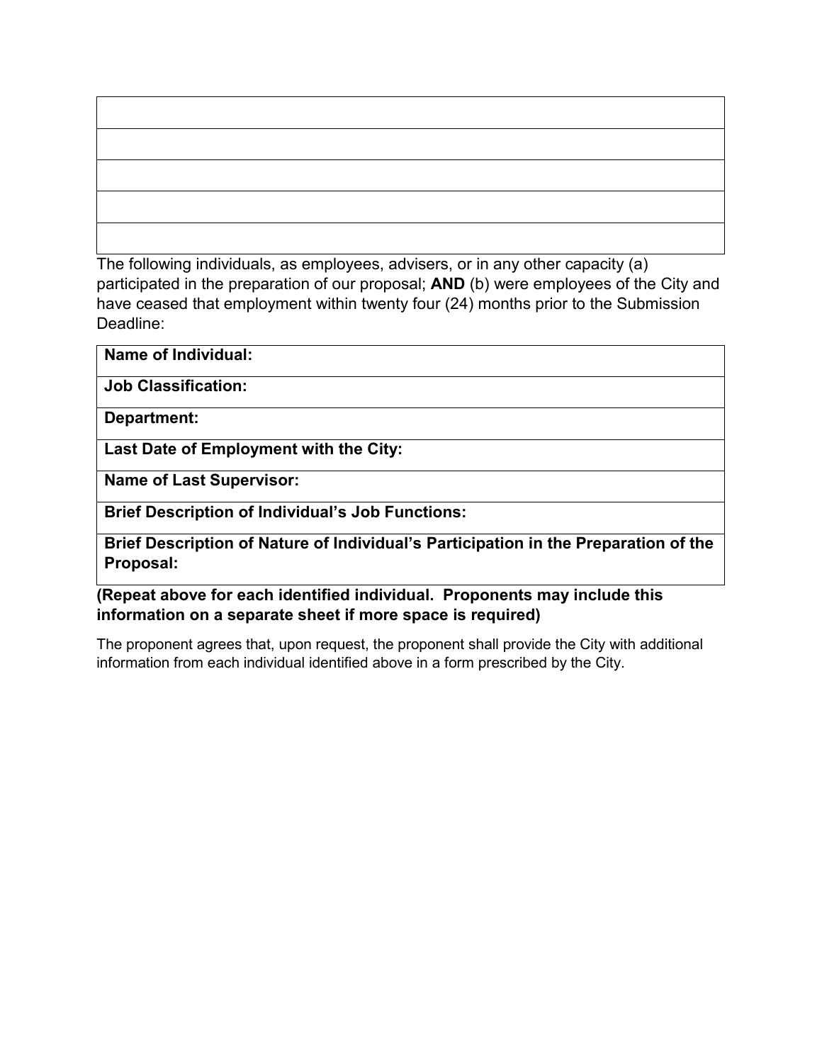| |
|---|
| |
| |
| |
| |

The following individuals, as employees, advisers, or in any other capacity (a) participated in the preparation of our proposal; **AND** (b) were employees of the City and have ceased that employment within twenty four (24) months prior to the Submission Deadline:

| **Name of Individual:** |
|---|
| **Job Classification:** |
| **Department:** |
| **Last Date of Employment with the City:** |
| **Name of Last Supervisor:** |
| **Brief Description of Individual's Job Functions:** |
| **Brief Description of Nature of Individual's Participation in the Preparation of the Proposal:** |

**(Repeat above for each identified individual. Proponents may include this information on a separate sheet if more space is required)**

The proponent agrees that, upon request, the proponent shall provide the City with additional information from each individual identified above in a form prescribed by the City.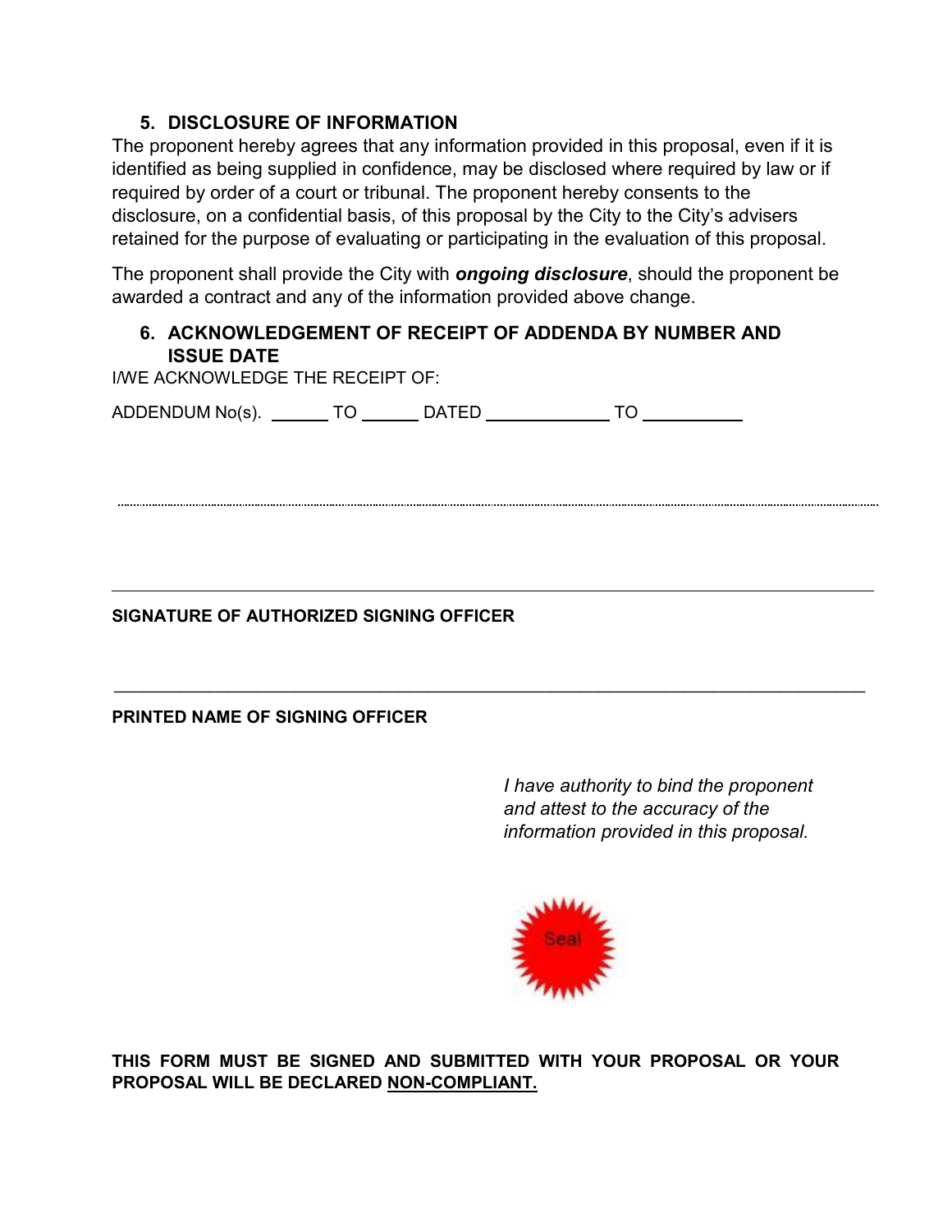### 5. DISCLOSURE OF INFORMATION

The proponent hereby agrees that any information provided in this proposal, even if it is identified as being supplied in confidence, may be disclosed where required by law or if required by order of a court or tribunal. The proponent hereby consents to the disclosure, on a confidential basis, of this proposal by the City to the City's advisers retained for the purpose of evaluating or participating in the evaluation of this proposal.

The proponent shall provide the City with ***ongoing disclosure***, should the proponent be awarded a contract and any of the information provided above change.

### 6. ACKNOWLEDGEMENT OF RECEIPT OF ADDENDA BY NUMBER AND ISSUE DATE

I/WE ACKNOWLEDGE THE RECEIPT OF:

ADDENDUM No(s). ______ TO ______ DATED _____________ TO __________

______________________________________________________________________

**SIGNATURE OF AUTHORIZED SIGNING OFFICER**

______________________________________________________________________

**PRINTED NAME OF SIGNING OFFICER**

*I have authority to bind the proponent and attest to the accuracy of the information provided in this proposal.*

Seal

**THIS FORM MUST BE SIGNED AND SUBMITTED WITH YOUR PROPOSAL OR YOUR PROPOSAL WILL BE DECLARED NON-COMPLIANT.**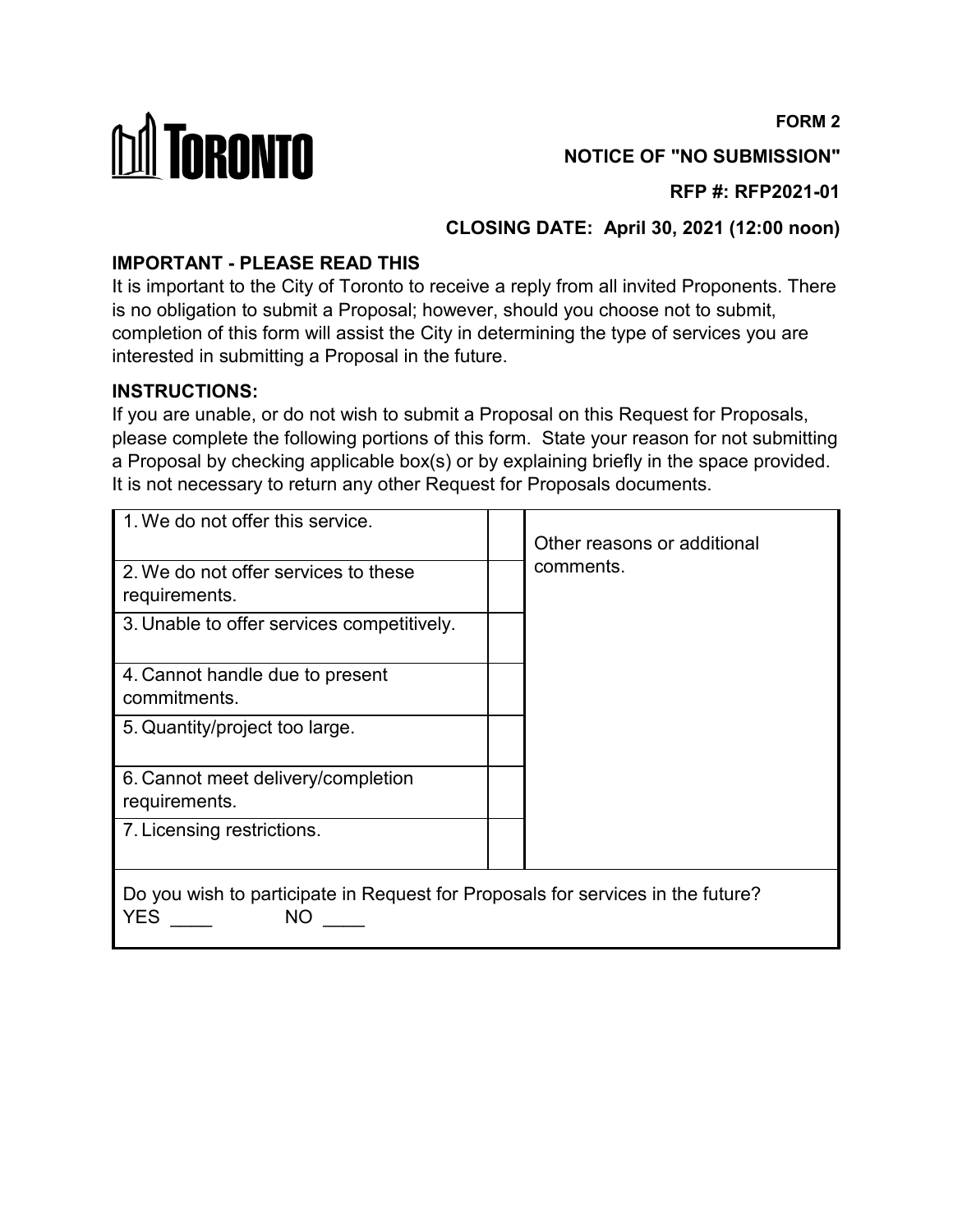TORONTO

**FORM 2**

**NOTICE OF "NO SUBMISSION"**

**RFP #: RFP2021-01**

**CLOSING DATE: April 30, 2021 (12:00 noon)**

**IMPORTANT - PLEASE READ THIS**

It is important to the City of Toronto to receive a reply from all invited Proponents. There is no obligation to submit a Proposal; however, should you choose not to submit, completion of this form will assist the City in determining the type of services you are interested in submitting a Proposal in the future.

**INSTRUCTIONS:**

If you are unable, or do not wish to submit a Proposal on this Request for Proposals, please complete the following portions of this form. State your reason for not submitting a Proposal by checking applicable box(s) or by explaining briefly in the space provided. It is not necessary to return any other Request for Proposals documents.

| Reason | | Other reasons or additional comments. |
|---|---|---|
| 1. We do not offer this service. | | |
| 2. We do not offer services to these requirements. | | |
| 3. Unable to offer services competitively. | | |
| 4. Cannot handle due to present commitments. | | |
| 5. Quantity/project too large. | | |
| 6. Cannot meet delivery/completion requirements. | | |
| 7. Licensing restrictions. | | |

Do you wish to participate in Request for Proposals for services in the future?

YES ____ NO ____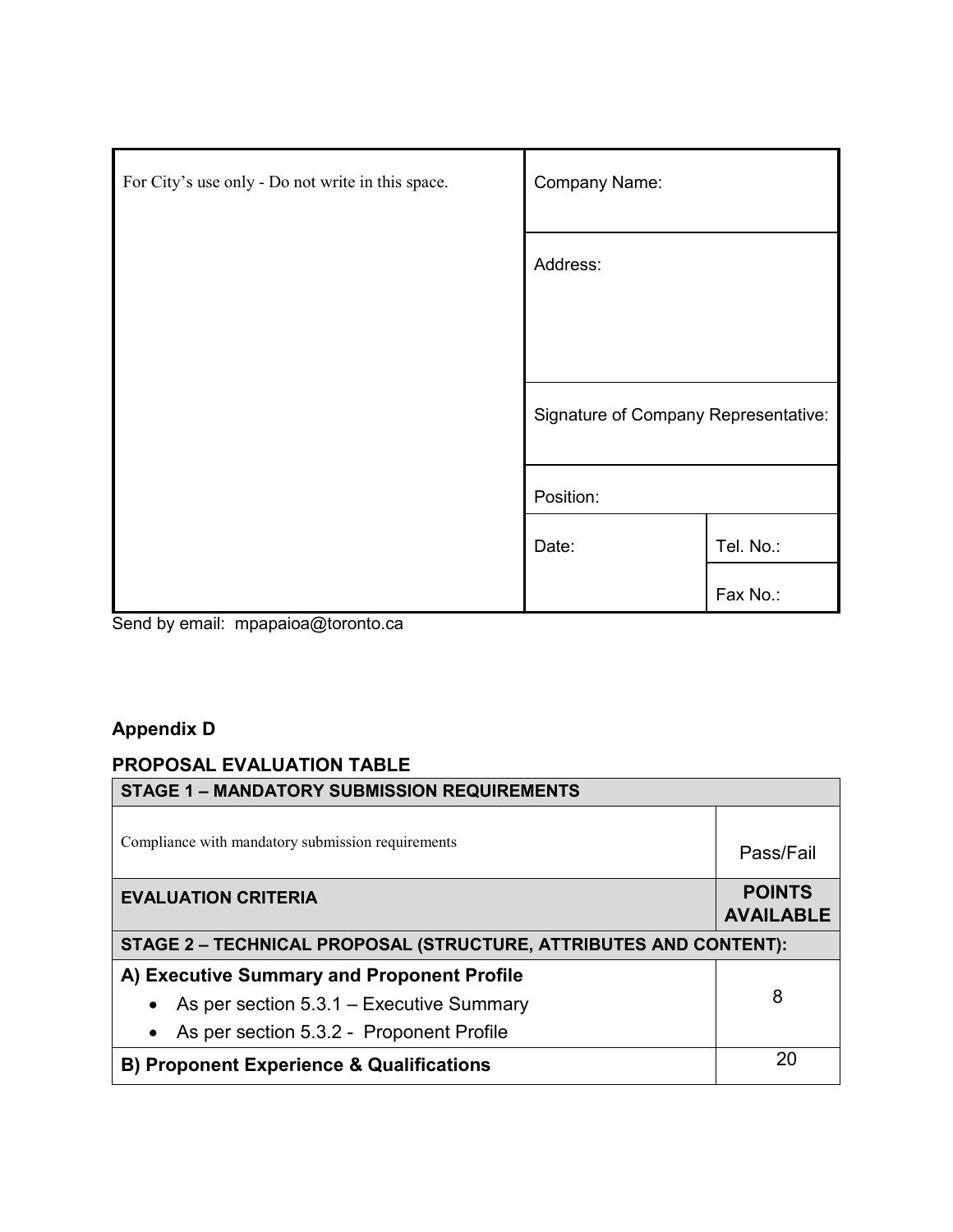| For City's use only - Do not write in this space. | Company Name: | |
|---|---|---|
| | Address: | |
| | Signature of Company Representative: | |
| | Position: | |
| | Date: | Tel. No.: |
| | | Fax No.: |

Send by email: mpapaioa@toronto.ca

**Appendix D**

**PROPOSAL EVALUATION TABLE**

| **STAGE 1 – MANDATORY SUBMISSION REQUIREMENTS** | |
|---|---|
| Compliance with mandatory submission requirements | Pass/Fail |
| **EVALUATION CRITERIA** | **POINTS AVAILABLE** |
| **STAGE 2 – TECHNICAL PROPOSAL (STRUCTURE, ATTRIBUTES AND CONTENT):** | |
| **A) Executive Summary and Proponent Profile**<br>• As per section 5.3.1 – Executive Summary<br>• As per section 5.3.2 - Proponent Profile | 8 |
| **B) Proponent Experience & Qualifications** | 20 |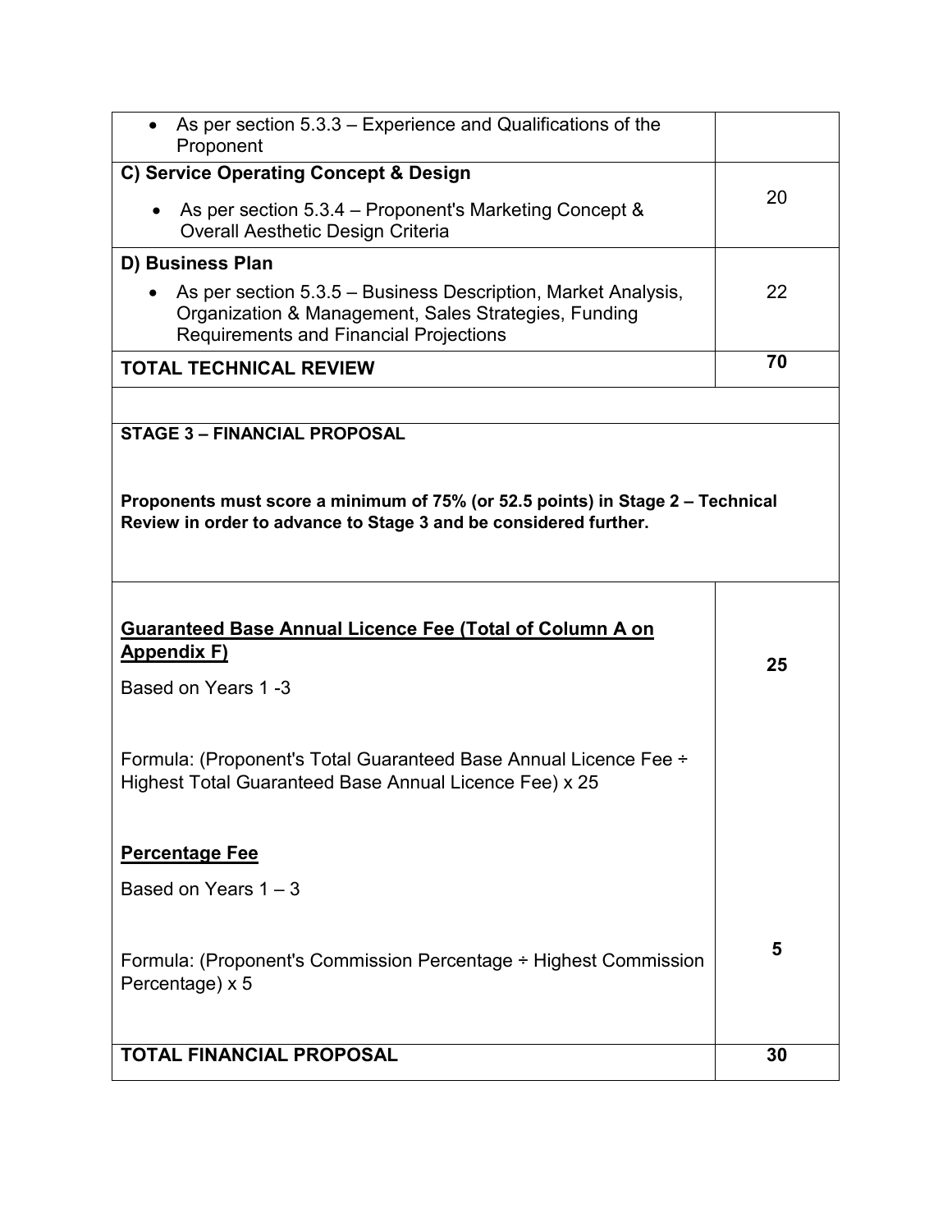| | |
|---|---|
| • As per section 5.3.3 – Experience and Qualifications of the Proponent | |
| **C) Service Operating Concept & Design**<br>• As per section 5.3.4 – Proponent's Marketing Concept & Overall Aesthetic Design Criteria | 20 |
| **D) Business Plan**<br>• As per section 5.3.5 – Business Description, Market Analysis, Organization & Management, Sales Strategies, Funding Requirements and Financial Projections | 22 |
| **TOTAL TECHNICAL REVIEW** | **70** |
| | |
| **STAGE 3 – FINANCIAL PROPOSAL**<br><br>**Proponents must score a minimum of 75% (or 52.5 points) in Stage 2 – Technical Review in order to advance to Stage 3 and be considered further.** | |
| **<u>Guaranteed Base Annual Licence Fee (Total of Column A on Appendix F)</u>**<br>Based on Years 1 -3<br><br>Formula: (Proponent's Total Guaranteed Base Annual Licence Fee ÷ Highest Total Guaranteed Base Annual Licence Fee) x 25 | **25** |
| **<u>Percentage Fee</u>**<br>Based on Years 1 – 3<br><br>Formula: (Proponent's Commission Percentage ÷ Highest Commission Percentage) x 5 | **5** |
| **TOTAL FINANCIAL PROPOSAL** | **30** |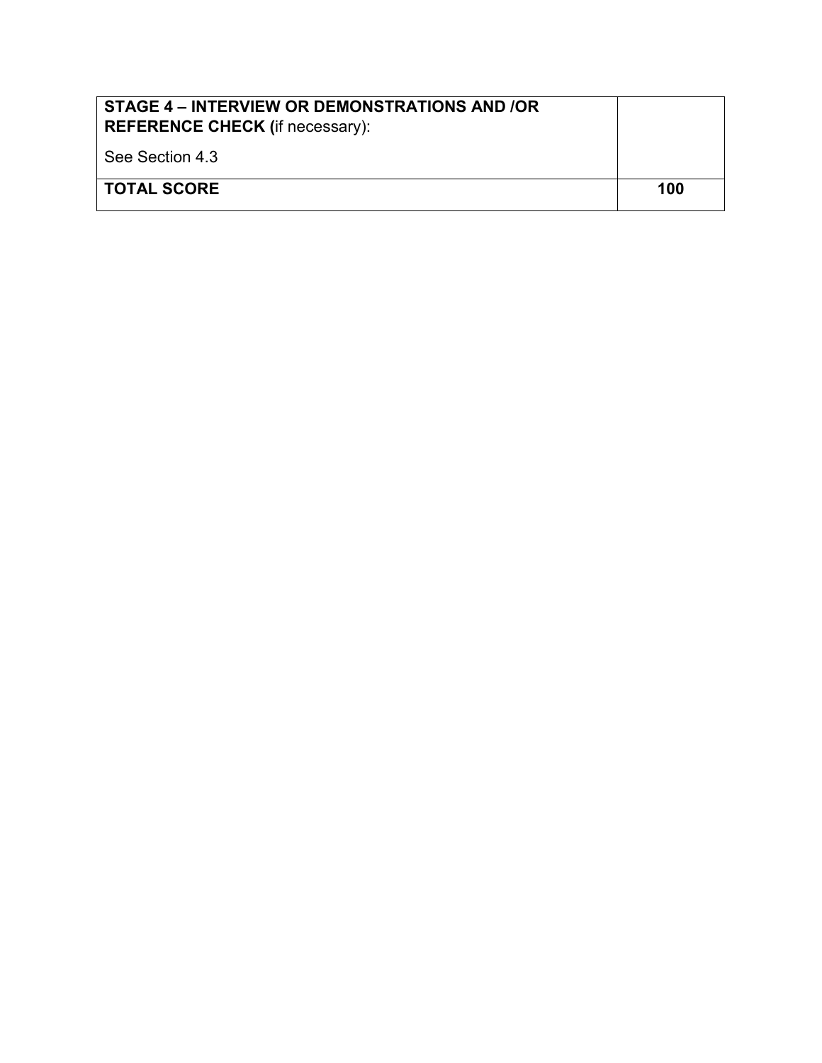| **STAGE 4 – INTERVIEW OR DEMONSTRATIONS AND /OR REFERENCE CHECK (**if necessary):<br><br>See Section 4.3 | |
|---|---|
| **TOTAL SCORE** | **100** |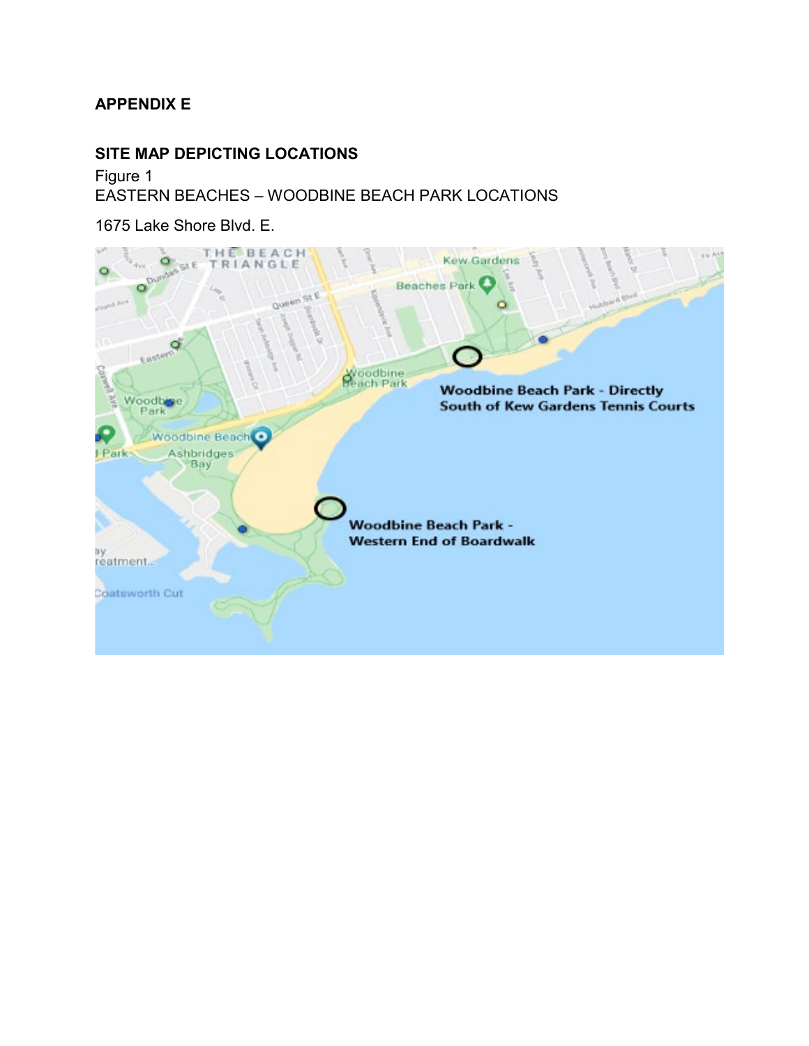**APPENDIX E**

**SITE MAP DEPICTING LOCATIONS**

Figure 1

EASTERN BEACHES – WOODBINE BEACH PARK LOCATIONS

1675 Lake Shore Blvd. E.

**Woodbine Beach Park - Directly South of Kew Gardens Tennis Courts**

**Woodbine Beach Park - Western End of Boardwalk**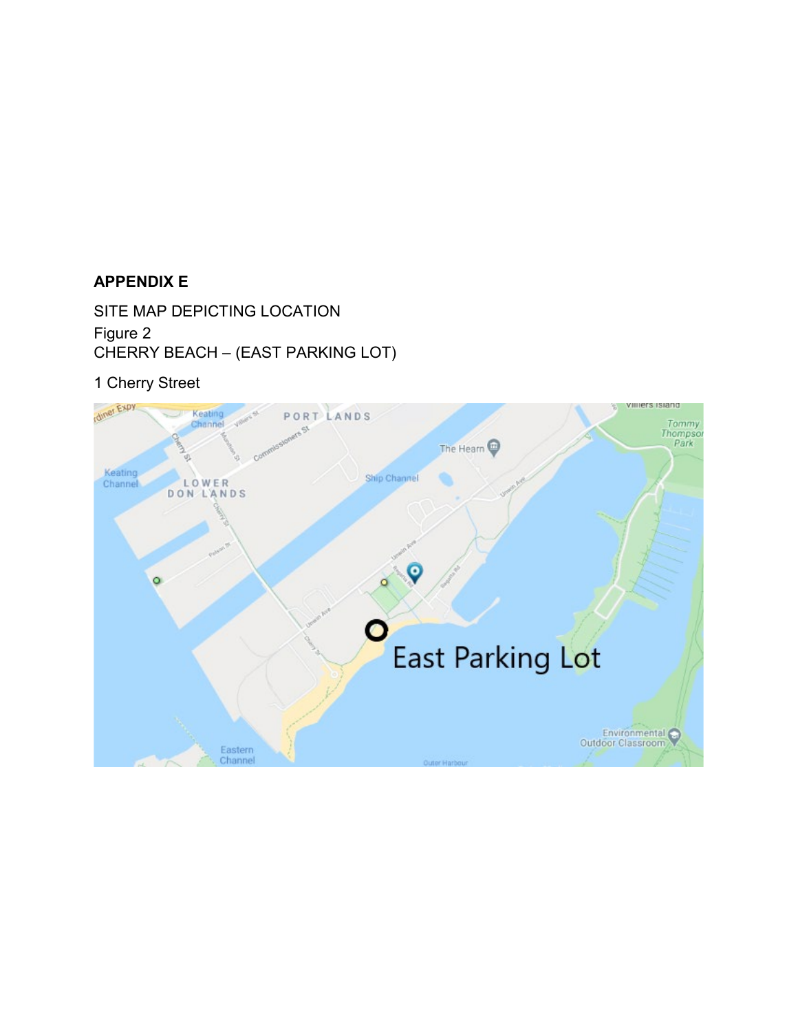**APPENDIX E**

SITE MAP DEPICTING LOCATION
Figure 2
CHERRY BEACH – (EAST PARKING LOT)

1 Cherry Street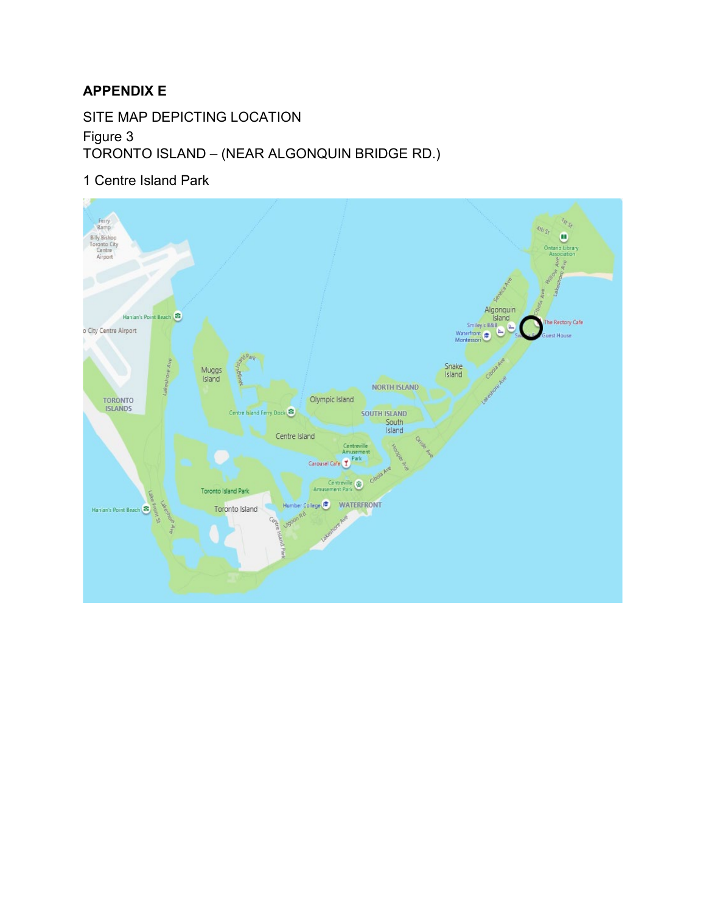**APPENDIX E**

SITE MAP DEPICTING LOCATION

Figure 3

TORONTO ISLAND – (NEAR ALGONQUIN BRIDGE RD.)

1 Centre Island Park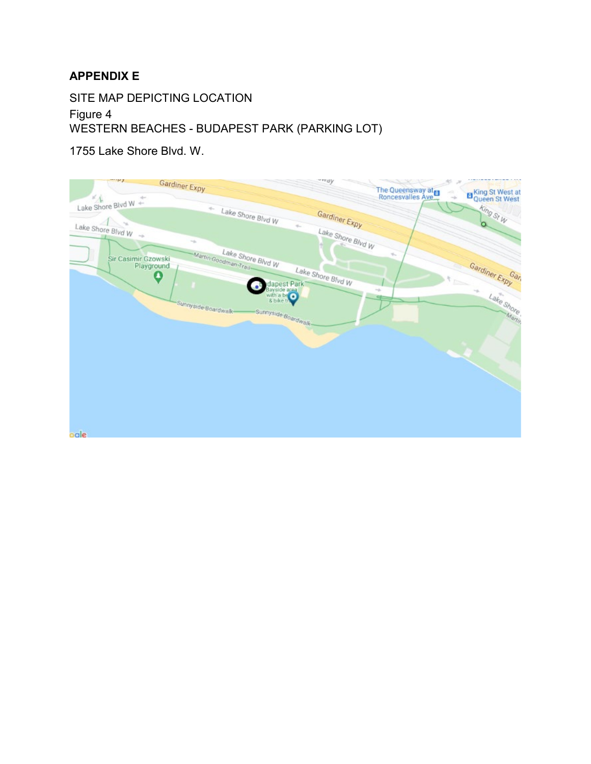**APPENDIX E**

SITE MAP DEPICTING LOCATION

Figure 4

WESTERN BEACHES - BUDAPEST PARK (PARKING LOT)

1755 Lake Shore Blvd. W.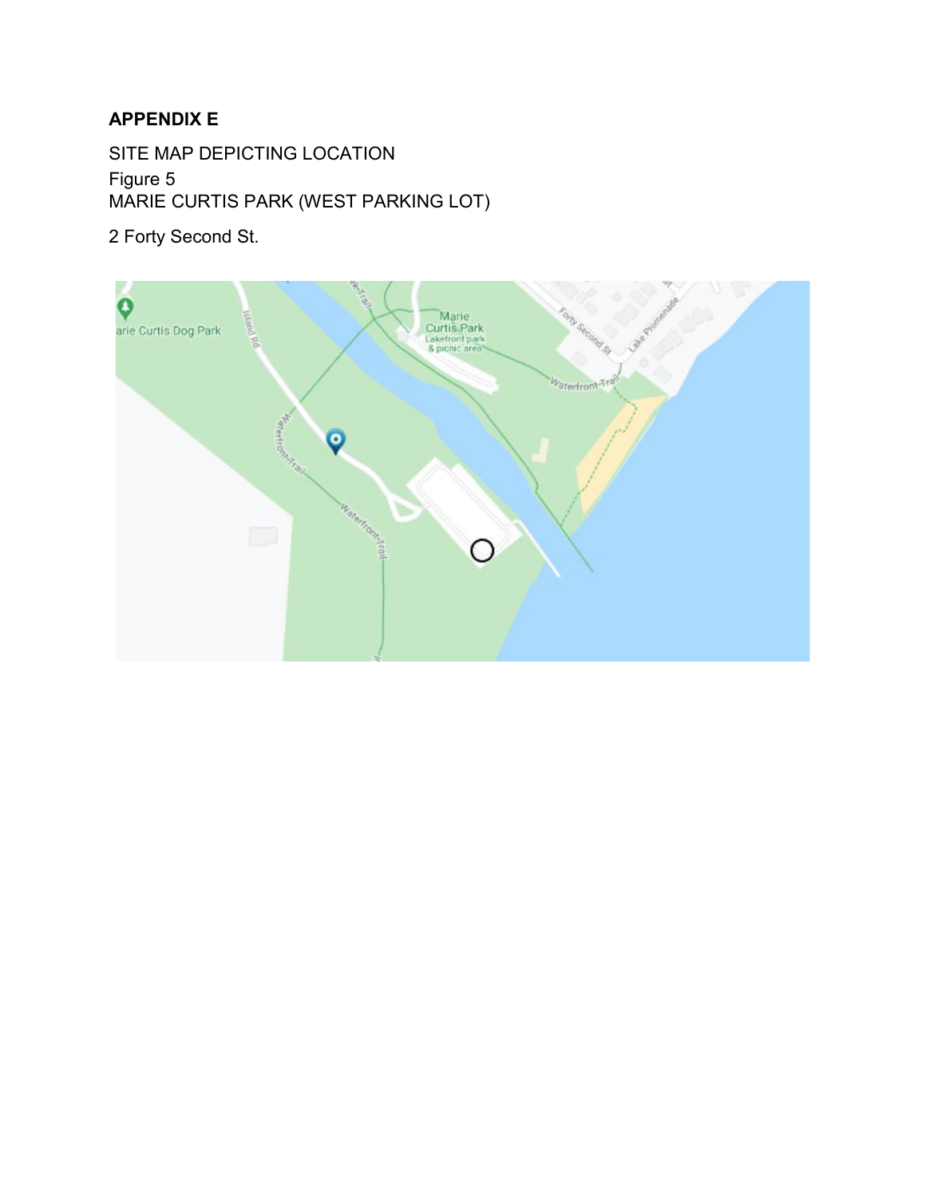**APPENDIX E**

SITE MAP DEPICTING LOCATION
Figure 5
MARIE CURTIS PARK (WEST PARKING LOT)

2 Forty Second St.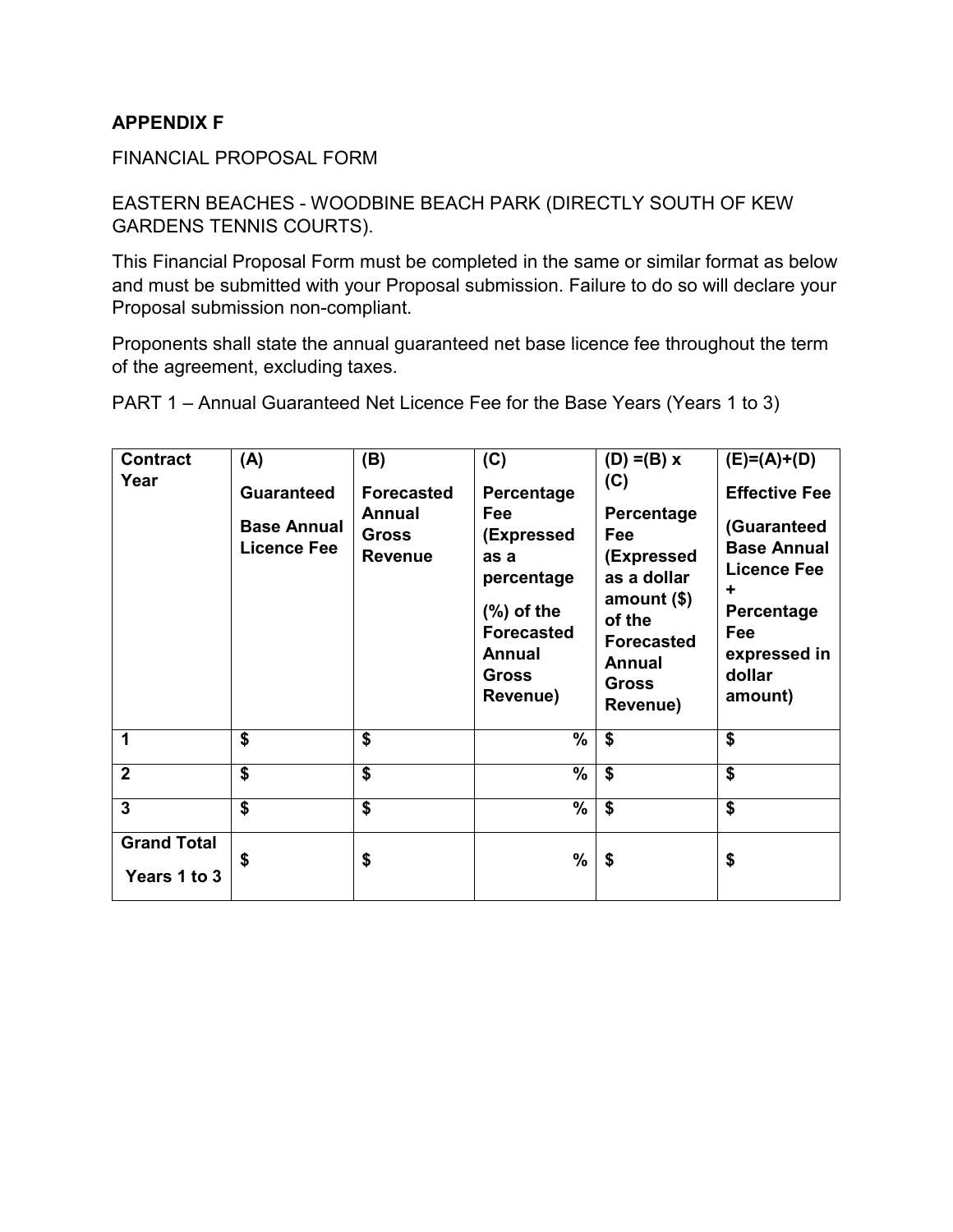**APPENDIX F**

FINANCIAL PROPOSAL FORM

EASTERN BEACHES - WOODBINE BEACH PARK (DIRECTLY SOUTH OF KEW GARDENS TENNIS COURTS).

This Financial Proposal Form must be completed in the same or similar format as below and must be submitted with your Proposal submission. Failure to do so will declare your Proposal submission non-compliant.

Proponents shall state the annual guaranteed net base licence fee throughout the term of the agreement, excluding taxes.

PART 1 – Annual Guaranteed Net Licence Fee for the Base Years (Years 1 to 3)

| **Contract Year** | **(A) Guaranteed Base Annual Licence Fee** | **(B) Forecasted Annual Gross Revenue** | **(C) Percentage Fee (Expressed as a percentage (%) of the Forecasted Annual Gross Revenue)** | **(D) =(B) x (C) Percentage Fee (Expressed as a dollar amount ($) of the Forecasted Annual Gross Revenue)** | **(E)=(A)+(D) Effective Fee (Guaranteed Base Annual Licence Fee + Percentage Fee expressed in dollar amount)** |
|---|---|---|---|---|---|
| **1** | **$** | **$** | **%** | **$** | **$** |
| **2** | **$** | **$** | **%** | **$** | **$** |
| **3** | **$** | **$** | **%** | **$** | **$** |
| **Grand Total Years 1 to 3** | **$** | **$** | **%** | **$** | **$** |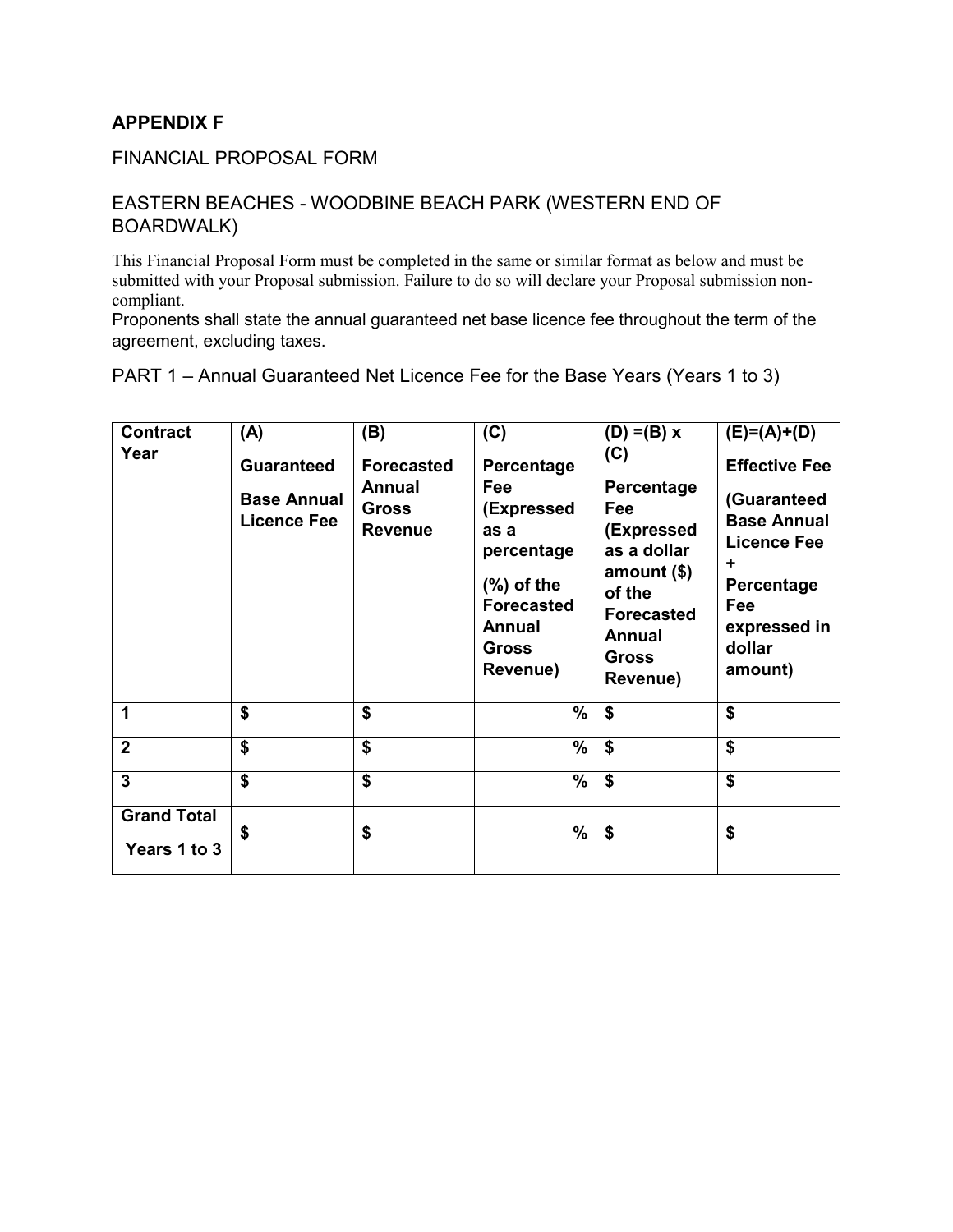## APPENDIX F

FINANCIAL PROPOSAL FORM

EASTERN BEACHES - WOODBINE BEACH PARK (WESTERN END OF BOARDWALK)

This Financial Proposal Form must be completed in the same or similar format as below and must be submitted with your Proposal submission. Failure to do so will declare your Proposal submission non-compliant.

Proponents shall state the annual guaranteed net base licence fee throughout the term of the agreement, excluding taxes.

PART 1 – Annual Guaranteed Net Licence Fee for the Base Years (Years 1 to 3)

| **Contract Year** | **(A) Guaranteed Base Annual Licence Fee** | **(B) Forecasted Annual Gross Revenue** | **(C) Percentage Fee (Expressed as a percentage (%) of the Forecasted Annual Gross Revenue)** | **(D) =(B) x (C) Percentage Fee (Expressed as a dollar amount ($) of the Forecasted Annual Gross Revenue)** | **(E)=(A)+(D) Effective Fee (Guaranteed Base Annual Licence Fee + Percentage Fee expressed in dollar amount)** |
|---|---|---|---|---|---|
| **1** | **$** | **$** | **%** | **$** | **$** |
| **2** | **$** | **$** | **%** | **$** | **$** |
| **3** | **$** | **$** | **%** | **$** | **$** |
| **Grand Total Years 1 to 3** | **$** | **$** | **%** | **$** | **$** |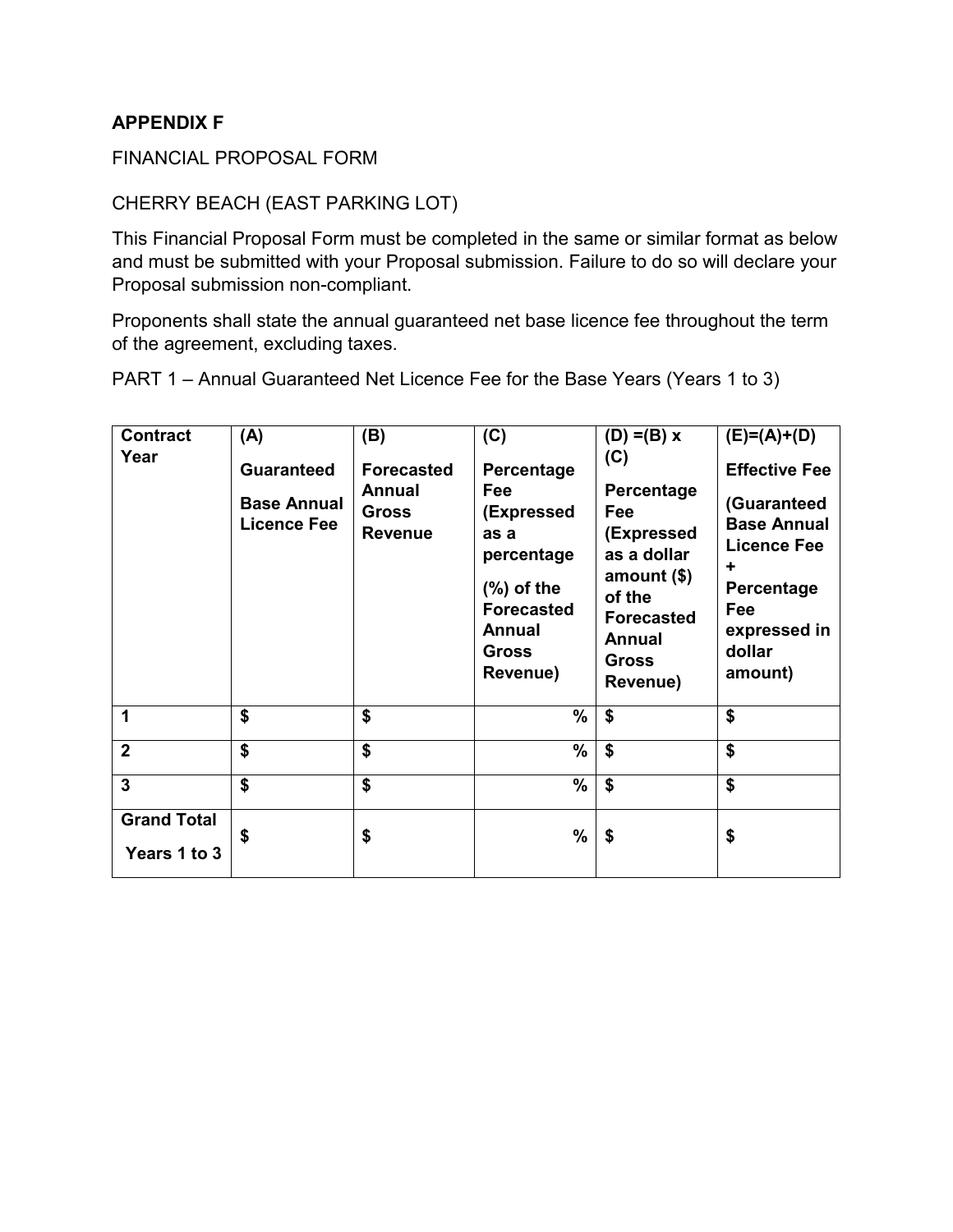**APPENDIX F**

FINANCIAL PROPOSAL FORM

CHERRY BEACH (EAST PARKING LOT)

This Financial Proposal Form must be completed in the same or similar format as below and must be submitted with your Proposal submission. Failure to do so will declare your Proposal submission non-compliant.

Proponents shall state the annual guaranteed net base licence fee throughout the term of the agreement, excluding taxes.

PART 1 – Annual Guaranteed Net Licence Fee for the Base Years (Years 1 to 3)

| Contract Year | (A) Guaranteed Base Annual Licence Fee | (B) Forecasted Annual Gross Revenue | (C) Percentage Fee (Expressed as a percentage (%) of the Forecasted Annual Gross Revenue) | (D) =(B) x (C) Percentage Fee (Expressed as a dollar amount ($) of the Forecasted Annual Gross Revenue) | (E)=(A)+(D) Effective Fee (Guaranteed Base Annual Licence Fee + Percentage Fee expressed in dollar amount) |
|---|---|---|---|---|---|
| **1** | **$** | **$** | **%** | **$** | **$** |
| **2** | **$** | **$** | **%** | **$** | **$** |
| **3** | **$** | **$** | **%** | **$** | **$** |
| **Grand Total Years 1 to 3** | **$** | **$** | **%** | **$** | **$** |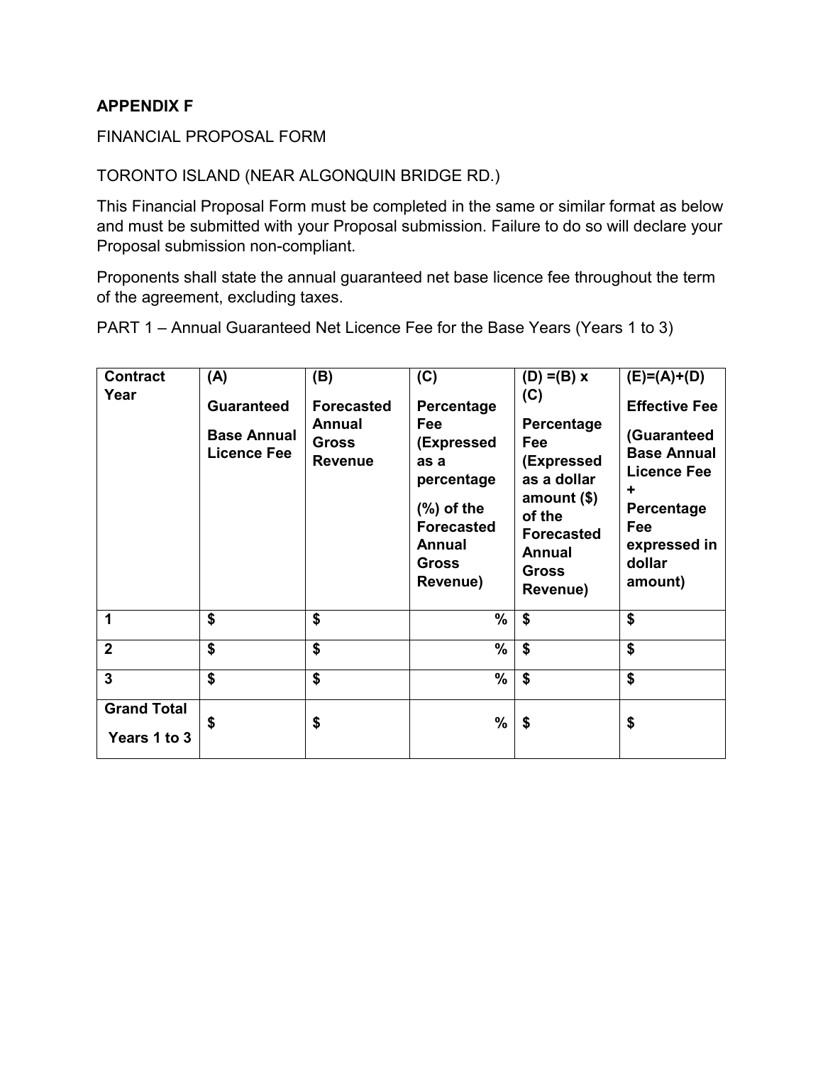**APPENDIX F**

FINANCIAL PROPOSAL FORM

TORONTO ISLAND (NEAR ALGONQUIN BRIDGE RD.)

This Financial Proposal Form must be completed in the same or similar format as below and must be submitted with your Proposal submission. Failure to do so will declare your Proposal submission non-compliant.

Proponents shall state the annual guaranteed net base licence fee throughout the term of the agreement, excluding taxes.

PART 1 – Annual Guaranteed Net Licence Fee for the Base Years (Years 1 to 3)

| **Contract Year** | **(A) Guaranteed Base Annual Licence Fee** | **(B) Forecasted Annual Gross Revenue** | **(C) Percentage Fee (Expressed as a percentage (%) of the Forecasted Annual Gross Revenue)** | **(D) =(B) x (C) Percentage Fee (Expressed as a dollar amount ($) of the Forecasted Annual Gross Revenue)** | **(E)=(A)+(D) Effective Fee (Guaranteed Base Annual Licence Fee + Percentage Fee expressed in dollar amount)** |
|---|---|---|---|---|---|
| **1** | **$** | **$** | **%** | **$** | **$** |
| **2** | **$** | **$** | **%** | **$** | **$** |
| **3** | **$** | **$** | **%** | **$** | **$** |
| **Grand Total Years 1 to 3** | **$** | **$** | **%** | **$** | **$** |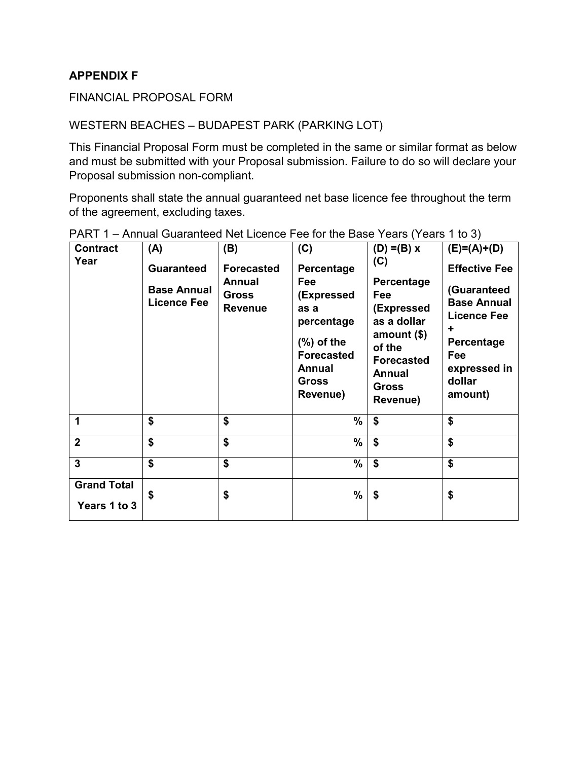**APPENDIX F**

FINANCIAL PROPOSAL FORM

WESTERN BEACHES – BUDAPEST PARK (PARKING LOT)

This Financial Proposal Form must be completed in the same or similar format as below and must be submitted with your Proposal submission. Failure to do so will declare your Proposal submission non-compliant.

Proponents shall state the annual guaranteed net base licence fee throughout the term of the agreement, excluding taxes.

PART 1 – Annual Guaranteed Net Licence Fee for the Base Years (Years 1 to 3)

| **Contract Year** | **(A) Guaranteed Base Annual Licence Fee** | **(B) Forecasted Annual Gross Revenue** | **(C) Percentage Fee (Expressed as a percentage (%) of the Forecasted Annual Gross Revenue)** | **(D) =(B) x (C) Percentage Fee (Expressed as a dollar amount ($) of the Forecasted Annual Gross Revenue)** | **(E)=(A)+(D) Effective Fee (Guaranteed Base Annual Licence Fee + Percentage Fee expressed in dollar amount)** |
|---|---|---|---|---|---|
| **1** | **$** | **$** | **%** | **$** | **$** |
| **2** | **$** | **$** | **%** | **$** | **$** |
| **3** | **$** | **$** | **%** | **$** | **$** |
| **Grand Total Years 1 to 3** | **$** | **$** | **%** | **$** | **$** |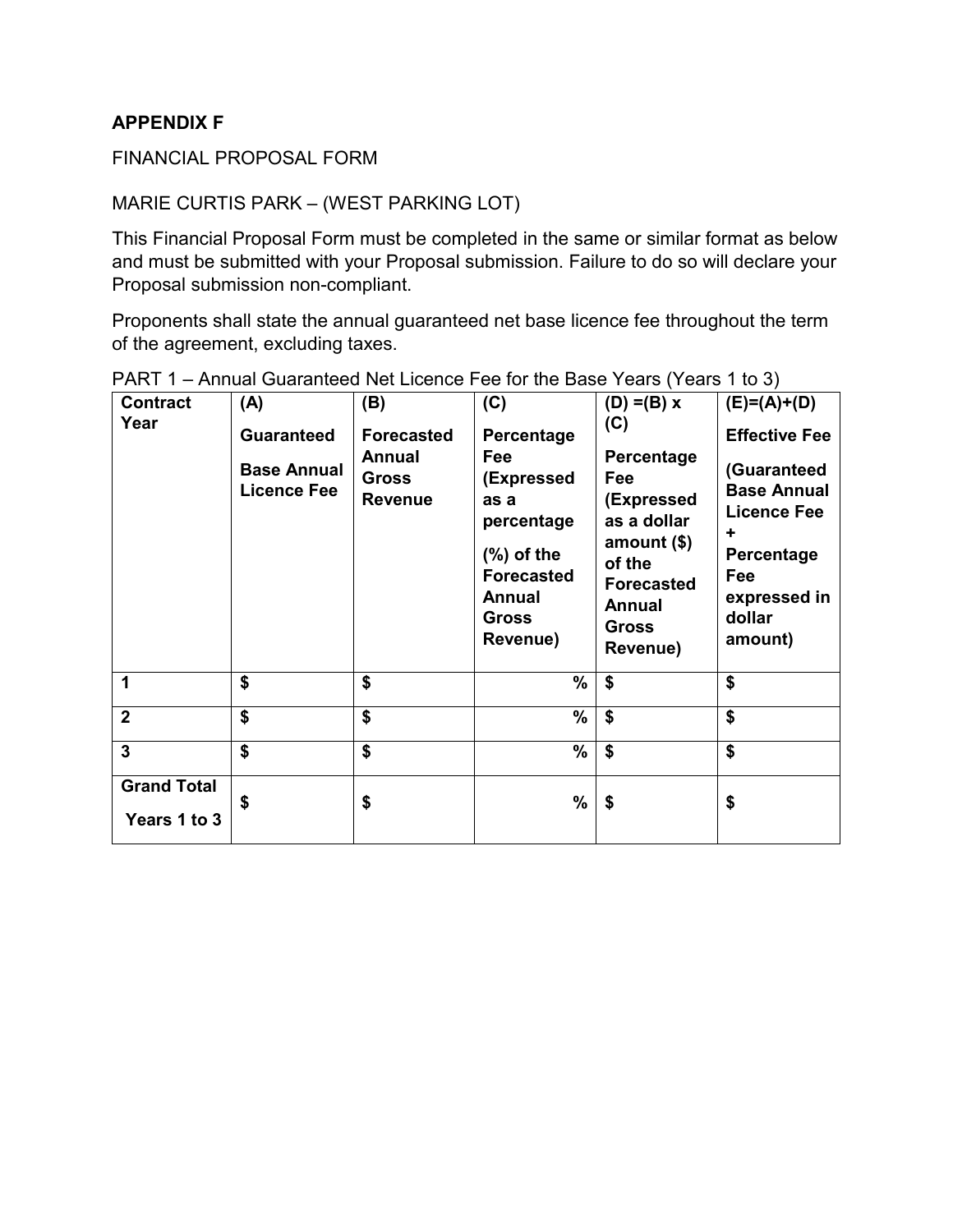**APPENDIX F**

FINANCIAL PROPOSAL FORM

MARIE CURTIS PARK – (WEST PARKING LOT)

This Financial Proposal Form must be completed in the same or similar format as below and must be submitted with your Proposal submission. Failure to do so will declare your Proposal submission non-compliant.

Proponents shall state the annual guaranteed net base licence fee throughout the term of the agreement, excluding taxes.

PART 1 – Annual Guaranteed Net Licence Fee for the Base Years (Years 1 to 3)

| Contract Year | (A) Guaranteed Base Annual Licence Fee | (B) Forecasted Annual Gross Revenue | (C) Percentage Fee (Expressed as a percentage (%) of the Forecasted Annual Gross Revenue) | (D) =(B) x (C) Percentage Fee (Expressed as a dollar amount ($) of the Forecasted Annual Gross Revenue) | (E)=(A)+(D) Effective Fee (Guaranteed Base Annual Licence Fee + Percentage Fee expressed in dollar amount) |
|---|---|---|---|---|---|
| 1 | $ | $ | % | $ | $ |
| 2 | $ | $ | % | $ | $ |
| 3 | $ | $ | % | $ | $ |
| Grand Total Years 1 to 3 | $ | $ | % | $ | $ |